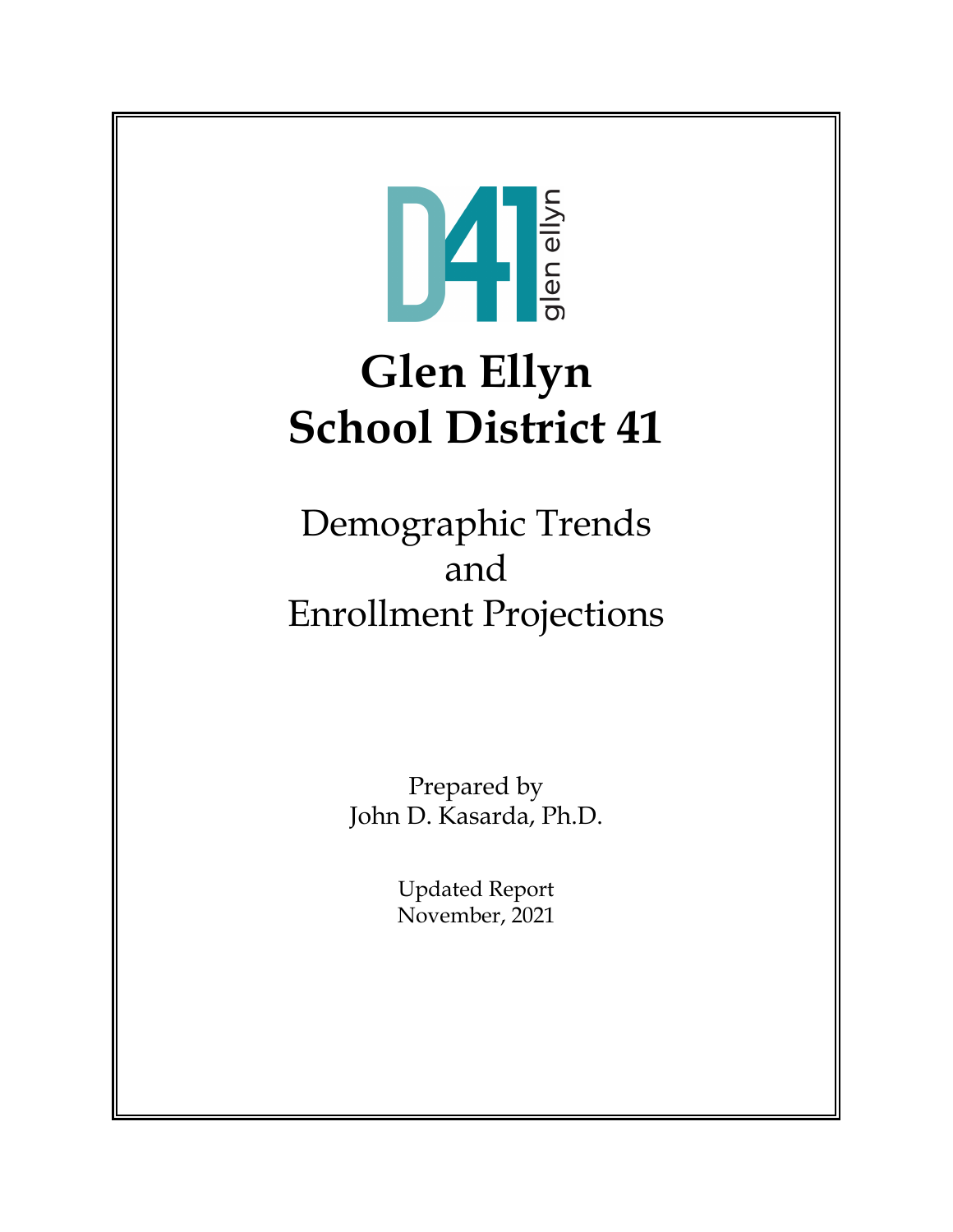D41 glen ellyn

# Glen Ellyn School District 41

## Demographic Trends and Enrollment Projections

Prepared by
John D. Kasarda, Ph.D.

Updated Report
November, 2021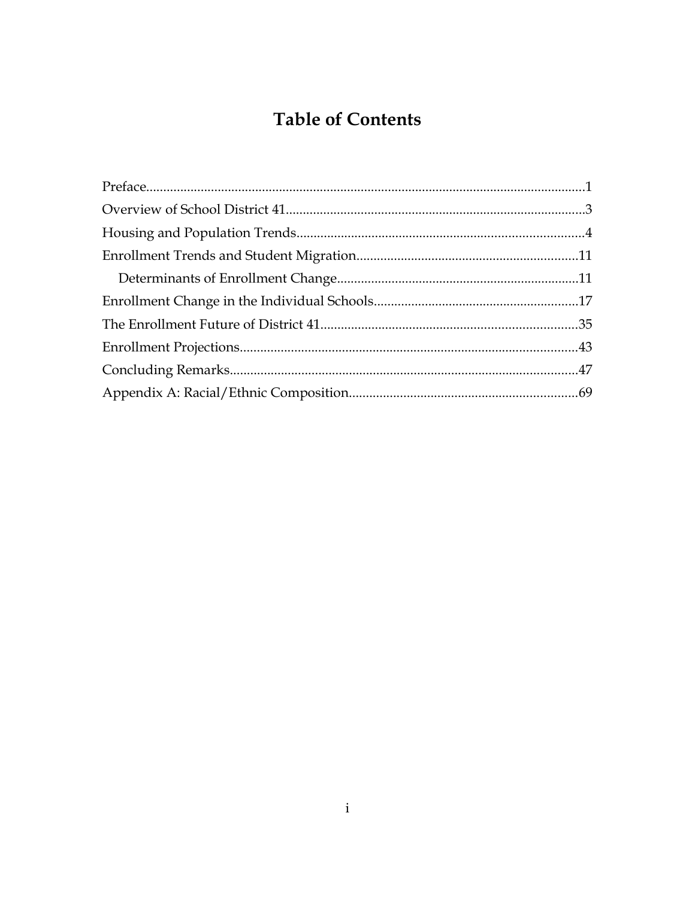# Table of Contents

Preface.................................................................................................................1

Overview of School District 41.......................................................................................3

Housing and Population Trends....................................................................................4

Enrollment Trends and Student Migration.................................................................11

  Determinants of Enrollment Change.......................................................................11

Enrollment Change in the Individual Schools............................................................17

The Enrollment Future of District 41...........................................................................35

Enrollment Projections...................................................................................................43

Concluding Remarks......................................................................................................47

Appendix A: Racial/Ethnic Composition...................................................................69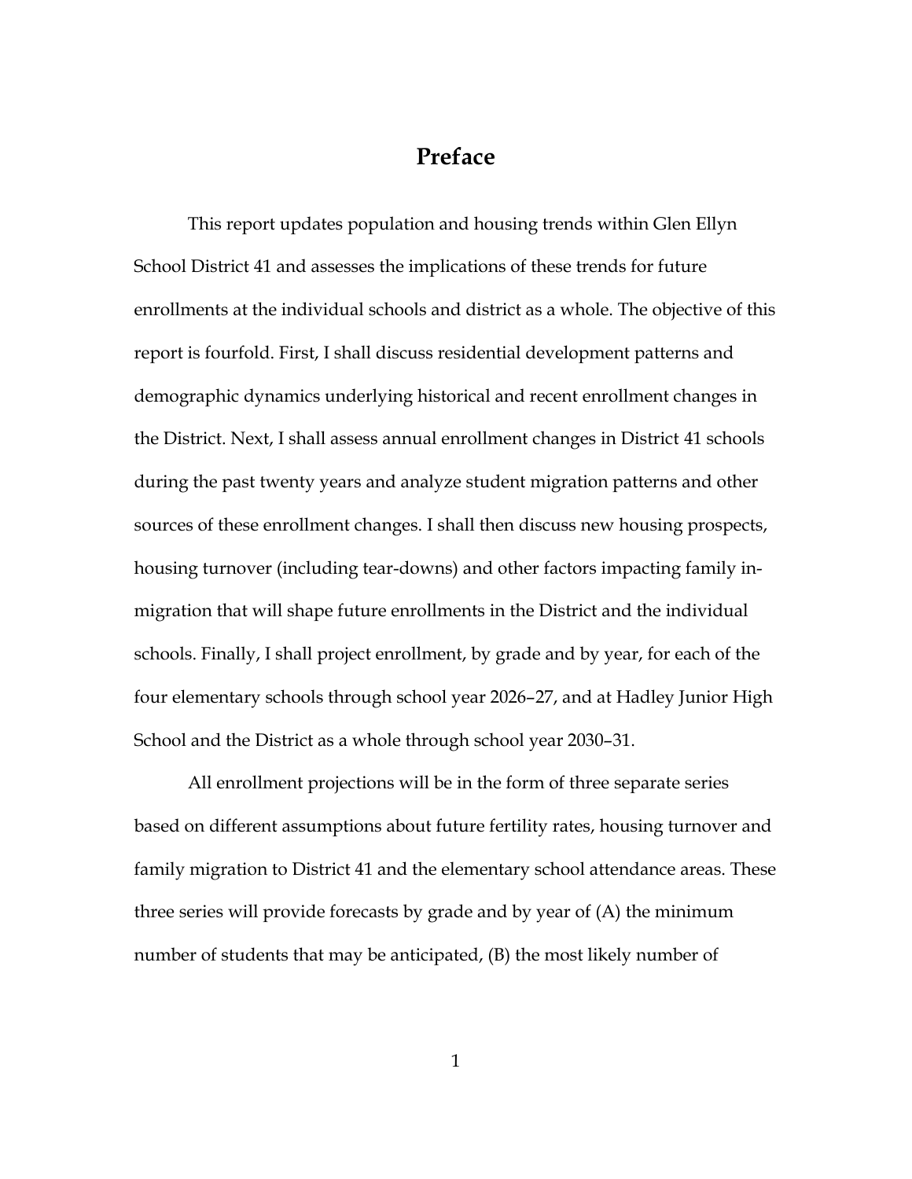# Preface

This report updates population and housing trends within Glen Ellyn School District 41 and assesses the implications of these trends for future enrollments at the individual schools and district as a whole. The objective of this report is fourfold. First, I shall discuss residential development patterns and demographic dynamics underlying historical and recent enrollment changes in the District. Next, I shall assess annual enrollment changes in District 41 schools during the past twenty years and analyze student migration patterns and other sources of these enrollment changes. I shall then discuss new housing prospects, housing turnover (including tear-downs) and other factors impacting family in-migration that will shape future enrollments in the District and the individual schools. Finally, I shall project enrollment, by grade and by year, for each of the four elementary schools through school year 2026–27, and at Hadley Junior High School and the District as a whole through school year 2030–31.

All enrollment projections will be in the form of three separate series based on different assumptions about future fertility rates, housing turnover and family migration to District 41 and the elementary school attendance areas. These three series will provide forecasts by grade and by year of (A) the minimum number of students that may be anticipated, (B) the most likely number of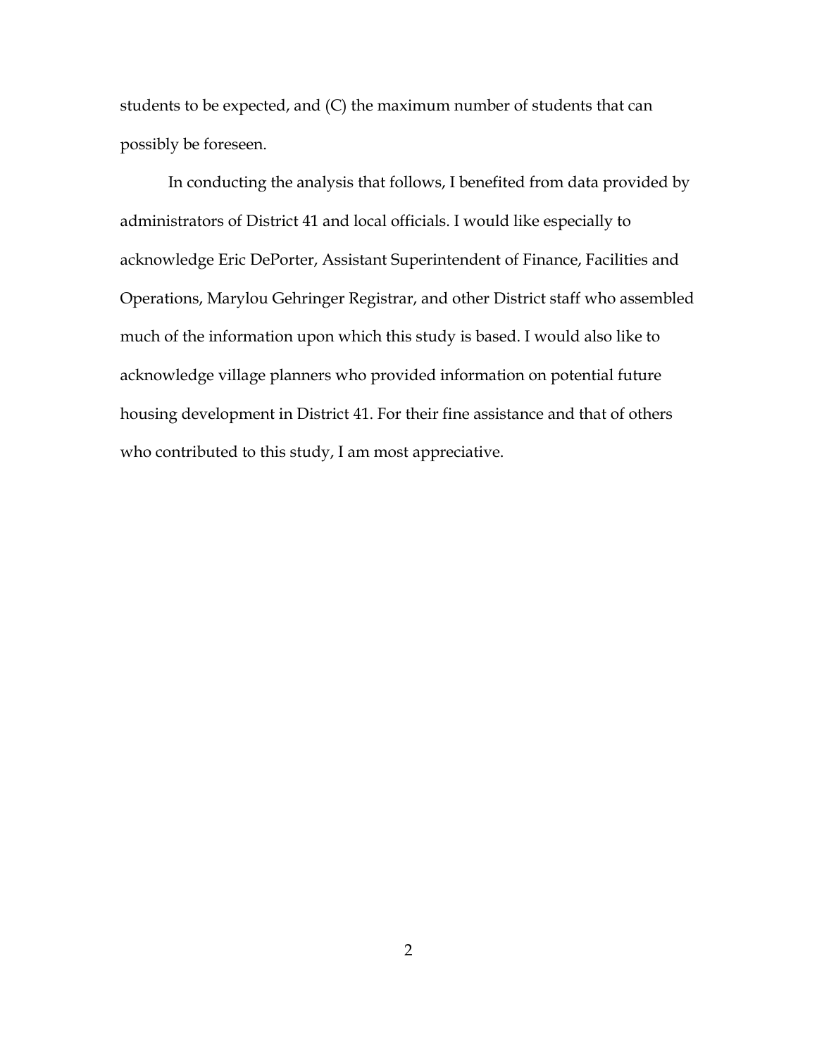students to be expected, and (C) the maximum number of students that can possibly be foreseen.

In conducting the analysis that follows, I benefited from data provided by administrators of District 41 and local officials. I would like especially to acknowledge Eric DePorter, Assistant Superintendent of Finance, Facilities and Operations, Marylou Gehringer Registrar, and other District staff who assembled much of the information upon which this study is based. I would also like to acknowledge village planners who provided information on potential future housing development in District 41. For their fine assistance and that of others who contributed to this study, I am most appreciative.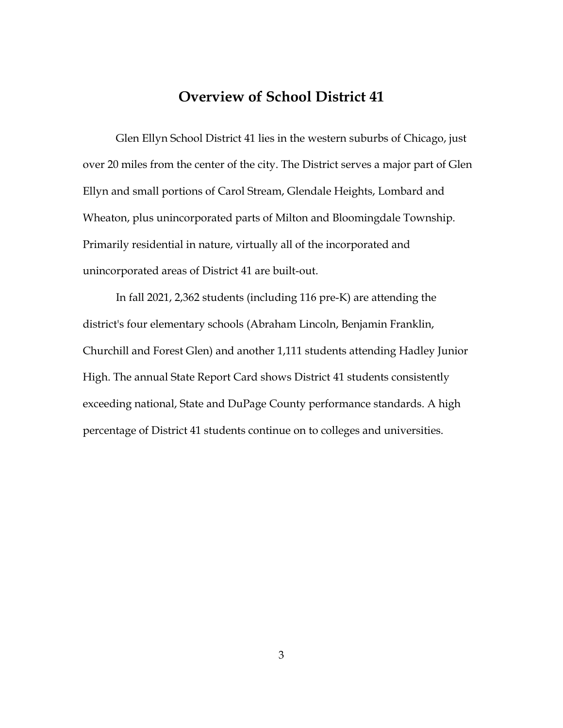# Overview of School District 41

Glen Ellyn School District 41 lies in the western suburbs of Chicago, just over 20 miles from the center of the city. The District serves a major part of Glen Ellyn and small portions of Carol Stream, Glendale Heights, Lombard and Wheaton, plus unincorporated parts of Milton and Bloomingdale Township. Primarily residential in nature, virtually all of the incorporated and unincorporated areas of District 41 are built-out.

In fall 2021, 2,362 students (including 116 pre-K) are attending the district's four elementary schools (Abraham Lincoln, Benjamin Franklin, Churchill and Forest Glen) and another 1,111 students attending Hadley Junior High. The annual State Report Card shows District 41 students consistently exceeding national, State and DuPage County performance standards. A high percentage of District 41 students continue on to colleges and universities.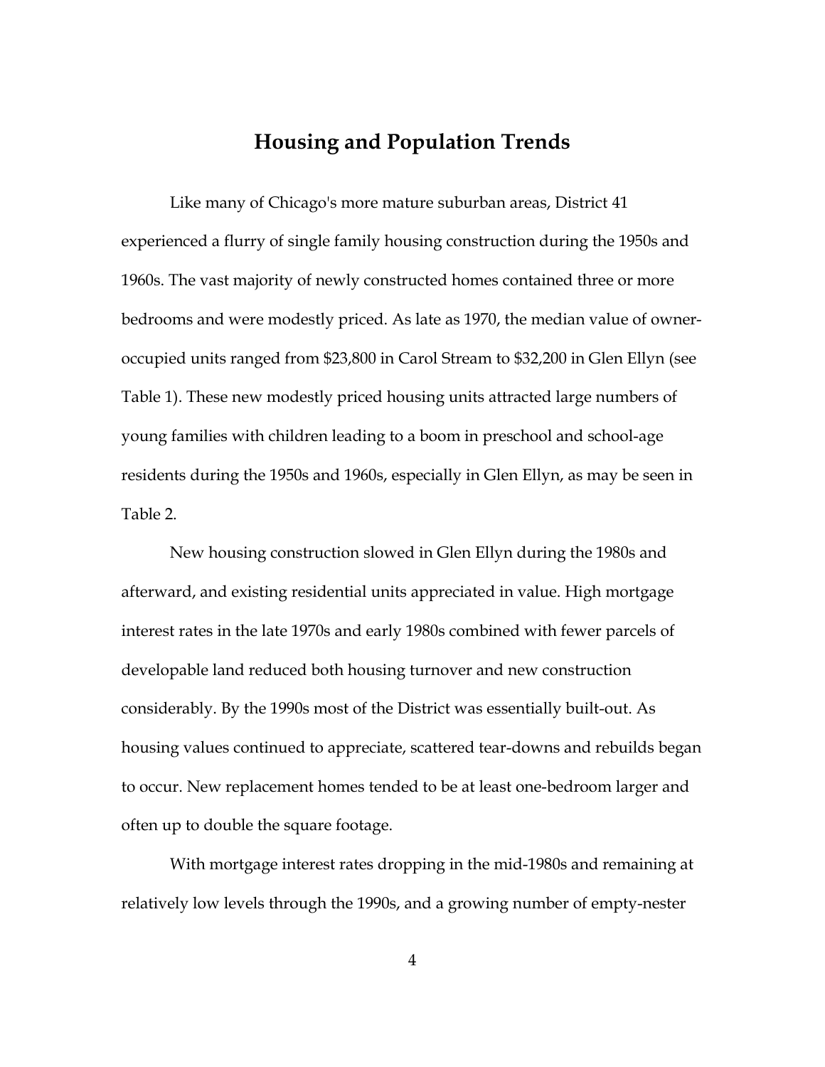## Housing and Population Trends

Like many of Chicago's more mature suburban areas, District 41 experienced a flurry of single family housing construction during the 1950s and 1960s. The vast majority of newly constructed homes contained three or more bedrooms and were modestly priced. As late as 1970, the median value of owner-occupied units ranged from $23,800 in Carol Stream to $32,200 in Glen Ellyn (see Table 1). These new modestly priced housing units attracted large numbers of young families with children leading to a boom in preschool and school-age residents during the 1950s and 1960s, especially in Glen Ellyn, as may be seen in Table 2.

New housing construction slowed in Glen Ellyn during the 1980s and afterward, and existing residential units appreciated in value. High mortgage interest rates in the late 1970s and early 1980s combined with fewer parcels of developable land reduced both housing turnover and new construction considerably. By the 1990s most of the District was essentially built-out. As housing values continued to appreciate, scattered tear-downs and rebuilds began to occur. New replacement homes tended to be at least one-bedroom larger and often up to double the square footage.

With mortgage interest rates dropping in the mid-1980s and remaining at relatively low levels through the 1990s, and a growing number of empty-nester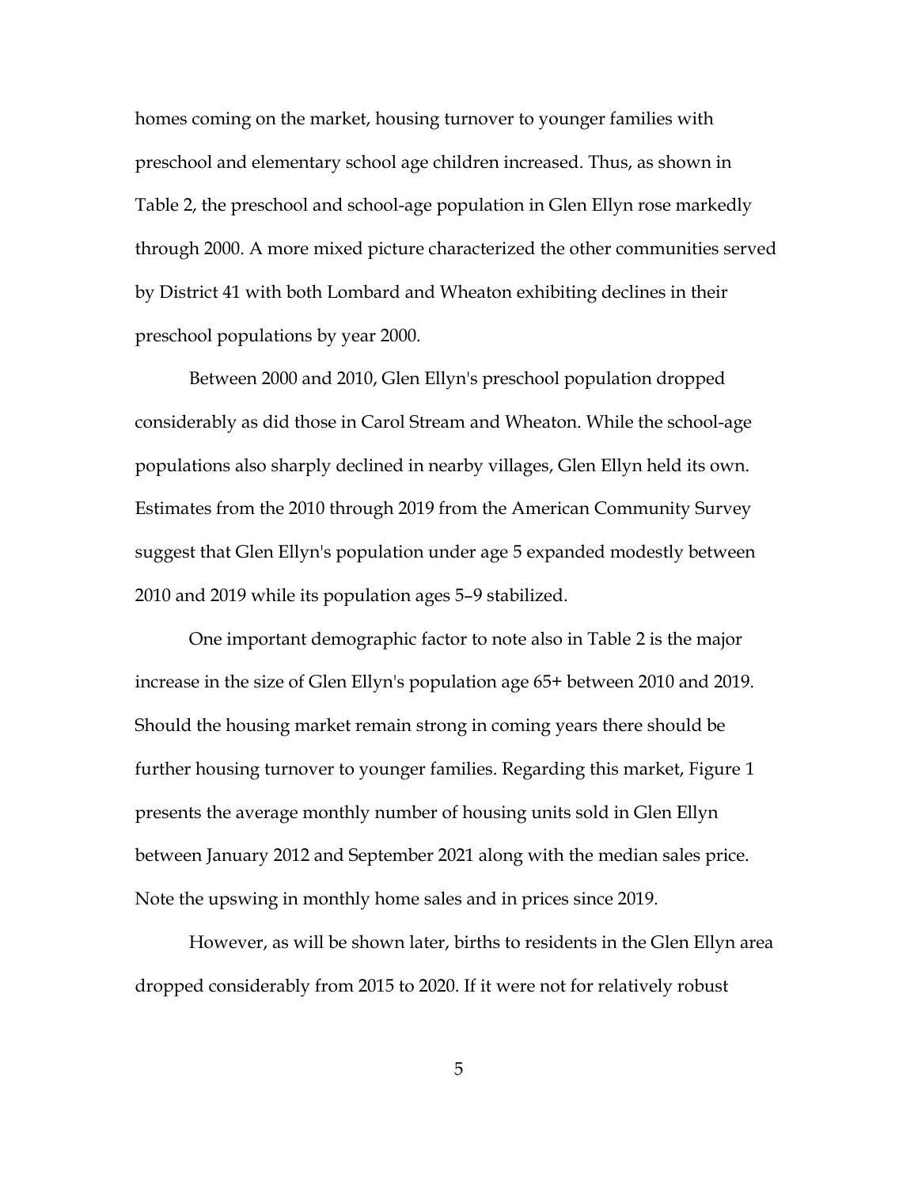homes coming on the market, housing turnover to younger families with preschool and elementary school age children increased. Thus, as shown in Table 2, the preschool and school-age population in Glen Ellyn rose markedly through 2000. A more mixed picture characterized the other communities served by District 41 with both Lombard and Wheaton exhibiting declines in their preschool populations by year 2000.

Between 2000 and 2010, Glen Ellyn's preschool population dropped considerably as did those in Carol Stream and Wheaton. While the school-age populations also sharply declined in nearby villages, Glen Ellyn held its own. Estimates from the 2010 through 2019 from the American Community Survey suggest that Glen Ellyn's population under age 5 expanded modestly between 2010 and 2019 while its population ages 5–9 stabilized.

One important demographic factor to note also in Table 2 is the major increase in the size of Glen Ellyn's population age 65+ between 2010 and 2019. Should the housing market remain strong in coming years there should be further housing turnover to younger families. Regarding this market, Figure 1 presents the average monthly number of housing units sold in Glen Ellyn between January 2012 and September 2021 along with the median sales price. Note the upswing in monthly home sales and in prices since 2019.

However, as will be shown later, births to residents in the Glen Ellyn area dropped considerably from 2015 to 2020. If it were not for relatively robust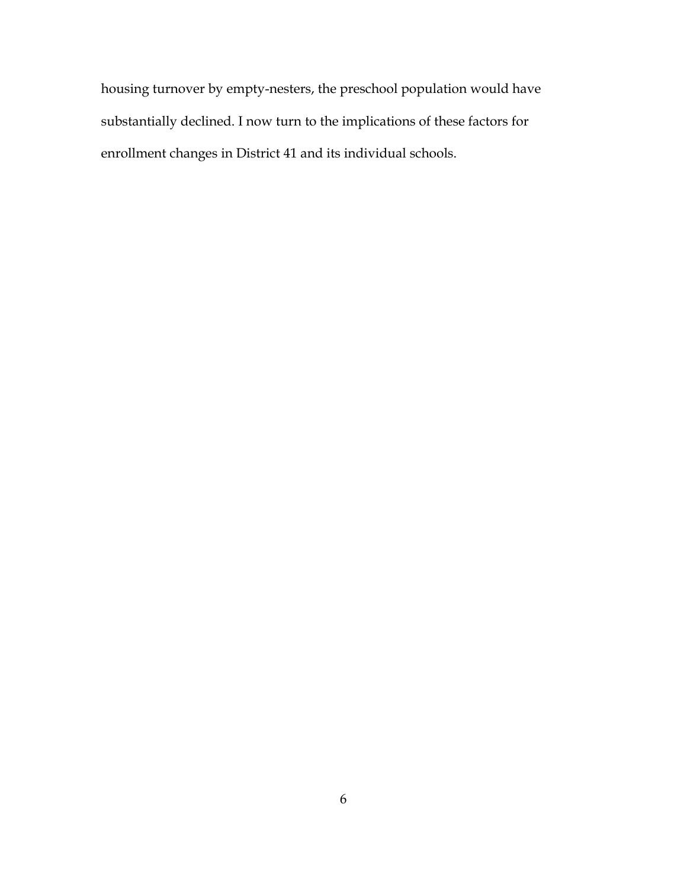housing turnover by empty-nesters, the preschool population would have substantially declined. I now turn to the implications of these factors for enrollment changes in District 41 and its individual schools.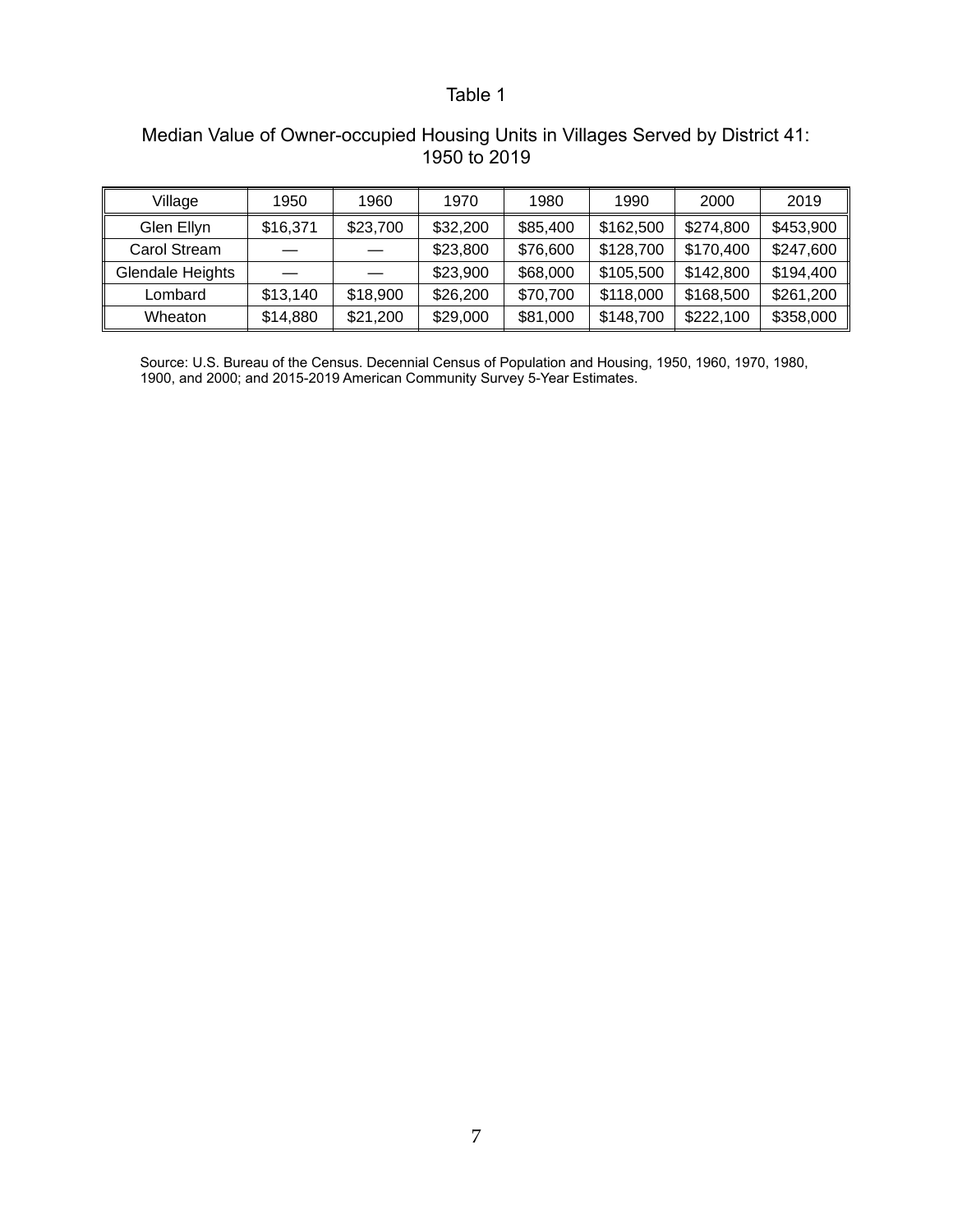Table 1

Median Value of Owner-occupied Housing Units in Villages Served by District 41: 1950 to 2019

| Village | 1950 | 1960 | 1970 | 1980 | 1990 | 2000 | 2019 |
|---|---|---|---|---|---|---|---|
| Glen Ellyn | $16,371 | $23,700 | $32,200 | $85,400 | $162,500 | $274,800 | $453,900 |
| Carol Stream | — | — | $23,800 | $76,600 | $128,700 | $170,400 | $247,600 |
| Glendale Heights | — | — | $23,900 | $68,000 | $105,500 | $142,800 | $194,400 |
| Lombard | $13,140 | $18,900 | $26,200 | $70,700 | $118,000 | $168,500 | $261,200 |
| Wheaton | $14,880 | $21,200 | $29,000 | $81,000 | $148,700 | $222,100 | $358,000 |

Source: U.S. Bureau of the Census. Decennial Census of Population and Housing, 1950, 1960, 1970, 1980, 1900, and 2000; and 2015-2019 American Community Survey 5-Year Estimates.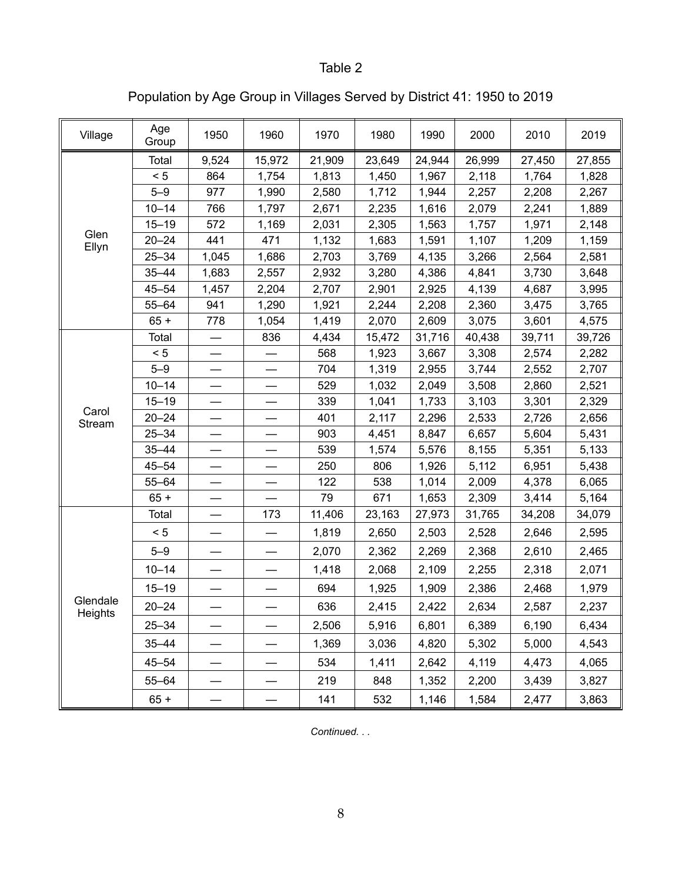Table 2

Population by Age Group in Villages Served by District 41: 1950 to 2019

| Village | Age Group | 1950 | 1960 | 1970 | 1980 | 1990 | 2000 | 2010 | 2019 |
|---|---|---|---|---|---|---|---|---|---|
| Glen Ellyn | Total | 9,524 | 15,972 | 21,909 | 23,649 | 24,944 | 26,999 | 27,450 | 27,855 |
| | < 5 | 864 | 1,754 | 1,813 | 1,450 | 1,967 | 2,118 | 1,764 | 1,828 |
| | 5–9 | 977 | 1,990 | 2,580 | 1,712 | 1,944 | 2,257 | 2,208 | 2,267 |
| | 10–14 | 766 | 1,797 | 2,671 | 2,235 | 1,616 | 2,079 | 2,241 | 1,889 |
| | 15–19 | 572 | 1,169 | 2,031 | 2,305 | 1,563 | 1,757 | 1,971 | 2,148 |
| | 20–24 | 441 | 471 | 1,132 | 1,683 | 1,591 | 1,107 | 1,209 | 1,159 |
| | 25–34 | 1,045 | 1,686 | 2,703 | 3,769 | 4,135 | 3,266 | 2,564 | 2,581 |
| | 35–44 | 1,683 | 2,557 | 2,932 | 3,280 | 4,386 | 4,841 | 3,730 | 3,648 |
| | 45–54 | 1,457 | 2,204 | 2,707 | 2,901 | 2,925 | 4,139 | 4,687 | 3,995 |
| | 55–64 | 941 | 1,290 | 1,921 | 2,244 | 2,208 | 2,360 | 3,475 | 3,765 |
| | 65 + | 778 | 1,054 | 1,419 | 2,070 | 2,609 | 3,075 | 3,601 | 4,575 |
| Carol Stream | Total | — | 836 | 4,434 | 15,472 | 31,716 | 40,438 | 39,711 | 39,726 |
| | < 5 | — | — | 568 | 1,923 | 3,667 | 3,308 | 2,574 | 2,282 |
| | 5–9 | — | — | 704 | 1,319 | 2,955 | 3,744 | 2,552 | 2,707 |
| | 10–14 | — | — | 529 | 1,032 | 2,049 | 3,508 | 2,860 | 2,521 |
| | 15–19 | — | — | 339 | 1,041 | 1,733 | 3,103 | 3,301 | 2,329 |
| | 20–24 | — | — | 401 | 2,117 | 2,296 | 2,533 | 2,726 | 2,656 |
| | 25–34 | — | — | 903 | 4,451 | 8,847 | 6,657 | 5,604 | 5,431 |
| | 35–44 | — | — | 539 | 1,574 | 5,576 | 8,155 | 5,351 | 5,133 |
| | 45–54 | — | — | 250 | 806 | 1,926 | 5,112 | 6,951 | 5,438 |
| | 55–64 | — | — | 122 | 538 | 1,014 | 2,009 | 4,378 | 6,065 |
| | 65 + | — | — | 79 | 671 | 1,653 | 2,309 | 3,414 | 5,164 |
| Glendale Heights | Total | — | 173 | 11,406 | 23,163 | 27,973 | 31,765 | 34,208 | 34,079 |
| | < 5 | — | — | 1,819 | 2,650 | 2,503 | 2,528 | 2,646 | 2,595 |
| | 5–9 | — | — | 2,070 | 2,362 | 2,269 | 2,368 | 2,610 | 2,465 |
| | 10–14 | — | — | 1,418 | 2,068 | 2,109 | 2,255 | 2,318 | 2,071 |
| | 15–19 | — | — | 694 | 1,925 | 1,909 | 2,386 | 2,468 | 1,979 |
| | 20–24 | — | — | 636 | 2,415 | 2,422 | 2,634 | 2,587 | 2,237 |
| | 25–34 | — | — | 2,506 | 5,916 | 6,801 | 6,389 | 6,190 | 6,434 |
| | 35–44 | — | — | 1,369 | 3,036 | 4,820 | 5,302 | 5,000 | 4,543 |
| | 45–54 | — | — | 534 | 1,411 | 2,642 | 4,119 | 4,473 | 4,065 |
| | 55–64 | — | — | 219 | 848 | 1,352 | 2,200 | 3,439 | 3,827 |
| | 65 + | — | — | 141 | 532 | 1,146 | 1,584 | 2,477 | 3,863 |

*Continued. . .*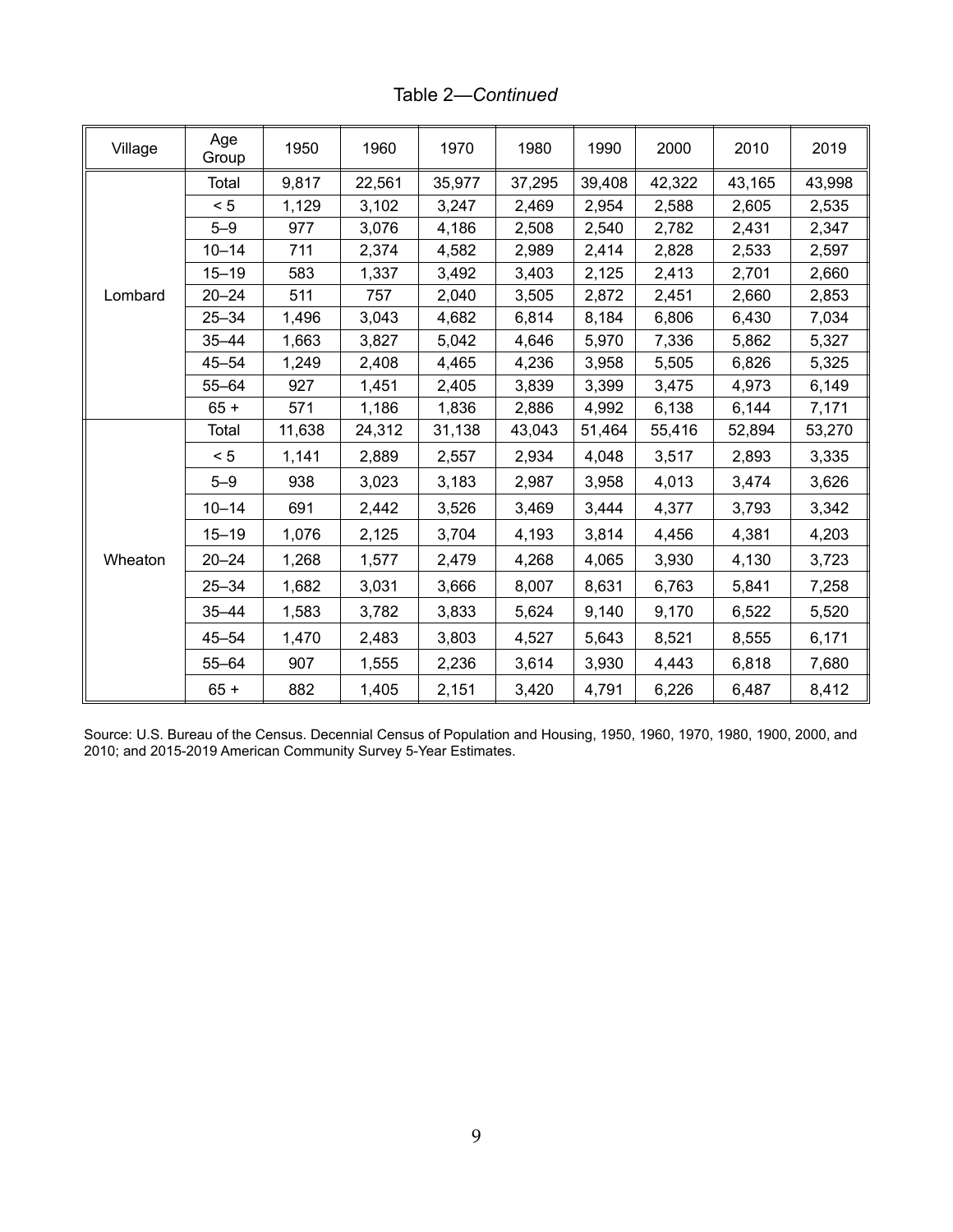Table 2—*Continued*

| Village | Age Group | 1950 | 1960 | 1970 | 1980 | 1990 | 2000 | 2010 | 2019 |
|---|---|---|---|---|---|---|---|---|---|
| Lombard | Total | 9,817 | 22,561 | 35,977 | 37,295 | 39,408 | 42,322 | 43,165 | 43,998 |
| | < 5 | 1,129 | 3,102 | 3,247 | 2,469 | 2,954 | 2,588 | 2,605 | 2,535 |
| | 5–9 | 977 | 3,076 | 4,186 | 2,508 | 2,540 | 2,782 | 2,431 | 2,347 |
| | 10–14 | 711 | 2,374 | 4,582 | 2,989 | 2,414 | 2,828 | 2,533 | 2,597 |
| | 15–19 | 583 | 1,337 | 3,492 | 3,403 | 2,125 | 2,413 | 2,701 | 2,660 |
| | 20–24 | 511 | 757 | 2,040 | 3,505 | 2,872 | 2,451 | 2,660 | 2,853 |
| | 25–34 | 1,496 | 3,043 | 4,682 | 6,814 | 8,184 | 6,806 | 6,430 | 7,034 |
| | 35–44 | 1,663 | 3,827 | 5,042 | 4,646 | 5,970 | 7,336 | 5,862 | 5,327 |
| | 45–54 | 1,249 | 2,408 | 4,465 | 4,236 | 3,958 | 5,505 | 6,826 | 5,325 |
| | 55–64 | 927 | 1,451 | 2,405 | 3,839 | 3,399 | 3,475 | 4,973 | 6,149 |
| | 65 + | 571 | 1,186 | 1,836 | 2,886 | 4,992 | 6,138 | 6,144 | 7,171 |
| Wheaton | Total | 11,638 | 24,312 | 31,138 | 43,043 | 51,464 | 55,416 | 52,894 | 53,270 |
| | < 5 | 1,141 | 2,889 | 2,557 | 2,934 | 4,048 | 3,517 | 2,893 | 3,335 |
| | 5–9 | 938 | 3,023 | 3,183 | 2,987 | 3,958 | 4,013 | 3,474 | 3,626 |
| | 10–14 | 691 | 2,442 | 3,526 | 3,469 | 3,444 | 4,377 | 3,793 | 3,342 |
| | 15–19 | 1,076 | 2,125 | 3,704 | 4,193 | 3,814 | 4,456 | 4,381 | 4,203 |
| | 20–24 | 1,268 | 1,577 | 2,479 | 4,268 | 4,065 | 3,930 | 4,130 | 3,723 |
| | 25–34 | 1,682 | 3,031 | 3,666 | 8,007 | 8,631 | 6,763 | 5,841 | 7,258 |
| | 35–44 | 1,583 | 3,782 | 3,833 | 5,624 | 9,140 | 9,170 | 6,522 | 5,520 |
| | 45–54 | 1,470 | 2,483 | 3,803 | 4,527 | 5,643 | 8,521 | 8,555 | 6,171 |
| | 55–64 | 907 | 1,555 | 2,236 | 3,614 | 3,930 | 4,443 | 6,818 | 7,680 |
| | 65 + | 882 | 1,405 | 2,151 | 3,420 | 4,791 | 6,226 | 6,487 | 8,412 |

Source: U.S. Bureau of the Census. Decennial Census of Population and Housing, 1950, 1960, 1970, 1980, 1900, 2000, and 2010; and 2015-2019 American Community Survey 5-Year Estimates.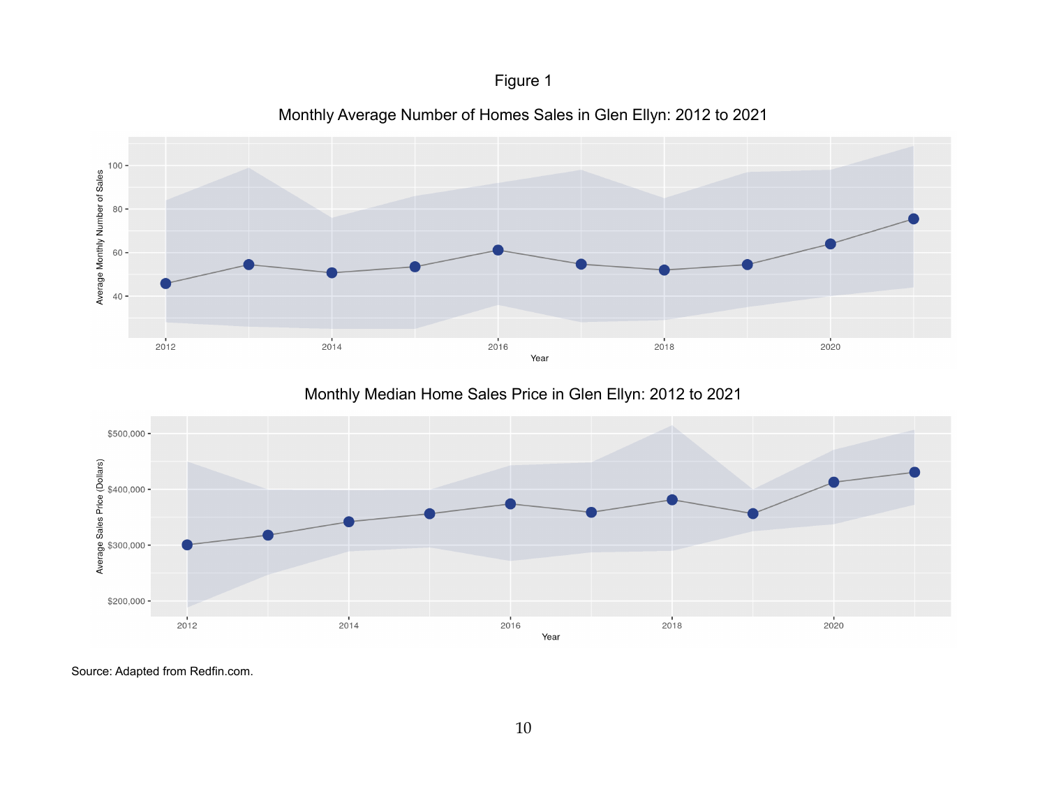Figure 1

Monthly Average Number of Homes Sales in Glen Ellyn: 2012 to 2021

Monthly Median Home Sales Price in Glen Ellyn: 2012 to 2021

Source: Adapted from Redfin.com.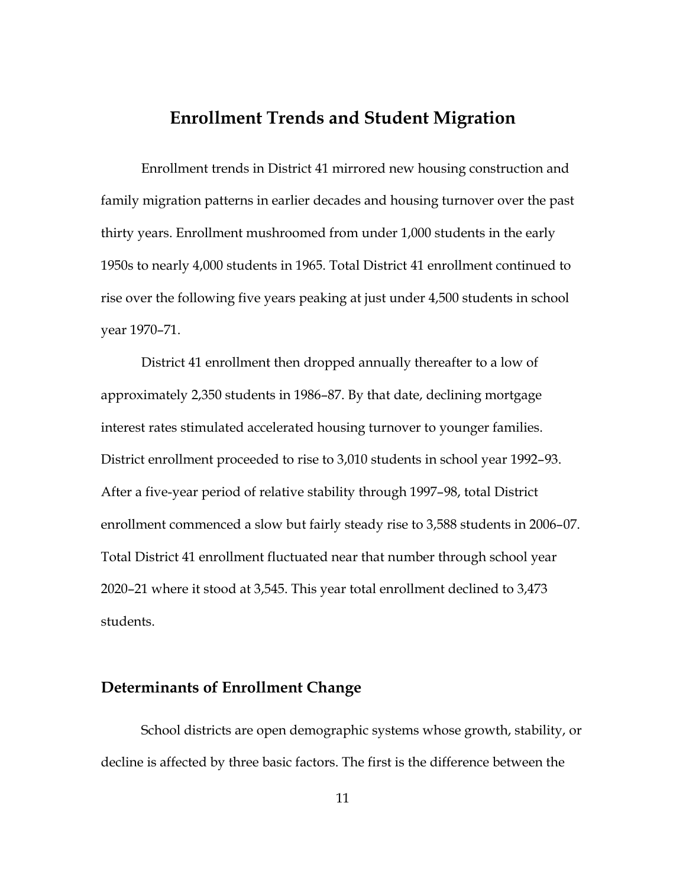# Enrollment Trends and Student Migration

Enrollment trends in District 41 mirrored new housing construction and family migration patterns in earlier decades and housing turnover over the past thirty years. Enrollment mushroomed from under 1,000 students in the early 1950s to nearly 4,000 students in 1965. Total District 41 enrollment continued to rise over the following five years peaking at just under 4,500 students in school year 1970–71.

District 41 enrollment then dropped annually thereafter to a low of approximately 2,350 students in 1986–87. By that date, declining mortgage interest rates stimulated accelerated housing turnover to younger families. District enrollment proceeded to rise to 3,010 students in school year 1992–93. After a five-year period of relative stability through 1997–98, total District enrollment commenced a slow but fairly steady rise to 3,588 students in 2006–07. Total District 41 enrollment fluctuated near that number through school year 2020–21 where it stood at 3,545. This year total enrollment declined to 3,473 students.

## Determinants of Enrollment Change

School districts are open demographic systems whose growth, stability, or decline is affected by three basic factors. The first is the difference between the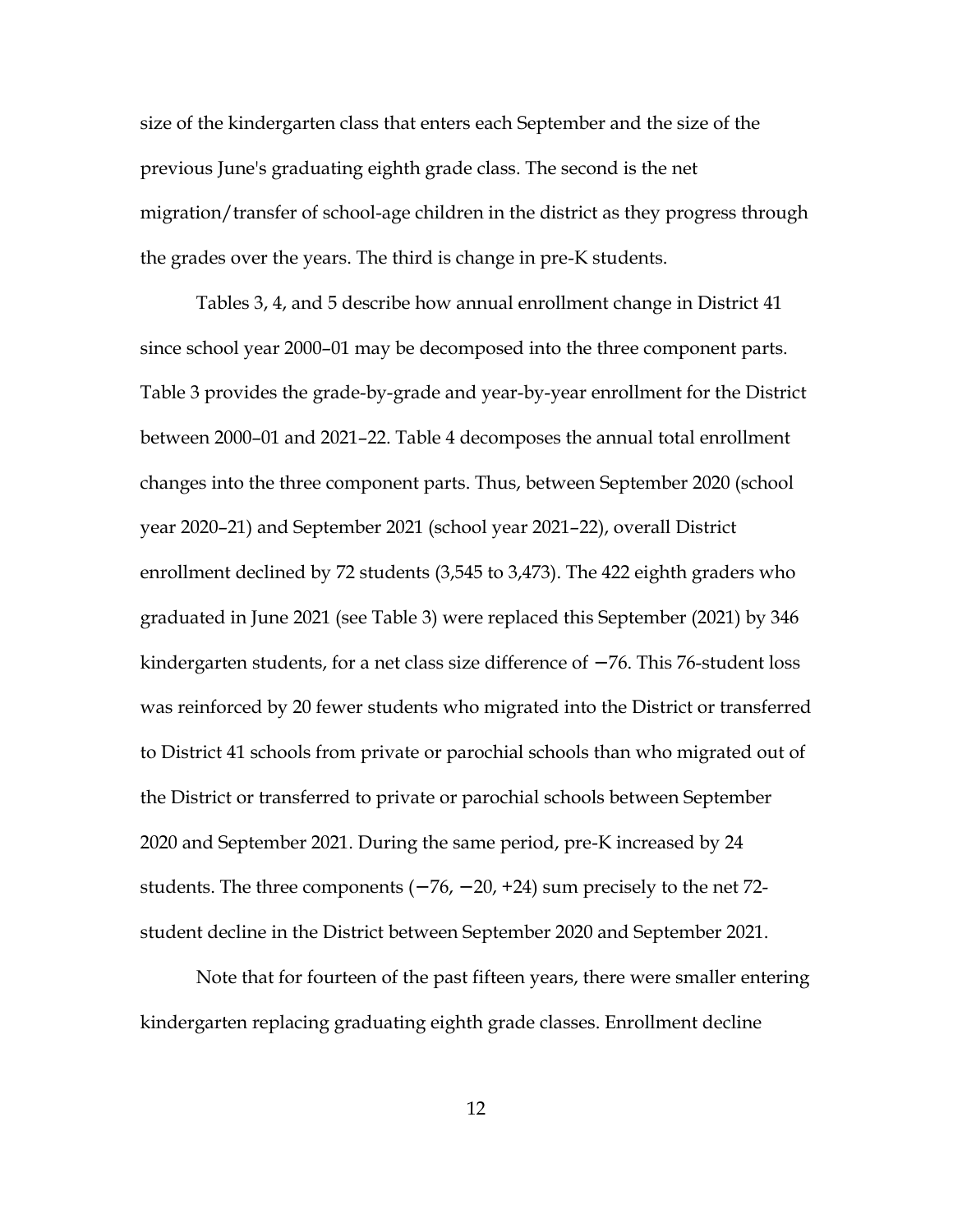size of the kindergarten class that enters each September and the size of the previous June's graduating eighth grade class. The second is the net migration/transfer of school-age children in the district as they progress through the grades over the years. The third is change in pre-K students.

Tables 3, 4, and 5 describe how annual enrollment change in District 41 since school year 2000–01 may be decomposed into the three component parts. Table 3 provides the grade-by-grade and year-by-year enrollment for the District between 2000–01 and 2021–22. Table 4 decomposes the annual total enrollment changes into the three component parts. Thus, between September 2020 (school year 2020–21) and September 2021 (school year 2021–22), overall District enrollment declined by 72 students (3,545 to 3,473). The 422 eighth graders who graduated in June 2021 (see Table 3) were replaced this September (2021) by 346 kindergarten students, for a net class size difference of −76. This 76-student loss was reinforced by 20 fewer students who migrated into the District or transferred to District 41 schools from private or parochial schools than who migrated out of the District or transferred to private or parochial schools between September 2020 and September 2021. During the same period, pre-K increased by 24 students. The three components (−76, −20, +24) sum precisely to the net 72-student decline in the District between September 2020 and September 2021.

Note that for fourteen of the past fifteen years, there were smaller entering kindergarten replacing graduating eighth grade classes. Enrollment decline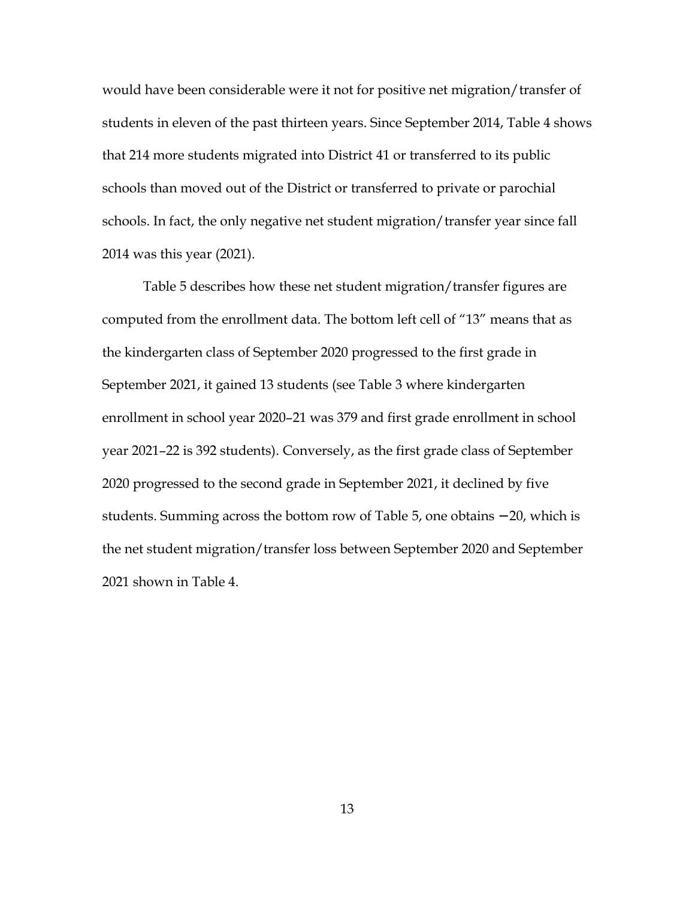would have been considerable were it not for positive net migration/transfer of students in eleven of the past thirteen years. Since September 2014, Table 4 shows that 214 more students migrated into District 41 or transferred to its public schools than moved out of the District or transferred to private or parochial schools. In fact, the only negative net student migration/transfer year since fall 2014 was this year (2021).

Table 5 describes how these net student migration/transfer figures are computed from the enrollment data. The bottom left cell of "13" means that as the kindergarten class of September 2020 progressed to the first grade in September 2021, it gained 13 students (see Table 3 where kindergarten enrollment in school year 2020–21 was 379 and first grade enrollment in school year 2021–22 is 392 students). Conversely, as the first grade class of September 2020 progressed to the second grade in September 2021, it declined by five students. Summing across the bottom row of Table 5, one obtains −20, which is the net student migration/transfer loss between September 2020 and September 2021 shown in Table 4.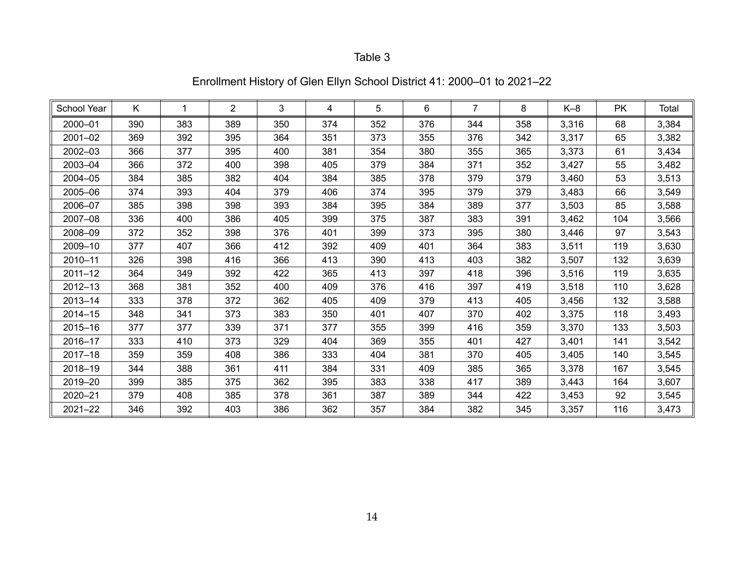Table 3

Enrollment History of Glen Ellyn School District 41: 2000–01 to 2021–22

| School Year | K | 1 | 2 | 3 | 4 | 5 | 6 | 7 | 8 | K–8 | PK | Total |
|---|---|---|---|---|---|---|---|---|---|---|---|---|
| 2000–01 | 390 | 383 | 389 | 350 | 374 | 352 | 376 | 344 | 358 | 3,316 | 68 | 3,384 |
| 2001–02 | 369 | 392 | 395 | 364 | 351 | 373 | 355 | 376 | 342 | 3,317 | 65 | 3,382 |
| 2002–03 | 366 | 377 | 395 | 400 | 381 | 354 | 380 | 355 | 365 | 3,373 | 61 | 3,434 |
| 2003–04 | 366 | 372 | 400 | 398 | 405 | 379 | 384 | 371 | 352 | 3,427 | 55 | 3,482 |
| 2004–05 | 384 | 385 | 382 | 404 | 384 | 385 | 378 | 379 | 379 | 3,460 | 53 | 3,513 |
| 2005–06 | 374 | 393 | 404 | 379 | 406 | 374 | 395 | 379 | 379 | 3,483 | 66 | 3,549 |
| 2006–07 | 385 | 398 | 398 | 393 | 384 | 395 | 384 | 389 | 377 | 3,503 | 85 | 3,588 |
| 2007–08 | 336 | 400 | 386 | 405 | 399 | 375 | 387 | 383 | 391 | 3,462 | 104 | 3,566 |
| 2008–09 | 372 | 352 | 398 | 376 | 401 | 399 | 373 | 395 | 380 | 3,446 | 97 | 3,543 |
| 2009–10 | 377 | 407 | 366 | 412 | 392 | 409 | 401 | 364 | 383 | 3,511 | 119 | 3,630 |
| 2010–11 | 326 | 398 | 416 | 366 | 413 | 390 | 413 | 403 | 382 | 3,507 | 132 | 3,639 |
| 2011–12 | 364 | 349 | 392 | 422 | 365 | 413 | 397 | 418 | 396 | 3,516 | 119 | 3,635 |
| 2012–13 | 368 | 381 | 352 | 400 | 409 | 376 | 416 | 397 | 419 | 3,518 | 110 | 3,628 |
| 2013–14 | 333 | 378 | 372 | 362 | 405 | 409 | 379 | 413 | 405 | 3,456 | 132 | 3,588 |
| 2014–15 | 348 | 341 | 373 | 383 | 350 | 401 | 407 | 370 | 402 | 3,375 | 118 | 3,493 |
| 2015–16 | 377 | 377 | 339 | 371 | 377 | 355 | 399 | 416 | 359 | 3,370 | 133 | 3,503 |
| 2016–17 | 333 | 410 | 373 | 329 | 404 | 369 | 355 | 401 | 427 | 3,401 | 141 | 3,542 |
| 2017–18 | 359 | 359 | 408 | 386 | 333 | 404 | 381 | 370 | 405 | 3,405 | 140 | 3,545 |
| 2018–19 | 344 | 388 | 361 | 411 | 384 | 331 | 409 | 385 | 365 | 3,378 | 167 | 3,545 |
| 2019–20 | 399 | 385 | 375 | 362 | 395 | 383 | 338 | 417 | 389 | 3,443 | 164 | 3,607 |
| 2020–21 | 379 | 408 | 385 | 378 | 361 | 387 | 389 | 344 | 422 | 3,453 | 92 | 3,545 |
| 2021–22 | 346 | 392 | 403 | 386 | 362 | 357 | 384 | 382 | 345 | 3,357 | 116 | 3,473 |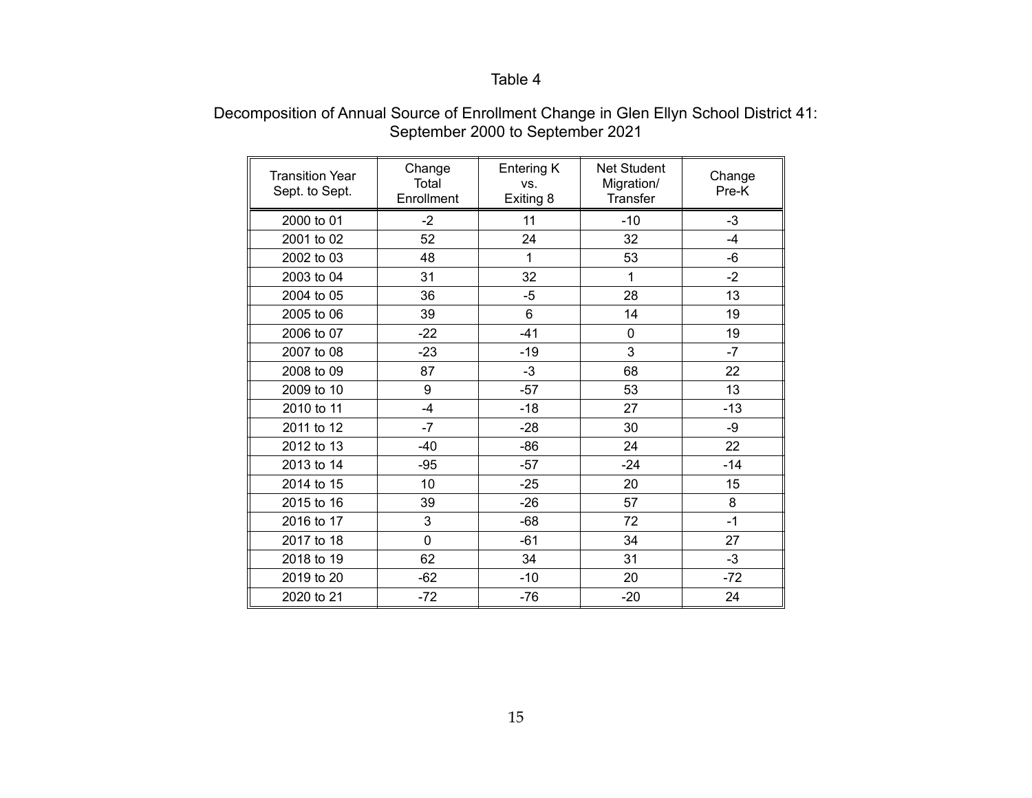Table 4

Decomposition of Annual Source of Enrollment Change in Glen Ellyn School District 41: September 2000 to September 2021

| Transition Year Sept. to Sept. | Change Total Enrollment | Entering K vs. Exiting 8 | Net Student Migration/ Transfer | Change Pre-K |
|---|---|---|---|---|
| 2000 to 01 | -2 | 11 | -10 | -3 |
| 2001 to 02 | 52 | 24 | 32 | -4 |
| 2002 to 03 | 48 | 1 | 53 | -6 |
| 2003 to 04 | 31 | 32 | 1 | -2 |
| 2004 to 05 | 36 | -5 | 28 | 13 |
| 2005 to 06 | 39 | 6 | 14 | 19 |
| 2006 to 07 | -22 | -41 | 0 | 19 |
| 2007 to 08 | -23 | -19 | 3 | -7 |
| 2008 to 09 | 87 | -3 | 68 | 22 |
| 2009 to 10 | 9 | -57 | 53 | 13 |
| 2010 to 11 | -4 | -18 | 27 | -13 |
| 2011 to 12 | -7 | -28 | 30 | -9 |
| 2012 to 13 | -40 | -86 | 24 | 22 |
| 2013 to 14 | -95 | -57 | -24 | -14 |
| 2014 to 15 | 10 | -25 | 20 | 15 |
| 2015 to 16 | 39 | -26 | 57 | 8 |
| 2016 to 17 | 3 | -68 | 72 | -1 |
| 2017 to 18 | 0 | -61 | 34 | 27 |
| 2018 to 19 | 62 | 34 | 31 | -3 |
| 2019 to 20 | -62 | -10 | 20 | -72 |
| 2020 to 21 | -72 | -76 | -20 | 24 |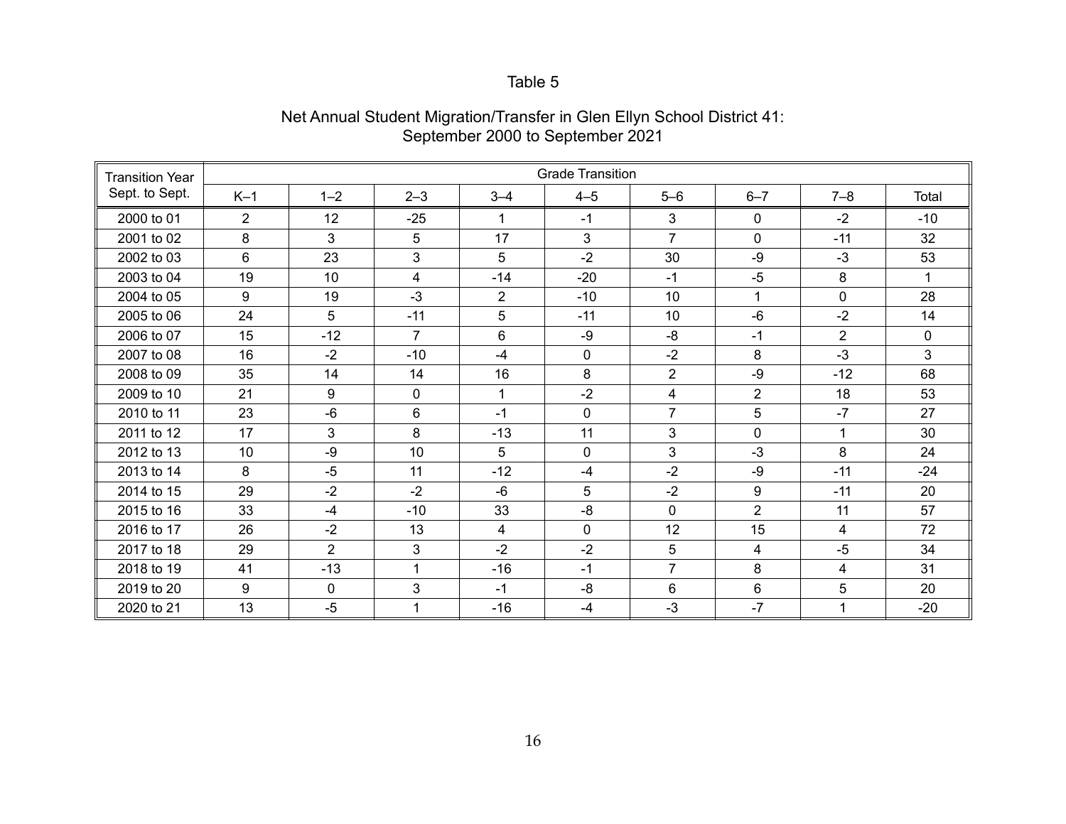Table 5

Net Annual Student Migration/Transfer in Glen Ellyn School District 41:
September 2000 to September 2021

| Transition Year Sept. to Sept. | Grade Transition | | | | | | | | |
|---|---|---|---|---|---|---|---|---|---|
| | K–1 | 1–2 | 2–3 | 3–4 | 4–5 | 5–6 | 6–7 | 7–8 | Total |
| 2000 to 01 | 2 | 12 | -25 | 1 | -1 | 3 | 0 | -2 | -10 |
| 2001 to 02 | 8 | 3 | 5 | 17 | 3 | 7 | 0 | -11 | 32 |
| 2002 to 03 | 6 | 23 | 3 | 5 | -2 | 30 | -9 | -3 | 53 |
| 2003 to 04 | 19 | 10 | 4 | -14 | -20 | -1 | -5 | 8 | 1 |
| 2004 to 05 | 9 | 19 | -3 | 2 | -10 | 10 | 1 | 0 | 28 |
| 2005 to 06 | 24 | 5 | -11 | 5 | -11 | 10 | -6 | -2 | 14 |
| 2006 to 07 | 15 | -12 | 7 | 6 | -9 | -8 | -1 | 2 | 0 |
| 2007 to 08 | 16 | -2 | -10 | -4 | 0 | -2 | 8 | -3 | 3 |
| 2008 to 09 | 35 | 14 | 14 | 16 | 8 | 2 | -9 | -12 | 68 |
| 2009 to 10 | 21 | 9 | 0 | 1 | -2 | 4 | 2 | 18 | 53 |
| 2010 to 11 | 23 | -6 | 6 | -1 | 0 | 7 | 5 | -7 | 27 |
| 2011 to 12 | 17 | 3 | 8 | -13 | 11 | 3 | 0 | 1 | 30 |
| 2012 to 13 | 10 | -9 | 10 | 5 | 0 | 3 | -3 | 8 | 24 |
| 2013 to 14 | 8 | -5 | 11 | -12 | -4 | -2 | -9 | -11 | -24 |
| 2014 to 15 | 29 | -2 | -2 | -6 | 5 | -2 | 9 | -11 | 20 |
| 2015 to 16 | 33 | -4 | -10 | 33 | -8 | 0 | 2 | 11 | 57 |
| 2016 to 17 | 26 | -2 | 13 | 4 | 0 | 12 | 15 | 4 | 72 |
| 2017 to 18 | 29 | 2 | 3 | -2 | -2 | 5 | 4 | -5 | 34 |
| 2018 to 19 | 41 | -13 | 1 | -16 | -1 | 7 | 8 | 4 | 31 |
| 2019 to 20 | 9 | 0 | 3 | -1 | -8 | 6 | 6 | 5 | 20 |
| 2020 to 21 | 13 | -5 | 1 | -16 | -4 | -3 | -7 | 1 | -20 |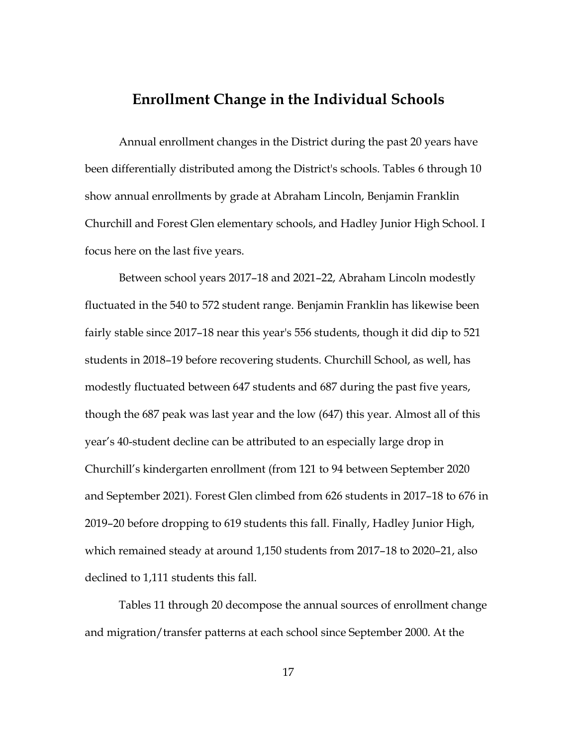## Enrollment Change in the Individual Schools

Annual enrollment changes in the District during the past 20 years have been differentially distributed among the District's schools. Tables 6 through 10 show annual enrollments by grade at Abraham Lincoln, Benjamin Franklin Churchill and Forest Glen elementary schools, and Hadley Junior High School. I focus here on the last five years.

Between school years 2017–18 and 2021–22, Abraham Lincoln modestly fluctuated in the 540 to 572 student range. Benjamin Franklin has likewise been fairly stable since 2017–18 near this year's 556 students, though it did dip to 521 students in 2018–19 before recovering students. Churchill School, as well, has modestly fluctuated between 647 students and 687 during the past five years, though the 687 peak was last year and the low (647) this year. Almost all of this year's 40-student decline can be attributed to an especially large drop in Churchill's kindergarten enrollment (from 121 to 94 between September 2020 and September 2021). Forest Glen climbed from 626 students in 2017–18 to 676 in 2019–20 before dropping to 619 students this fall. Finally, Hadley Junior High, which remained steady at around 1,150 students from 2017–18 to 2020–21, also declined to 1,111 students this fall.

Tables 11 through 20 decompose the annual sources of enrollment change and migration/transfer patterns at each school since September 2000. At the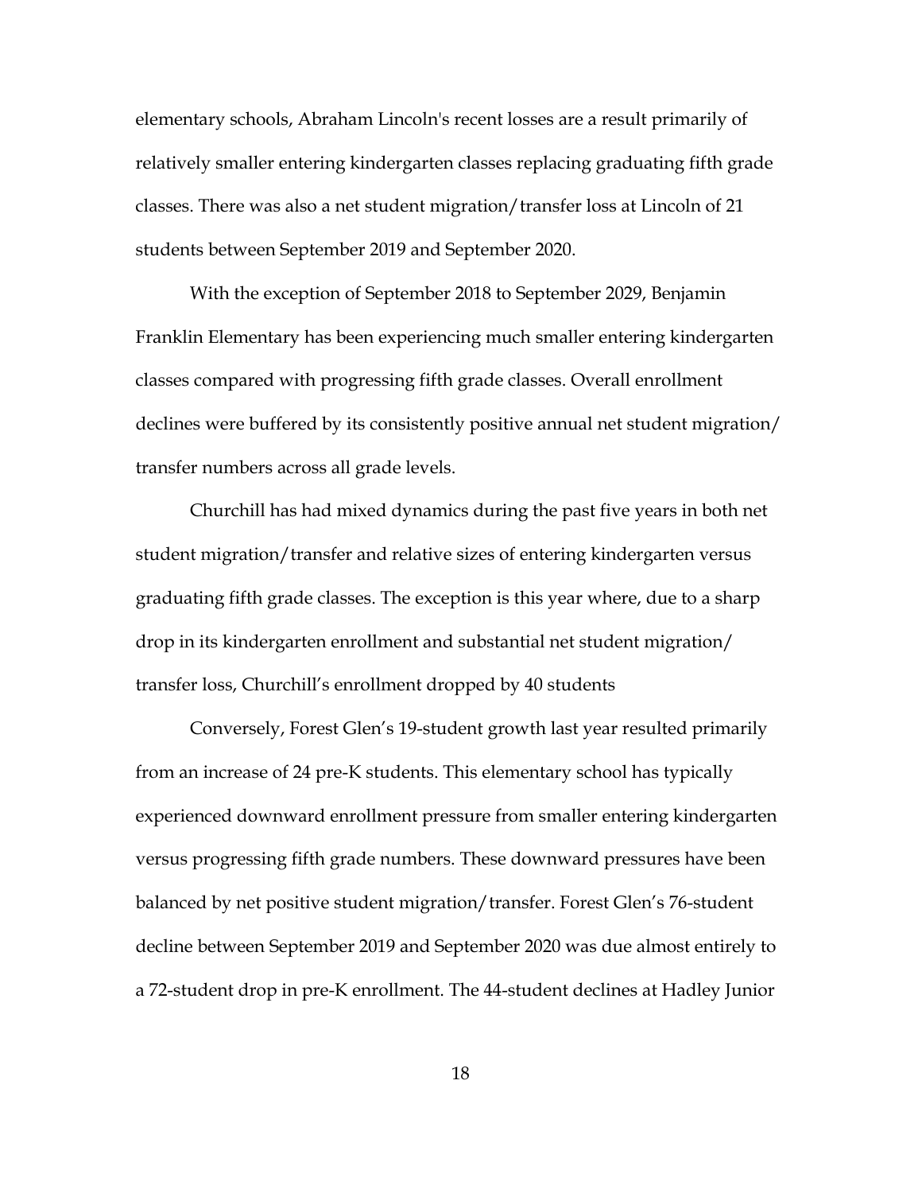elementary schools, Abraham Lincoln's recent losses are a result primarily of relatively smaller entering kindergarten classes replacing graduating fifth grade classes. There was also a net student migration/transfer loss at Lincoln of 21 students between September 2019 and September 2020.

With the exception of September 2018 to September 2029, Benjamin Franklin Elementary has been experiencing much smaller entering kindergarten classes compared with progressing fifth grade classes. Overall enrollment declines were buffered by its consistently positive annual net student migration/ transfer numbers across all grade levels.

Churchill has had mixed dynamics during the past five years in both net student migration/transfer and relative sizes of entering kindergarten versus graduating fifth grade classes. The exception is this year where, due to a sharp drop in its kindergarten enrollment and substantial net student migration/ transfer loss, Churchill's enrollment dropped by 40 students

Conversely, Forest Glen's 19-student growth last year resulted primarily from an increase of 24 pre-K students. This elementary school has typically experienced downward enrollment pressure from smaller entering kindergarten versus progressing fifth grade numbers. These downward pressures have been balanced by net positive student migration/transfer. Forest Glen's 76-student decline between September 2019 and September 2020 was due almost entirely to a 72-student drop in pre-K enrollment. The 44-student declines at Hadley Junior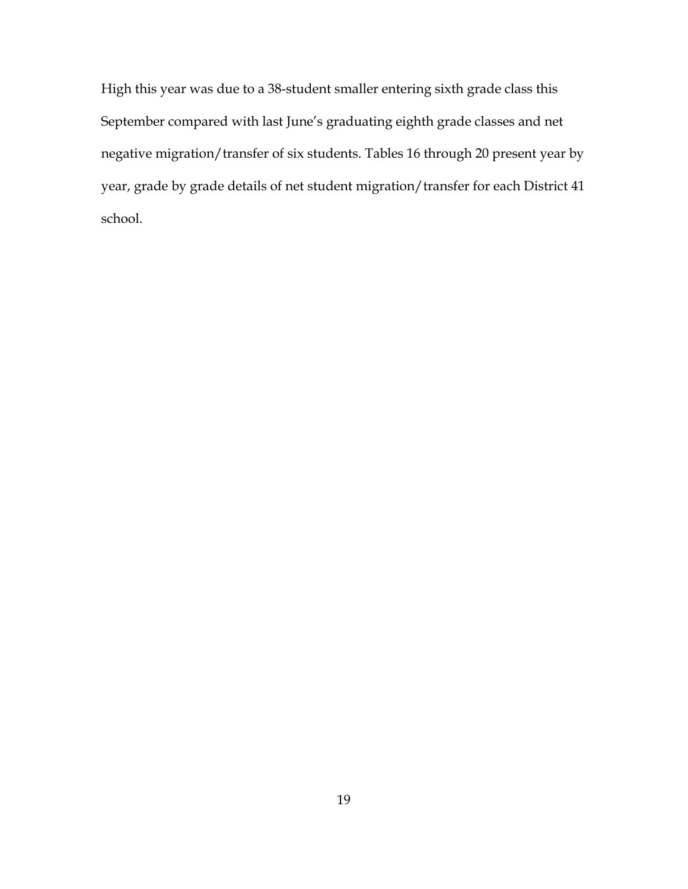High this year was due to a 38-student smaller entering sixth grade class this September compared with last June's graduating eighth grade classes and net negative migration/transfer of six students. Tables 16 through 20 present year by year, grade by grade details of net student migration/transfer for each District 41 school.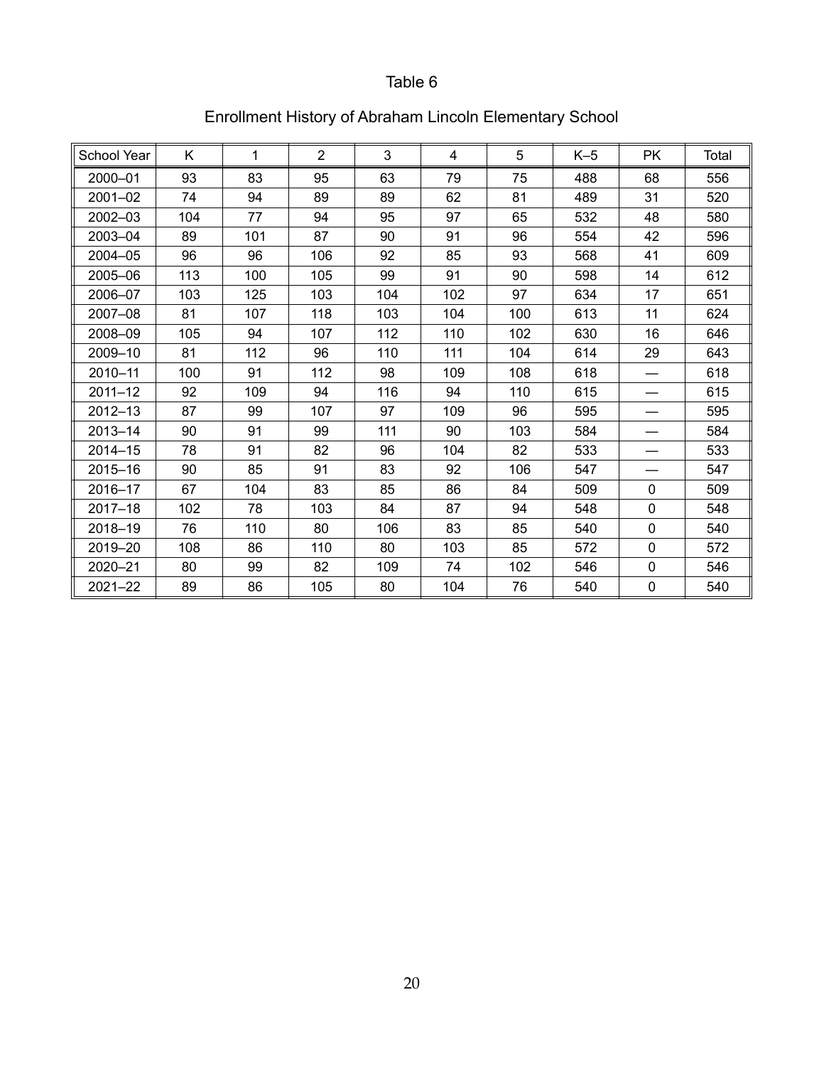Table 6

Enrollment History of Abraham Lincoln Elementary School

| School Year | K | 1 | 2 | 3 | 4 | 5 | K–5 | PK | Total |
|---|---|---|---|---|---|---|---|---|---|
| 2000–01 | 93 | 83 | 95 | 63 | 79 | 75 | 488 | 68 | 556 |
| 2001–02 | 74 | 94 | 89 | 89 | 62 | 81 | 489 | 31 | 520 |
| 2002–03 | 104 | 77 | 94 | 95 | 97 | 65 | 532 | 48 | 580 |
| 2003–04 | 89 | 101 | 87 | 90 | 91 | 96 | 554 | 42 | 596 |
| 2004–05 | 96 | 96 | 106 | 92 | 85 | 93 | 568 | 41 | 609 |
| 2005–06 | 113 | 100 | 105 | 99 | 91 | 90 | 598 | 14 | 612 |
| 2006–07 | 103 | 125 | 103 | 104 | 102 | 97 | 634 | 17 | 651 |
| 2007–08 | 81 | 107 | 118 | 103 | 104 | 100 | 613 | 11 | 624 |
| 2008–09 | 105 | 94 | 107 | 112 | 110 | 102 | 630 | 16 | 646 |
| 2009–10 | 81 | 112 | 96 | 110 | 111 | 104 | 614 | 29 | 643 |
| 2010–11 | 100 | 91 | 112 | 98 | 109 | 108 | 618 | — | 618 |
| 2011–12 | 92 | 109 | 94 | 116 | 94 | 110 | 615 | — | 615 |
| 2012–13 | 87 | 99 | 107 | 97 | 109 | 96 | 595 | — | 595 |
| 2013–14 | 90 | 91 | 99 | 111 | 90 | 103 | 584 | — | 584 |
| 2014–15 | 78 | 91 | 82 | 96 | 104 | 82 | 533 | — | 533 |
| 2015–16 | 90 | 85 | 91 | 83 | 92 | 106 | 547 | — | 547 |
| 2016–17 | 67 | 104 | 83 | 85 | 86 | 84 | 509 | 0 | 509 |
| 2017–18 | 102 | 78 | 103 | 84 | 87 | 94 | 548 | 0 | 548 |
| 2018–19 | 76 | 110 | 80 | 106 | 83 | 85 | 540 | 0 | 540 |
| 2019–20 | 108 | 86 | 110 | 80 | 103 | 85 | 572 | 0 | 572 |
| 2020–21 | 80 | 99 | 82 | 109 | 74 | 102 | 546 | 0 | 546 |
| 2021–22 | 89 | 86 | 105 | 80 | 104 | 76 | 540 | 0 | 540 |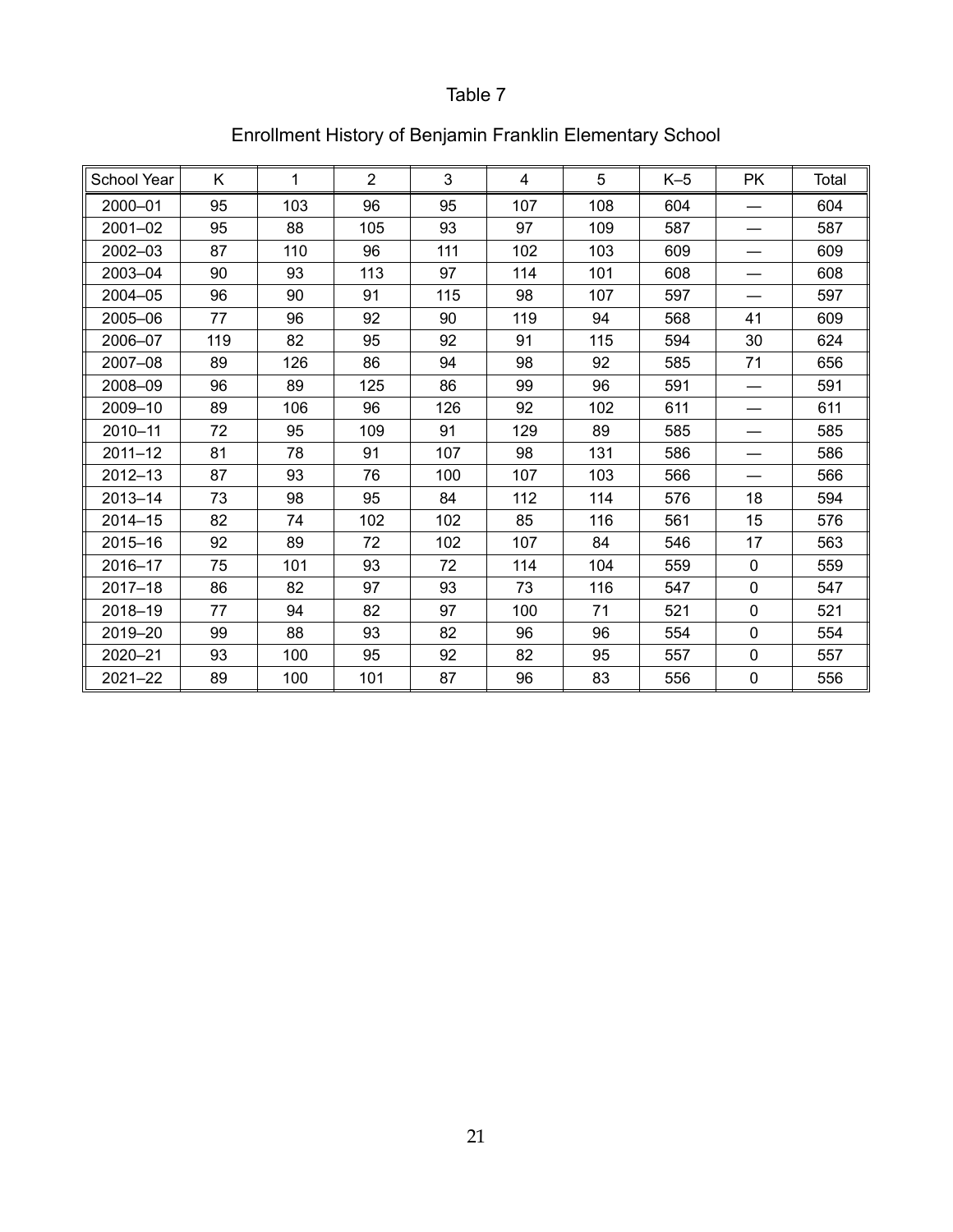Table 7

Enrollment History of Benjamin Franklin Elementary School

| School Year | K | 1 | 2 | 3 | 4 | 5 | K–5 | PK | Total |
|---|---|---|---|---|---|---|---|---|---|
| 2000–01 | 95 | 103 | 96 | 95 | 107 | 108 | 604 | — | 604 |
| 2001–02 | 95 | 88 | 105 | 93 | 97 | 109 | 587 | — | 587 |
| 2002–03 | 87 | 110 | 96 | 111 | 102 | 103 | 609 | — | 609 |
| 2003–04 | 90 | 93 | 113 | 97 | 114 | 101 | 608 | — | 608 |
| 2004–05 | 96 | 90 | 91 | 115 | 98 | 107 | 597 | — | 597 |
| 2005–06 | 77 | 96 | 92 | 90 | 119 | 94 | 568 | 41 | 609 |
| 2006–07 | 119 | 82 | 95 | 92 | 91 | 115 | 594 | 30 | 624 |
| 2007–08 | 89 | 126 | 86 | 94 | 98 | 92 | 585 | 71 | 656 |
| 2008–09 | 96 | 89 | 125 | 86 | 99 | 96 | 591 | — | 591 |
| 2009–10 | 89 | 106 | 96 | 126 | 92 | 102 | 611 | — | 611 |
| 2010–11 | 72 | 95 | 109 | 91 | 129 | 89 | 585 | — | 585 |
| 2011–12 | 81 | 78 | 91 | 107 | 98 | 131 | 586 | — | 586 |
| 2012–13 | 87 | 93 | 76 | 100 | 107 | 103 | 566 | — | 566 |
| 2013–14 | 73 | 98 | 95 | 84 | 112 | 114 | 576 | 18 | 594 |
| 2014–15 | 82 | 74 | 102 | 102 | 85 | 116 | 561 | 15 | 576 |
| 2015–16 | 92 | 89 | 72 | 102 | 107 | 84 | 546 | 17 | 563 |
| 2016–17 | 75 | 101 | 93 | 72 | 114 | 104 | 559 | 0 | 559 |
| 2017–18 | 86 | 82 | 97 | 93 | 73 | 116 | 547 | 0 | 547 |
| 2018–19 | 77 | 94 | 82 | 97 | 100 | 71 | 521 | 0 | 521 |
| 2019–20 | 99 | 88 | 93 | 82 | 96 | 96 | 554 | 0 | 554 |
| 2020–21 | 93 | 100 | 95 | 92 | 82 | 95 | 557 | 0 | 557 |
| 2021–22 | 89 | 100 | 101 | 87 | 96 | 83 | 556 | 0 | 556 |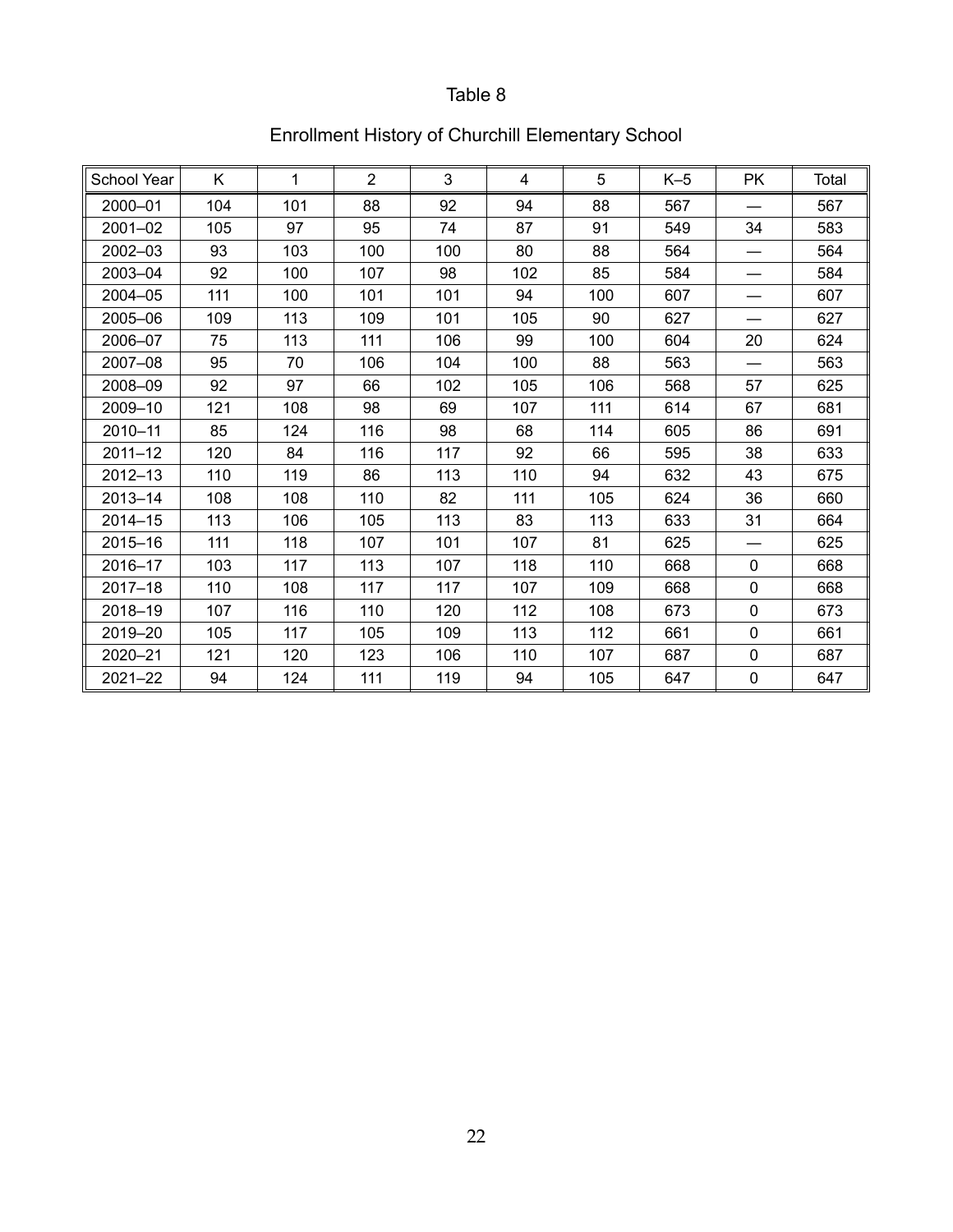Table 8

Enrollment History of Churchill Elementary School

| School Year | K | 1 | 2 | 3 | 4 | 5 | K–5 | PK | Total |
|---|---|---|---|---|---|---|---|---|---|
| 2000–01 | 104 | 101 | 88 | 92 | 94 | 88 | 567 | — | 567 |
| 2001–02 | 105 | 97 | 95 | 74 | 87 | 91 | 549 | 34 | 583 |
| 2002–03 | 93 | 103 | 100 | 100 | 80 | 88 | 564 | — | 564 |
| 2003–04 | 92 | 100 | 107 | 98 | 102 | 85 | 584 | — | 584 |
| 2004–05 | 111 | 100 | 101 | 101 | 94 | 100 | 607 | — | 607 |
| 2005–06 | 109 | 113 | 109 | 101 | 105 | 90 | 627 | — | 627 |
| 2006–07 | 75 | 113 | 111 | 106 | 99 | 100 | 604 | 20 | 624 |
| 2007–08 | 95 | 70 | 106 | 104 | 100 | 88 | 563 | — | 563 |
| 2008–09 | 92 | 97 | 66 | 102 | 105 | 106 | 568 | 57 | 625 |
| 2009–10 | 121 | 108 | 98 | 69 | 107 | 111 | 614 | 67 | 681 |
| 2010–11 | 85 | 124 | 116 | 98 | 68 | 114 | 605 | 86 | 691 |
| 2011–12 | 120 | 84 | 116 | 117 | 92 | 66 | 595 | 38 | 633 |
| 2012–13 | 110 | 119 | 86 | 113 | 110 | 94 | 632 | 43 | 675 |
| 2013–14 | 108 | 108 | 110 | 82 | 111 | 105 | 624 | 36 | 660 |
| 2014–15 | 113 | 106 | 105 | 113 | 83 | 113 | 633 | 31 | 664 |
| 2015–16 | 111 | 118 | 107 | 101 | 107 | 81 | 625 | — | 625 |
| 2016–17 | 103 | 117 | 113 | 107 | 118 | 110 | 668 | 0 | 668 |
| 2017–18 | 110 | 108 | 117 | 117 | 107 | 109 | 668 | 0 | 668 |
| 2018–19 | 107 | 116 | 110 | 120 | 112 | 108 | 673 | 0 | 673 |
| 2019–20 | 105 | 117 | 105 | 109 | 113 | 112 | 661 | 0 | 661 |
| 2020–21 | 121 | 120 | 123 | 106 | 110 | 107 | 687 | 0 | 687 |
| 2021–22 | 94 | 124 | 111 | 119 | 94 | 105 | 647 | 0 | 647 |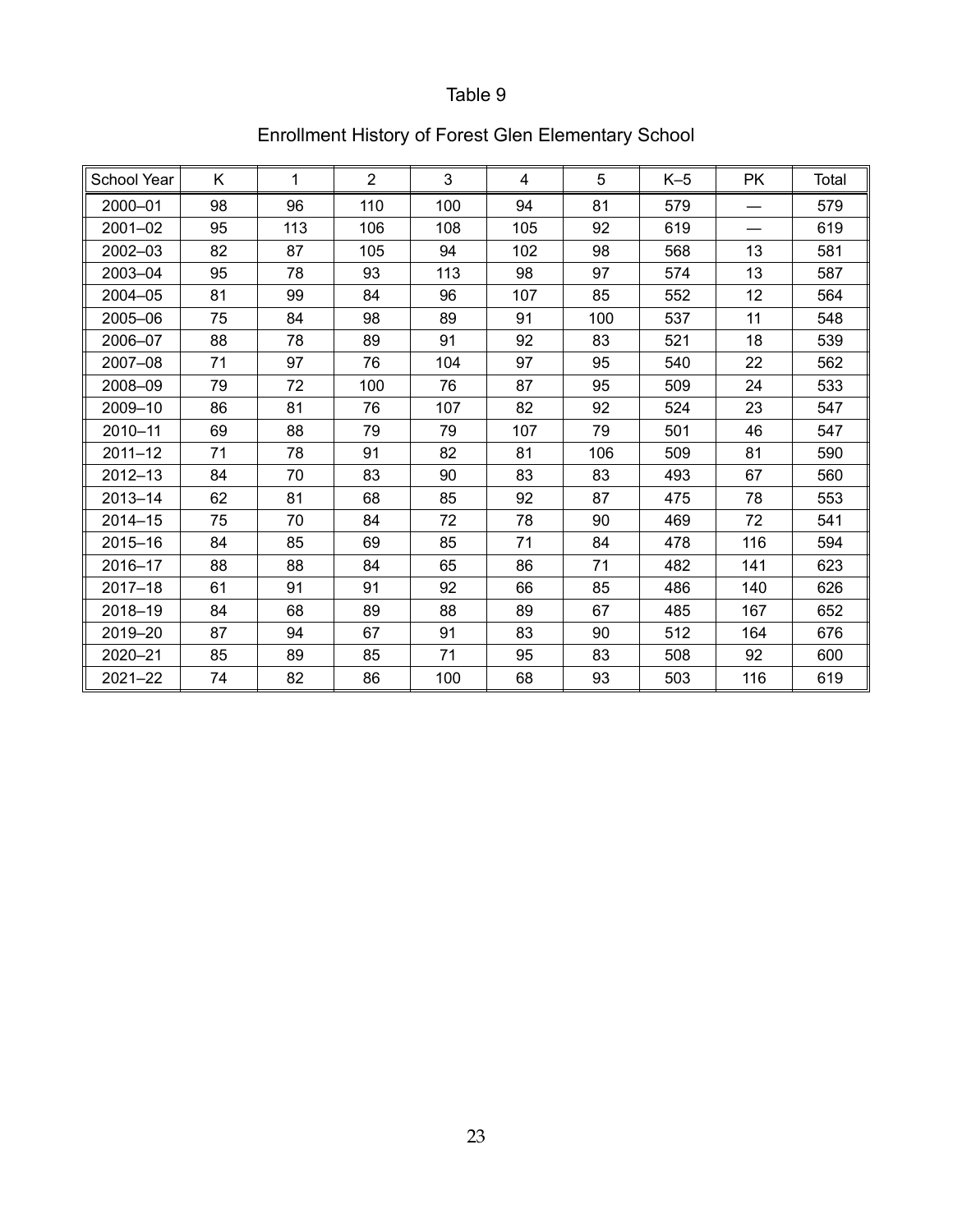Table 9

Enrollment History of Forest Glen Elementary School

| School Year | K | 1 | 2 | 3 | 4 | 5 | K–5 | PK | Total |
|---|---|---|---|---|---|---|---|---|---|
| 2000–01 | 98 | 96 | 110 | 100 | 94 | 81 | 579 | — | 579 |
| 2001–02 | 95 | 113 | 106 | 108 | 105 | 92 | 619 | — | 619 |
| 2002–03 | 82 | 87 | 105 | 94 | 102 | 98 | 568 | 13 | 581 |
| 2003–04 | 95 | 78 | 93 | 113 | 98 | 97 | 574 | 13 | 587 |
| 2004–05 | 81 | 99 | 84 | 96 | 107 | 85 | 552 | 12 | 564 |
| 2005–06 | 75 | 84 | 98 | 89 | 91 | 100 | 537 | 11 | 548 |
| 2006–07 | 88 | 78 | 89 | 91 | 92 | 83 | 521 | 18 | 539 |
| 2007–08 | 71 | 97 | 76 | 104 | 97 | 95 | 540 | 22 | 562 |
| 2008–09 | 79 | 72 | 100 | 76 | 87 | 95 | 509 | 24 | 533 |
| 2009–10 | 86 | 81 | 76 | 107 | 82 | 92 | 524 | 23 | 547 |
| 2010–11 | 69 | 88 | 79 | 79 | 107 | 79 | 501 | 46 | 547 |
| 2011–12 | 71 | 78 | 91 | 82 | 81 | 106 | 509 | 81 | 590 |
| 2012–13 | 84 | 70 | 83 | 90 | 83 | 83 | 493 | 67 | 560 |
| 2013–14 | 62 | 81 | 68 | 85 | 92 | 87 | 475 | 78 | 553 |
| 2014–15 | 75 | 70 | 84 | 72 | 78 | 90 | 469 | 72 | 541 |
| 2015–16 | 84 | 85 | 69 | 85 | 71 | 84 | 478 | 116 | 594 |
| 2016–17 | 88 | 88 | 84 | 65 | 86 | 71 | 482 | 141 | 623 |
| 2017–18 | 61 | 91 | 91 | 92 | 66 | 85 | 486 | 140 | 626 |
| 2018–19 | 84 | 68 | 89 | 88 | 89 | 67 | 485 | 167 | 652 |
| 2019–20 | 87 | 94 | 67 | 91 | 83 | 90 | 512 | 164 | 676 |
| 2020–21 | 85 | 89 | 85 | 71 | 95 | 83 | 508 | 92 | 600 |
| 2021–22 | 74 | 82 | 86 | 100 | 68 | 93 | 503 | 116 | 619 |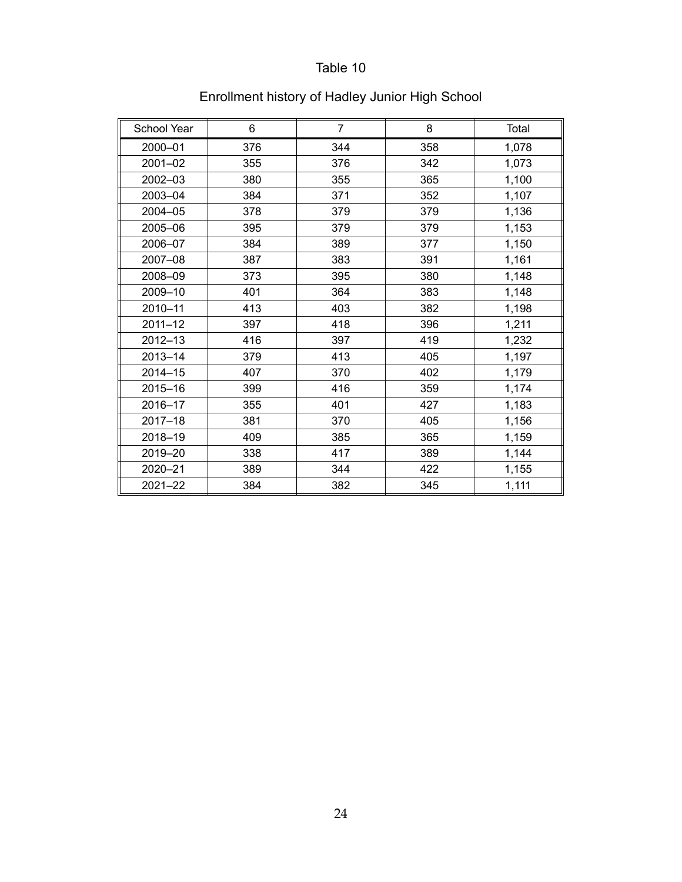Table 10

Enrollment history of Hadley Junior High School

| School Year | 6 | 7 | 8 | Total |
|---|---|---|---|---|
| 2000–01 | 376 | 344 | 358 | 1,078 |
| 2001–02 | 355 | 376 | 342 | 1,073 |
| 2002–03 | 380 | 355 | 365 | 1,100 |
| 2003–04 | 384 | 371 | 352 | 1,107 |
| 2004–05 | 378 | 379 | 379 | 1,136 |
| 2005–06 | 395 | 379 | 379 | 1,153 |
| 2006–07 | 384 | 389 | 377 | 1,150 |
| 2007–08 | 387 | 383 | 391 | 1,161 |
| 2008–09 | 373 | 395 | 380 | 1,148 |
| 2009–10 | 401 | 364 | 383 | 1,148 |
| 2010–11 | 413 | 403 | 382 | 1,198 |
| 2011–12 | 397 | 418 | 396 | 1,211 |
| 2012–13 | 416 | 397 | 419 | 1,232 |
| 2013–14 | 379 | 413 | 405 | 1,197 |
| 2014–15 | 407 | 370 | 402 | 1,179 |
| 2015–16 | 399 | 416 | 359 | 1,174 |
| 2016–17 | 355 | 401 | 427 | 1,183 |
| 2017–18 | 381 | 370 | 405 | 1,156 |
| 2018–19 | 409 | 385 | 365 | 1,159 |
| 2019–20 | 338 | 417 | 389 | 1,144 |
| 2020–21 | 389 | 344 | 422 | 1,155 |
| 2021–22 | 384 | 382 | 345 | 1,111 |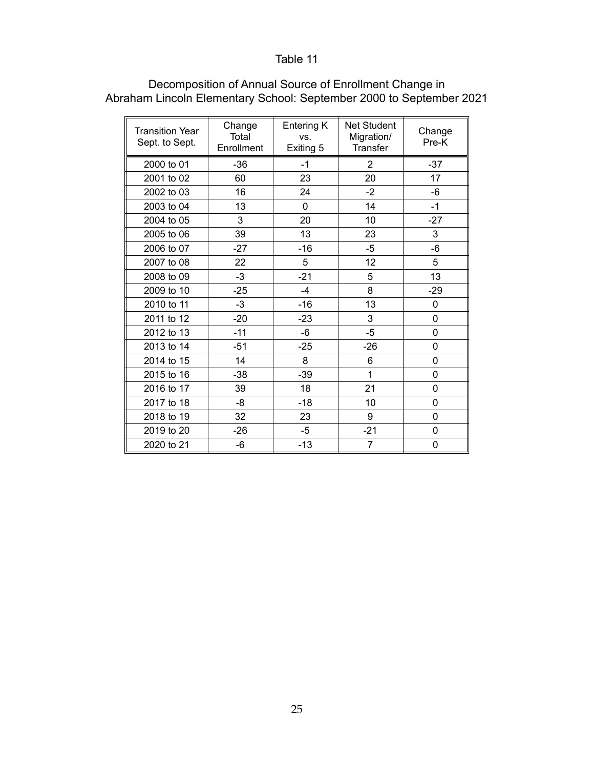Table 11

Decomposition of Annual Source of Enrollment Change in Abraham Lincoln Elementary School: September 2000 to September 2021

| Transition Year Sept. to Sept. | Change Total Enrollment | Entering K vs. Exiting 5 | Net Student Migration/ Transfer | Change Pre-K |
|---|---|---|---|---|
| 2000 to 01 | -36 | -1 | 2 | -37 |
| 2001 to 02 | 60 | 23 | 20 | 17 |
| 2002 to 03 | 16 | 24 | -2 | -6 |
| 2003 to 04 | 13 | 0 | 14 | -1 |
| 2004 to 05 | 3 | 20 | 10 | -27 |
| 2005 to 06 | 39 | 13 | 23 | 3 |
| 2006 to 07 | -27 | -16 | -5 | -6 |
| 2007 to 08 | 22 | 5 | 12 | 5 |
| 2008 to 09 | -3 | -21 | 5 | 13 |
| 2009 to 10 | -25 | -4 | 8 | -29 |
| 2010 to 11 | -3 | -16 | 13 | 0 |
| 2011 to 12 | -20 | -23 | 3 | 0 |
| 2012 to 13 | -11 | -6 | -5 | 0 |
| 2013 to 14 | -51 | -25 | -26 | 0 |
| 2014 to 15 | 14 | 8 | 6 | 0 |
| 2015 to 16 | -38 | -39 | 1 | 0 |
| 2016 to 17 | 39 | 18 | 21 | 0 |
| 2017 to 18 | -8 | -18 | 10 | 0 |
| 2018 to 19 | 32 | 23 | 9 | 0 |
| 2019 to 20 | -26 | -5 | -21 | 0 |
| 2020 to 21 | -6 | -13 | 7 | 0 |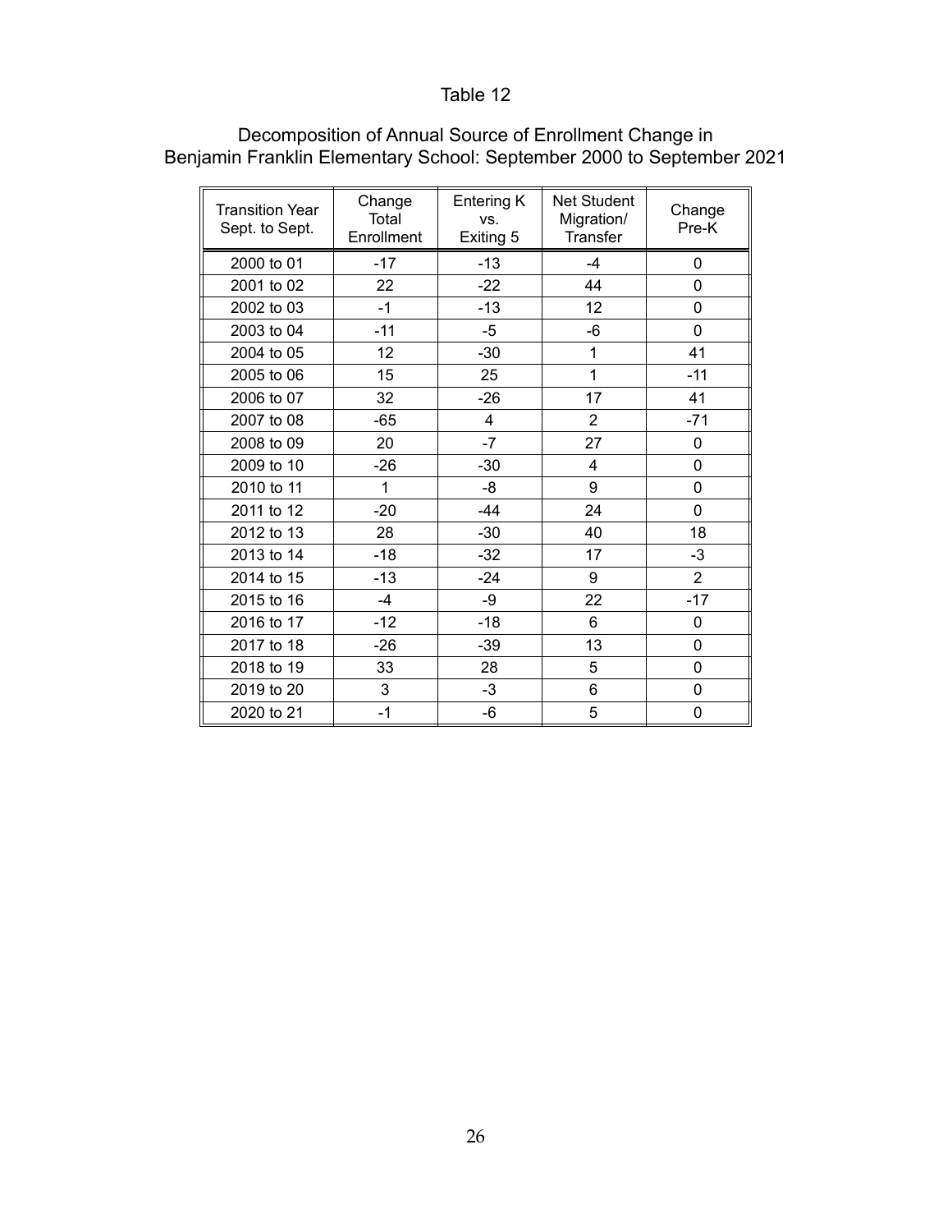Table 12

Decomposition of Annual Source of Enrollment Change in
Benjamin Franklin Elementary School: September 2000 to September 2021

| Transition Year Sept. to Sept. | Change Total Enrollment | Entering K vs. Exiting 5 | Net Student Migration/ Transfer | Change Pre-K |
|---|---|---|---|---|
| 2000 to 01 | -17 | -13 | -4 | 0 |
| 2001 to 02 | 22 | -22 | 44 | 0 |
| 2002 to 03 | -1 | -13 | 12 | 0 |
| 2003 to 04 | -11 | -5 | -6 | 0 |
| 2004 to 05 | 12 | -30 | 1 | 41 |
| 2005 to 06 | 15 | 25 | 1 | -11 |
| 2006 to 07 | 32 | -26 | 17 | 41 |
| 2007 to 08 | -65 | 4 | 2 | -71 |
| 2008 to 09 | 20 | -7 | 27 | 0 |
| 2009 to 10 | -26 | -30 | 4 | 0 |
| 2010 to 11 | 1 | -8 | 9 | 0 |
| 2011 to 12 | -20 | -44 | 24 | 0 |
| 2012 to 13 | 28 | -30 | 40 | 18 |
| 2013 to 14 | -18 | -32 | 17 | -3 |
| 2014 to 15 | -13 | -24 | 9 | 2 |
| 2015 to 16 | -4 | -9 | 22 | -17 |
| 2016 to 17 | -12 | -18 | 6 | 0 |
| 2017 to 18 | -26 | -39 | 13 | 0 |
| 2018 to 19 | 33 | 28 | 5 | 0 |
| 2019 to 20 | 3 | -3 | 6 | 0 |
| 2020 to 21 | -1 | -6 | 5 | 0 |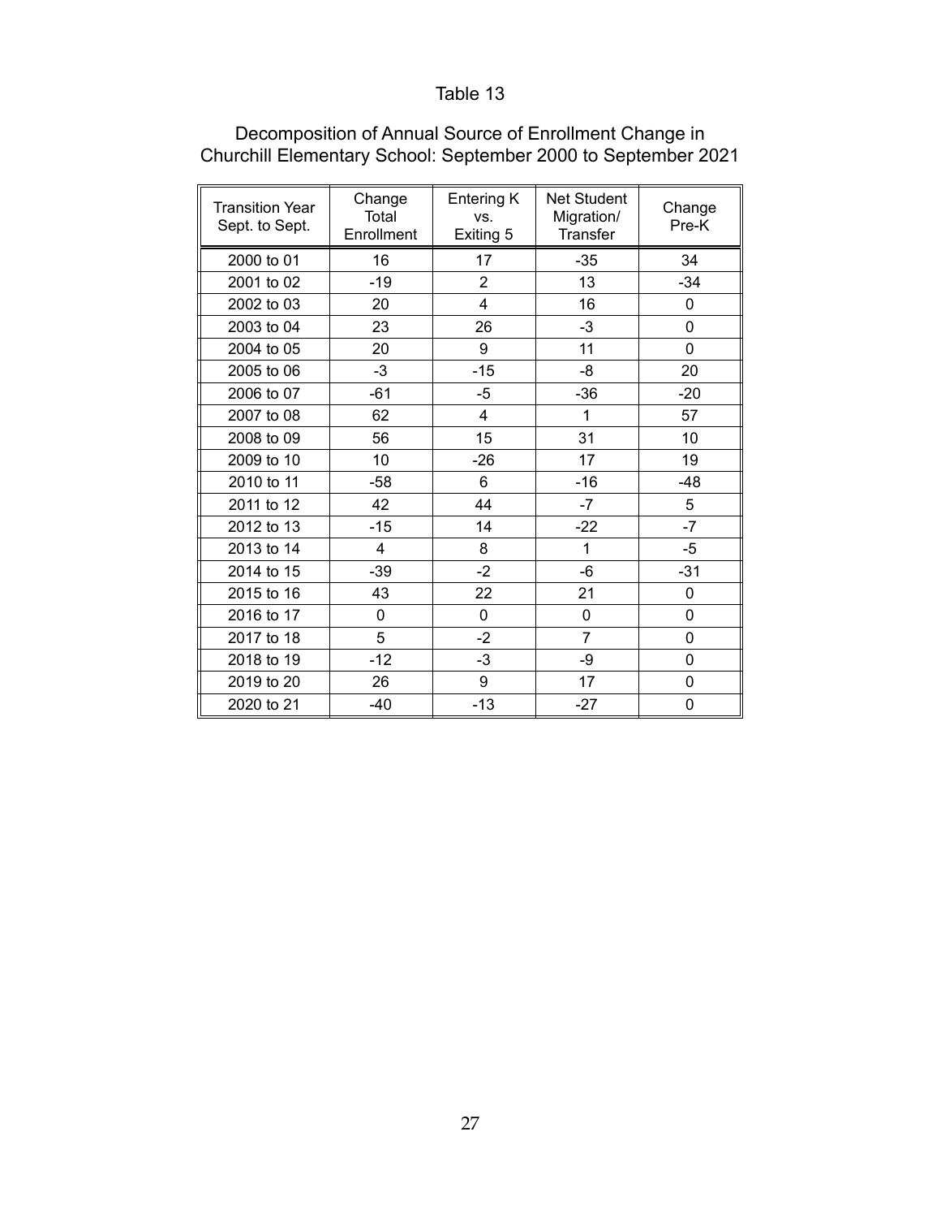Table 13

Decomposition of Annual Source of Enrollment Change in Churchill Elementary School: September 2000 to September 2021

| Transition Year Sept. to Sept. | Change Total Enrollment | Entering K vs. Exiting 5 | Net Student Migration/ Transfer | Change Pre-K |
|---|---|---|---|---|
| 2000 to 01 | 16 | 17 | -35 | 34 |
| 2001 to 02 | -19 | 2 | 13 | -34 |
| 2002 to 03 | 20 | 4 | 16 | 0 |
| 2003 to 04 | 23 | 26 | -3 | 0 |
| 2004 to 05 | 20 | 9 | 11 | 0 |
| 2005 to 06 | -3 | -15 | -8 | 20 |
| 2006 to 07 | -61 | -5 | -36 | -20 |
| 2007 to 08 | 62 | 4 | 1 | 57 |
| 2008 to 09 | 56 | 15 | 31 | 10 |
| 2009 to 10 | 10 | -26 | 17 | 19 |
| 2010 to 11 | -58 | 6 | -16 | -48 |
| 2011 to 12 | 42 | 44 | -7 | 5 |
| 2012 to 13 | -15 | 14 | -22 | -7 |
| 2013 to 14 | 4 | 8 | 1 | -5 |
| 2014 to 15 | -39 | -2 | -6 | -31 |
| 2015 to 16 | 43 | 22 | 21 | 0 |
| 2016 to 17 | 0 | 0 | 0 | 0 |
| 2017 to 18 | 5 | -2 | 7 | 0 |
| 2018 to 19 | -12 | -3 | -9 | 0 |
| 2019 to 20 | 26 | 9 | 17 | 0 |
| 2020 to 21 | -40 | -13 | -27 | 0 |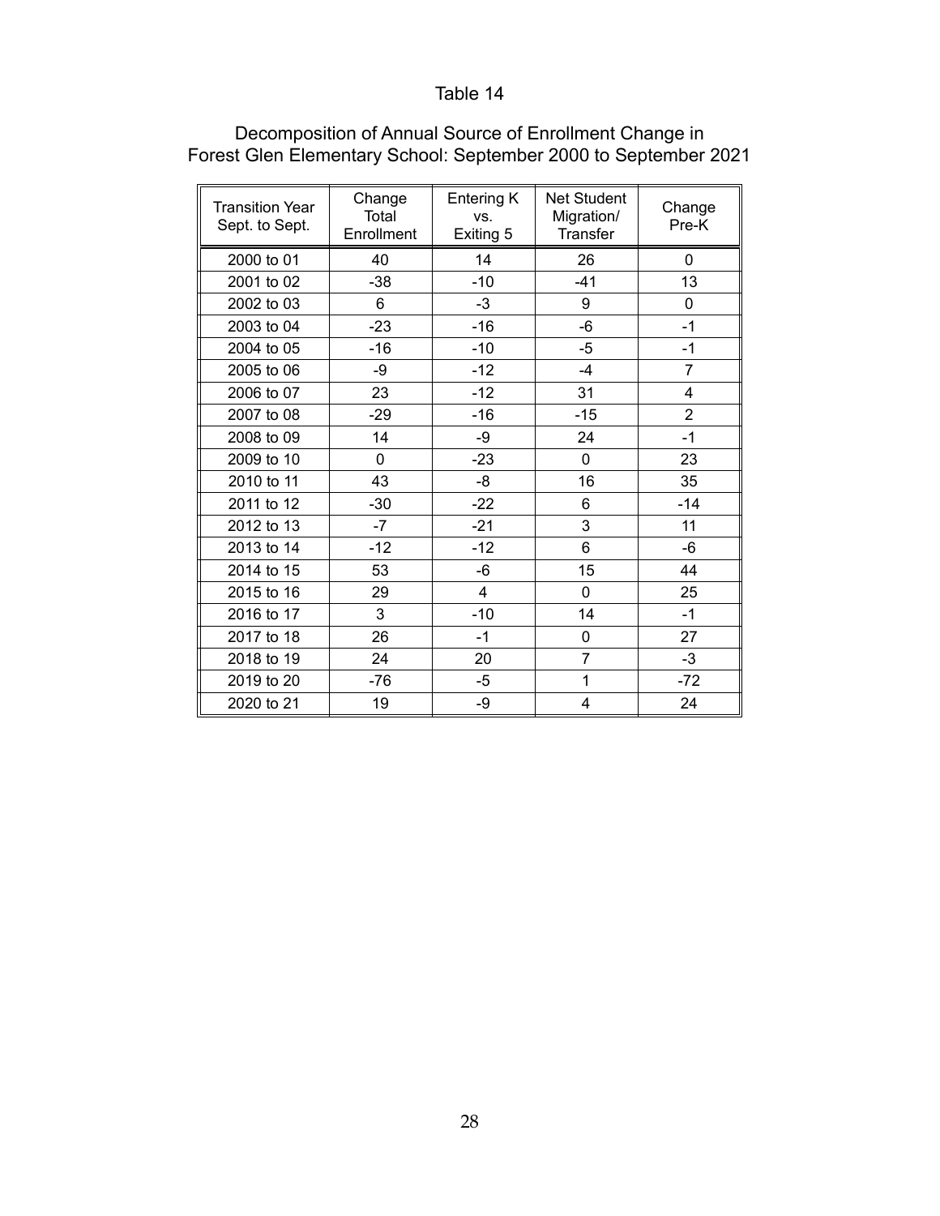Table 14

Decomposition of Annual Source of Enrollment Change in Forest Glen Elementary School: September 2000 to September 2021

| Transition Year Sept. to Sept. | Change Total Enrollment | Entering K vs. Exiting 5 | Net Student Migration/ Transfer | Change Pre-K |
|---|---|---|---|---|
| 2000 to 01 | 40 | 14 | 26 | 0 |
| 2001 to 02 | -38 | -10 | -41 | 13 |
| 2002 to 03 | 6 | -3 | 9 | 0 |
| 2003 to 04 | -23 | -16 | -6 | -1 |
| 2004 to 05 | -16 | -10 | -5 | -1 |
| 2005 to 06 | -9 | -12 | -4 | 7 |
| 2006 to 07 | 23 | -12 | 31 | 4 |
| 2007 to 08 | -29 | -16 | -15 | 2 |
| 2008 to 09 | 14 | -9 | 24 | -1 |
| 2009 to 10 | 0 | -23 | 0 | 23 |
| 2010 to 11 | 43 | -8 | 16 | 35 |
| 2011 to 12 | -30 | -22 | 6 | -14 |
| 2012 to 13 | -7 | -21 | 3 | 11 |
| 2013 to 14 | -12 | -12 | 6 | -6 |
| 2014 to 15 | 53 | -6 | 15 | 44 |
| 2015 to 16 | 29 | 4 | 0 | 25 |
| 2016 to 17 | 3 | -10 | 14 | -1 |
| 2017 to 18 | 26 | -1 | 0 | 27 |
| 2018 to 19 | 24 | 20 | 7 | -3 |
| 2019 to 20 | -76 | -5 | 1 | -72 |
| 2020 to 21 | 19 | -9 | 4 | 24 |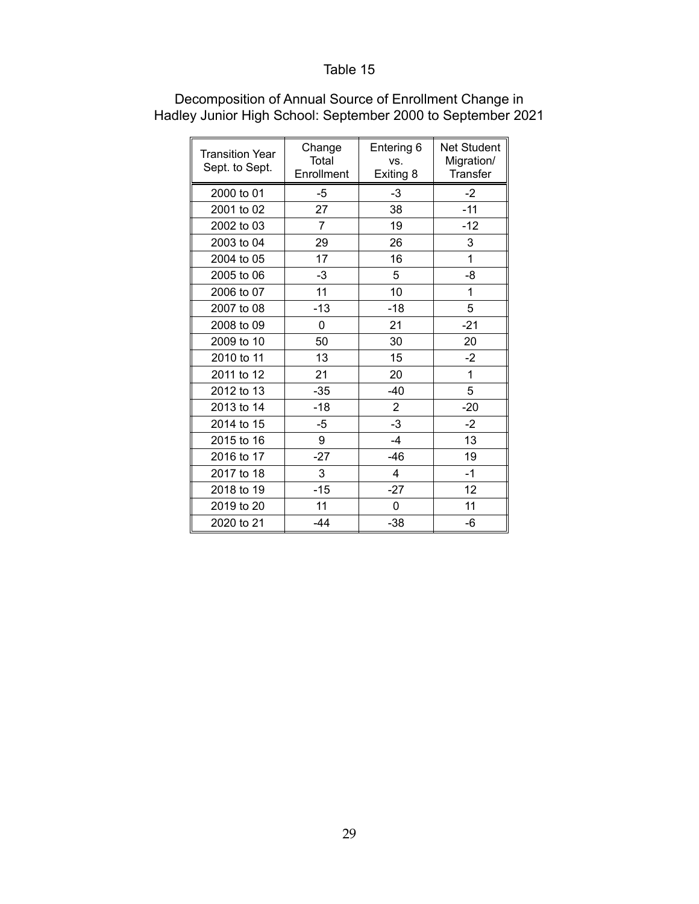Table 15

Decomposition of Annual Source of Enrollment Change in Hadley Junior High School: September 2000 to September 2021

| Transition Year Sept. to Sept. | Change Total Enrollment | Entering 6 vs. Exiting 8 | Net Student Migration/ Transfer |
|---|---|---|---|
| 2000 to 01 | -5 | -3 | -2 |
| 2001 to 02 | 27 | 38 | -11 |
| 2002 to 03 | 7 | 19 | -12 |
| 2003 to 04 | 29 | 26 | 3 |
| 2004 to 05 | 17 | 16 | 1 |
| 2005 to 06 | -3 | 5 | -8 |
| 2006 to 07 | 11 | 10 | 1 |
| 2007 to 08 | -13 | -18 | 5 |
| 2008 to 09 | 0 | 21 | -21 |
| 2009 to 10 | 50 | 30 | 20 |
| 2010 to 11 | 13 | 15 | -2 |
| 2011 to 12 | 21 | 20 | 1 |
| 2012 to 13 | -35 | -40 | 5 |
| 2013 to 14 | -18 | 2 | -20 |
| 2014 to 15 | -5 | -3 | -2 |
| 2015 to 16 | 9 | -4 | 13 |
| 2016 to 17 | -27 | -46 | 19 |
| 2017 to 18 | 3 | 4 | -1 |
| 2018 to 19 | -15 | -27 | 12 |
| 2019 to 20 | 11 | 0 | 11 |
| 2020 to 21 | -44 | -38 | -6 |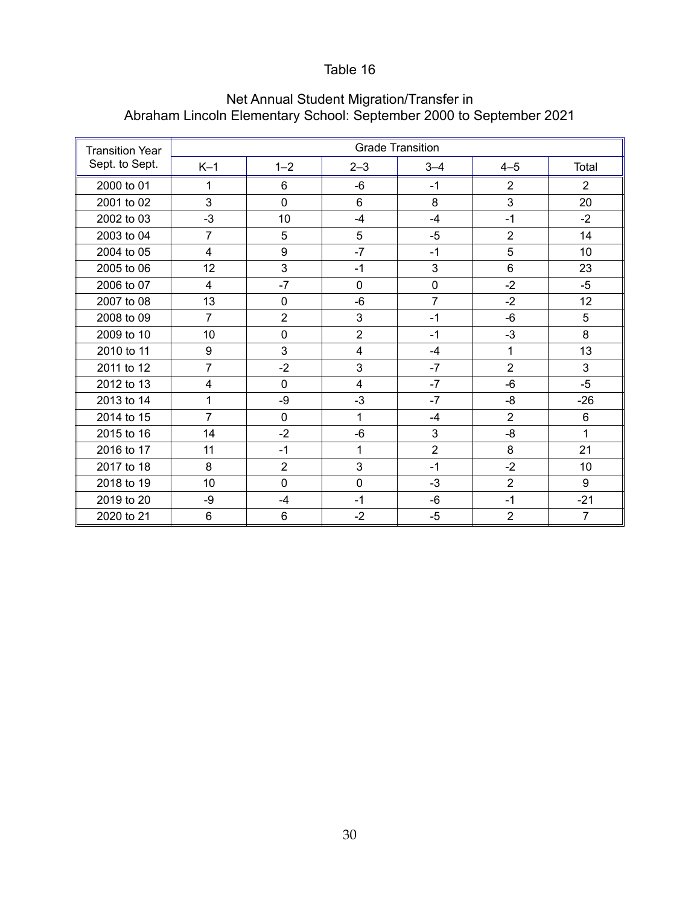Table 16

Net Annual Student Migration/Transfer in
Abraham Lincoln Elementary School: September 2000 to September 2021

| Transition Year Sept. to Sept. | Grade Transition | | | | | |
|---|---|---|---|---|---|---|
| | K–1 | 1–2 | 2–3 | 3–4 | 4–5 | Total |
| 2000 to 01 | 1 | 6 | -6 | -1 | 2 | 2 |
| 2001 to 02 | 3 | 0 | 6 | 8 | 3 | 20 |
| 2002 to 03 | -3 | 10 | -4 | -4 | -1 | -2 |
| 2003 to 04 | 7 | 5 | 5 | -5 | 2 | 14 |
| 2004 to 05 | 4 | 9 | -7 | -1 | 5 | 10 |
| 2005 to 06 | 12 | 3 | -1 | 3 | 6 | 23 |
| 2006 to 07 | 4 | -7 | 0 | 0 | -2 | -5 |
| 2007 to 08 | 13 | 0 | -6 | 7 | -2 | 12 |
| 2008 to 09 | 7 | 2 | 3 | -1 | -6 | 5 |
| 2009 to 10 | 10 | 0 | 2 | -1 | -3 | 8 |
| 2010 to 11 | 9 | 3 | 4 | -4 | 1 | 13 |
| 2011 to 12 | 7 | -2 | 3 | -7 | 2 | 3 |
| 2012 to 13 | 4 | 0 | 4 | -7 | -6 | -5 |
| 2013 to 14 | 1 | -9 | -3 | -7 | -8 | -26 |
| 2014 to 15 | 7 | 0 | 1 | -4 | 2 | 6 |
| 2015 to 16 | 14 | -2 | -6 | 3 | -8 | 1 |
| 2016 to 17 | 11 | -1 | 1 | 2 | 8 | 21 |
| 2017 to 18 | 8 | 2 | 3 | -1 | -2 | 10 |
| 2018 to 19 | 10 | 0 | 0 | -3 | 2 | 9 |
| 2019 to 20 | -9 | -4 | -1 | -6 | -1 | -21 |
| 2020 to 21 | 6 | 6 | -2 | -5 | 2 | 7 |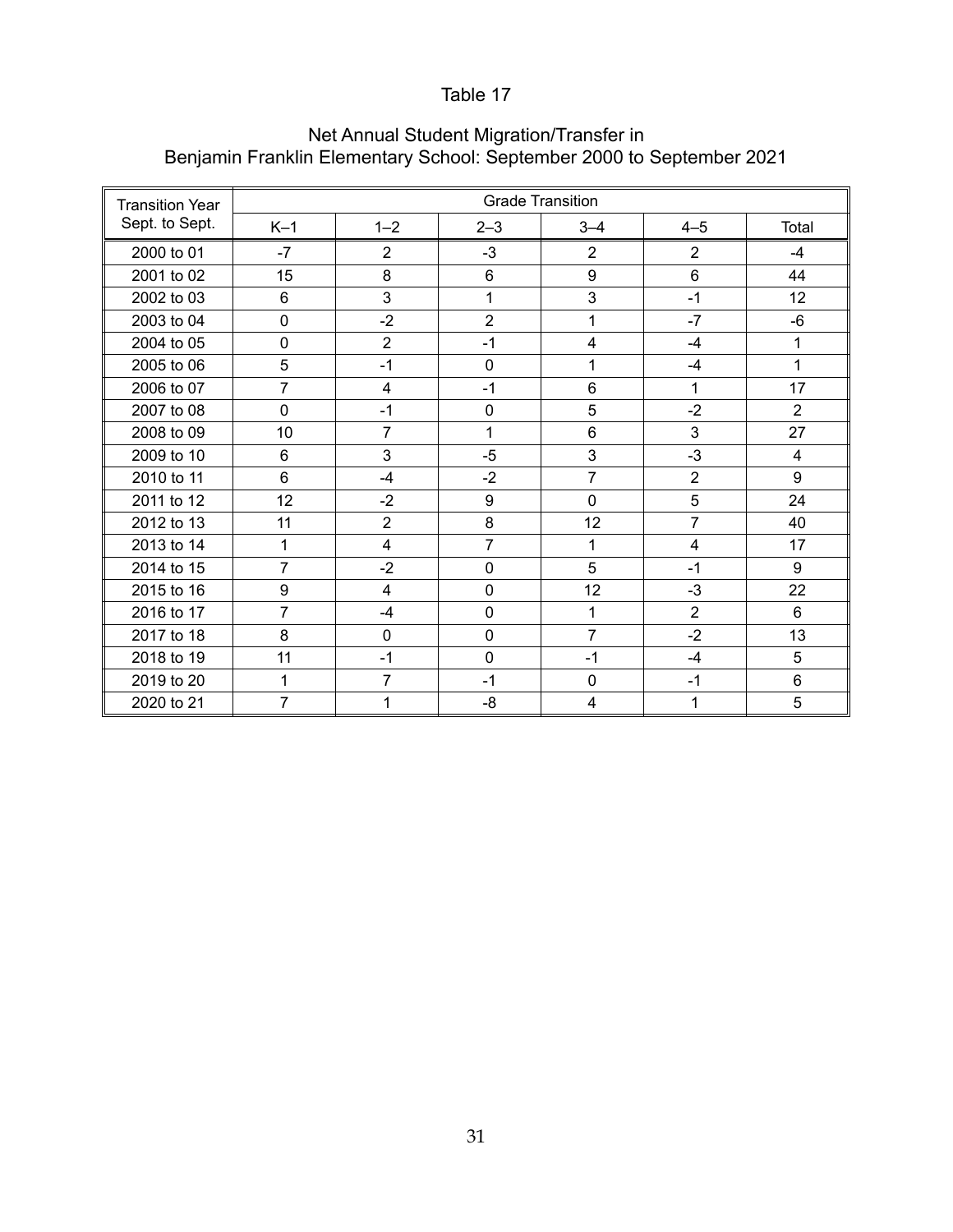Table 17

Net Annual Student Migration/Transfer in
Benjamin Franklin Elementary School: September 2000 to September 2021

| Transition Year Sept. to Sept. | Grade Transition | | | | | |
|---|---|---|---|---|---|---|
| | K–1 | 1–2 | 2–3 | 3–4 | 4–5 | Total |
| 2000 to 01 | -7 | 2 | -3 | 2 | 2 | -4 |
| 2001 to 02 | 15 | 8 | 6 | 9 | 6 | 44 |
| 2002 to 03 | 6 | 3 | 1 | 3 | -1 | 12 |
| 2003 to 04 | 0 | -2 | 2 | 1 | -7 | -6 |
| 2004 to 05 | 0 | 2 | -1 | 4 | -4 | 1 |
| 2005 to 06 | 5 | -1 | 0 | 1 | -4 | 1 |
| 2006 to 07 | 7 | 4 | -1 | 6 | 1 | 17 |
| 2007 to 08 | 0 | -1 | 0 | 5 | -2 | 2 |
| 2008 to 09 | 10 | 7 | 1 | 6 | 3 | 27 |
| 2009 to 10 | 6 | 3 | -5 | 3 | -3 | 4 |
| 2010 to 11 | 6 | -4 | -2 | 7 | 2 | 9 |
| 2011 to 12 | 12 | -2 | 9 | 0 | 5 | 24 |
| 2012 to 13 | 11 | 2 | 8 | 12 | 7 | 40 |
| 2013 to 14 | 1 | 4 | 7 | 1 | 4 | 17 |
| 2014 to 15 | 7 | -2 | 0 | 5 | -1 | 9 |
| 2015 to 16 | 9 | 4 | 0 | 12 | -3 | 22 |
| 2016 to 17 | 7 | -4 | 0 | 1 | 2 | 6 |
| 2017 to 18 | 8 | 0 | 0 | 7 | -2 | 13 |
| 2018 to 19 | 11 | -1 | 0 | -1 | -4 | 5 |
| 2019 to 20 | 1 | 7 | -1 | 0 | -1 | 6 |
| 2020 to 21 | 7 | 1 | -8 | 4 | 1 | 5 |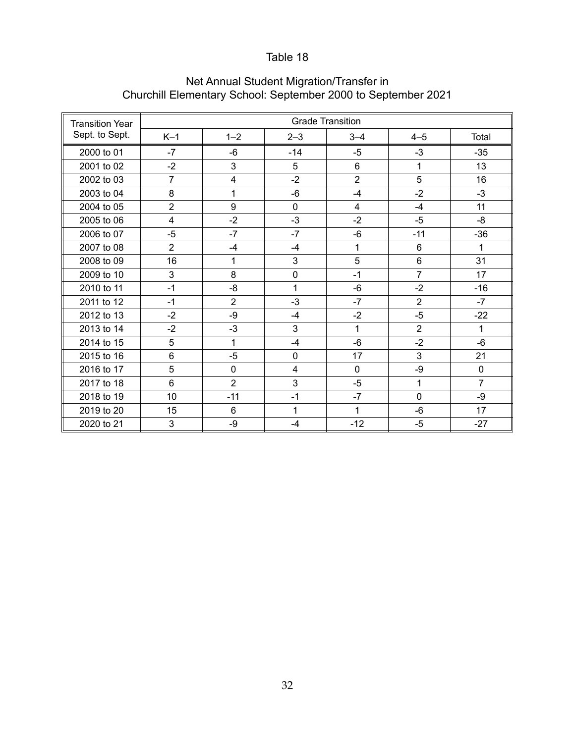Table 18

Net Annual Student Migration/Transfer in
Churchill Elementary School: September 2000 to September 2021

| Transition Year Sept. to Sept. | Grade Transition | | | | | |
|---|---|---|---|---|---|---|
| | K–1 | 1–2 | 2–3 | 3–4 | 4–5 | Total |
| 2000 to 01 | -7 | -6 | -14 | -5 | -3 | -35 |
| 2001 to 02 | -2 | 3 | 5 | 6 | 1 | 13 |
| 2002 to 03 | 7 | 4 | -2 | 2 | 5 | 16 |
| 2003 to 04 | 8 | 1 | -6 | -4 | -2 | -3 |
| 2004 to 05 | 2 | 9 | 0 | 4 | -4 | 11 |
| 2005 to 06 | 4 | -2 | -3 | -2 | -5 | -8 |
| 2006 to 07 | -5 | -7 | -7 | -6 | -11 | -36 |
| 2007 to 08 | 2 | -4 | -4 | 1 | 6 | 1 |
| 2008 to 09 | 16 | 1 | 3 | 5 | 6 | 31 |
| 2009 to 10 | 3 | 8 | 0 | -1 | 7 | 17 |
| 2010 to 11 | -1 | -8 | 1 | -6 | -2 | -16 |
| 2011 to 12 | -1 | 2 | -3 | -7 | 2 | -7 |
| 2012 to 13 | -2 | -9 | -4 | -2 | -5 | -22 |
| 2013 to 14 | -2 | -3 | 3 | 1 | 2 | 1 |
| 2014 to 15 | 5 | 1 | -4 | -6 | -2 | -6 |
| 2015 to 16 | 6 | -5 | 0 | 17 | 3 | 21 |
| 2016 to 17 | 5 | 0 | 4 | 0 | -9 | 0 |
| 2017 to 18 | 6 | 2 | 3 | -5 | 1 | 7 |
| 2018 to 19 | 10 | -11 | -1 | -7 | 0 | -9 |
| 2019 to 20 | 15 | 6 | 1 | 1 | -6 | 17 |
| 2020 to 21 | 3 | -9 | -4 | -12 | -5 | -27 |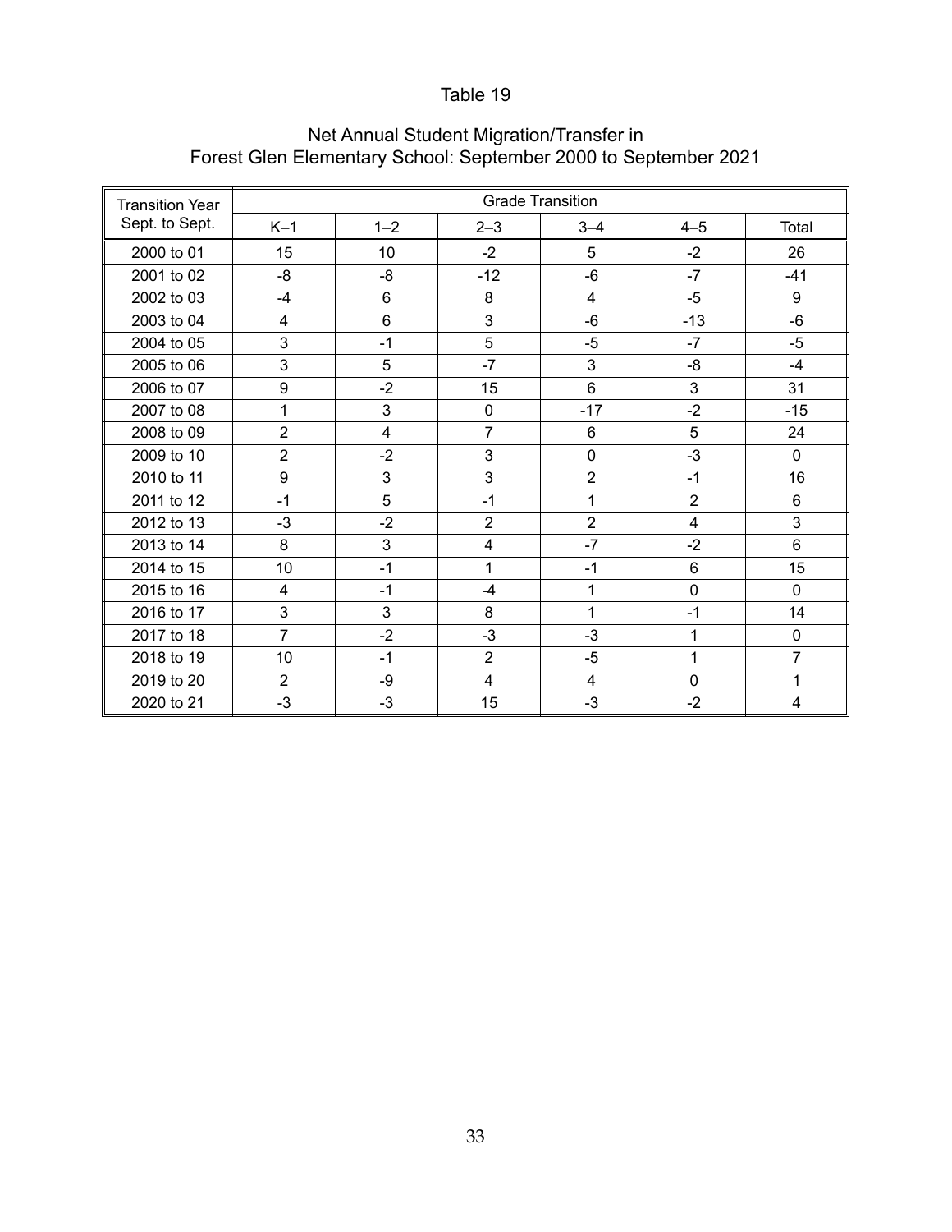Table 19

Net Annual Student Migration/Transfer in
Forest Glen Elementary School: September 2000 to September 2021

| Transition Year Sept. to Sept. | Grade Transition | | | | | |
|---|---|---|---|---|---|---|
| | K–1 | 1–2 | 2–3 | 3–4 | 4–5 | Total |
| 2000 to 01 | 15 | 10 | -2 | 5 | -2 | 26 |
| 2001 to 02 | -8 | -8 | -12 | -6 | -7 | -41 |
| 2002 to 03 | -4 | 6 | 8 | 4 | -5 | 9 |
| 2003 to 04 | 4 | 6 | 3 | -6 | -13 | -6 |
| 2004 to 05 | 3 | -1 | 5 | -5 | -7 | -5 |
| 2005 to 06 | 3 | 5 | -7 | 3 | -8 | -4 |
| 2006 to 07 | 9 | -2 | 15 | 6 | 3 | 31 |
| 2007 to 08 | 1 | 3 | 0 | -17 | -2 | -15 |
| 2008 to 09 | 2 | 4 | 7 | 6 | 5 | 24 |
| 2009 to 10 | 2 | -2 | 3 | 0 | -3 | 0 |
| 2010 to 11 | 9 | 3 | 3 | 2 | -1 | 16 |
| 2011 to 12 | -1 | 5 | -1 | 1 | 2 | 6 |
| 2012 to 13 | -3 | -2 | 2 | 2 | 4 | 3 |
| 2013 to 14 | 8 | 3 | 4 | -7 | -2 | 6 |
| 2014 to 15 | 10 | -1 | 1 | -1 | 6 | 15 |
| 2015 to 16 | 4 | -1 | -4 | 1 | 0 | 0 |
| 2016 to 17 | 3 | 3 | 8 | 1 | -1 | 14 |
| 2017 to 18 | 7 | -2 | -3 | -3 | 1 | 0 |
| 2018 to 19 | 10 | -1 | 2 | -5 | 1 | 7 |
| 2019 to 20 | 2 | -9 | 4 | 4 | 0 | 1 |
| 2020 to 21 | -3 | -3 | 15 | -3 | -2 | 4 |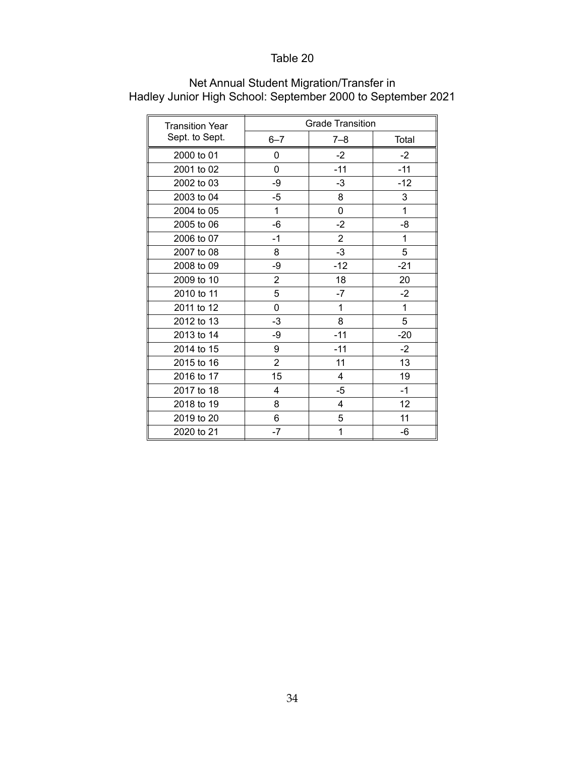Table 20

Net Annual Student Migration/Transfer in
Hadley Junior High School: September 2000 to September 2021

| Transition Year Sept. to Sept. | Grade Transition | | |
|---|---|---|---|
| | 6–7 | 7–8 | Total |
| 2000 to 01 | 0 | -2 | -2 |
| 2001 to 02 | 0 | -11 | -11 |
| 2002 to 03 | -9 | -3 | -12 |
| 2003 to 04 | -5 | 8 | 3 |
| 2004 to 05 | 1 | 0 | 1 |
| 2005 to 06 | -6 | -2 | -8 |
| 2006 to 07 | -1 | 2 | 1 |
| 2007 to 08 | 8 | -3 | 5 |
| 2008 to 09 | -9 | -12 | -21 |
| 2009 to 10 | 2 | 18 | 20 |
| 2010 to 11 | 5 | -7 | -2 |
| 2011 to 12 | 0 | 1 | 1 |
| 2012 to 13 | -3 | 8 | 5 |
| 2013 to 14 | -9 | -11 | -20 |
| 2014 to 15 | 9 | -11 | -2 |
| 2015 to 16 | 2 | 11 | 13 |
| 2016 to 17 | 15 | 4 | 19 |
| 2017 to 18 | 4 | -5 | -1 |
| 2018 to 19 | 8 | 4 | 12 |
| 2019 to 20 | 6 | 5 | 11 |
| 2020 to 21 | -7 | 1 | -6 |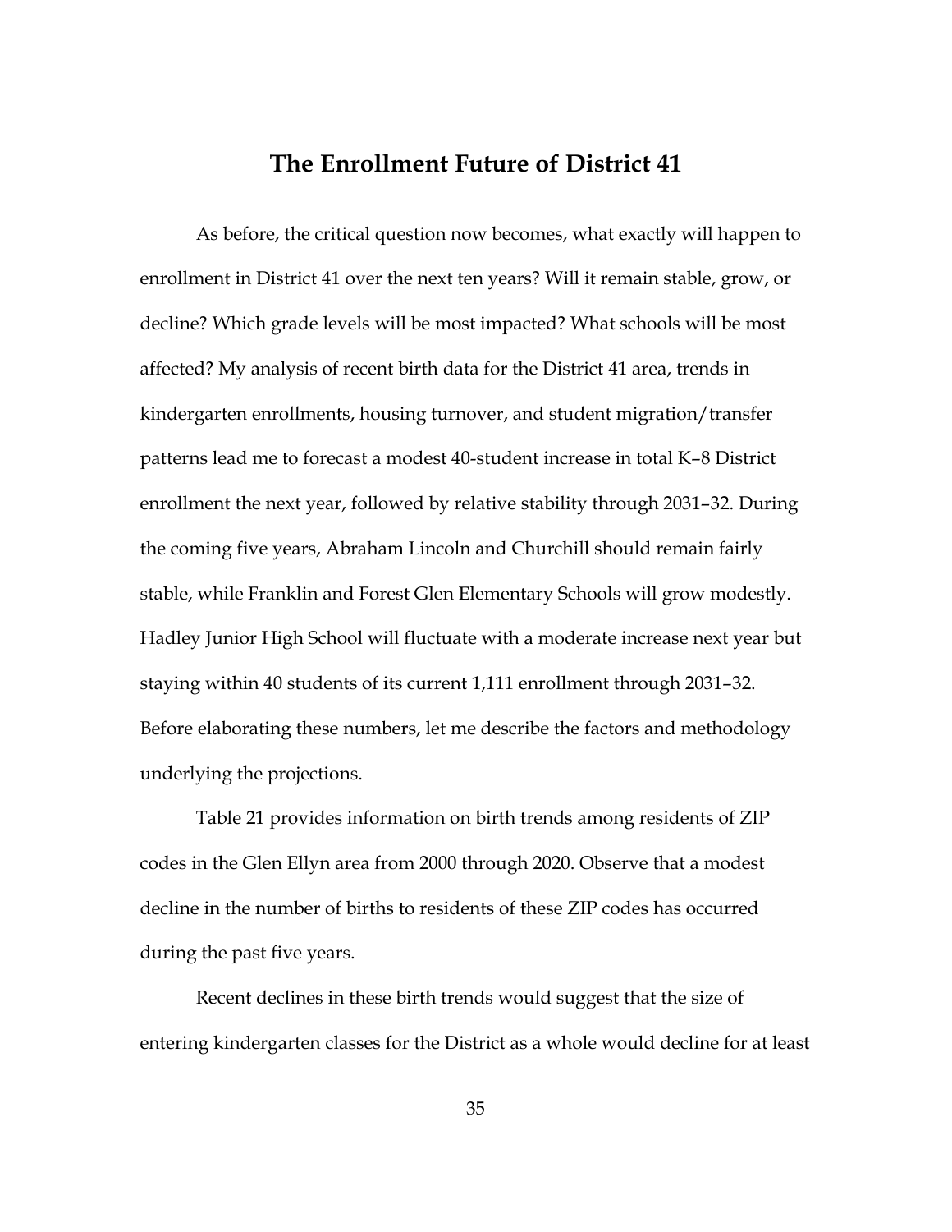# The Enrollment Future of District 41

As before, the critical question now becomes, what exactly will happen to enrollment in District 41 over the next ten years? Will it remain stable, grow, or decline? Which grade levels will be most impacted? What schools will be most affected? My analysis of recent birth data for the District 41 area, trends in kindergarten enrollments, housing turnover, and student migration/transfer patterns lead me to forecast a modest 40-student increase in total K–8 District enrollment the next year, followed by relative stability through 2031–32. During the coming five years, Abraham Lincoln and Churchill should remain fairly stable, while Franklin and Forest Glen Elementary Schools will grow modestly. Hadley Junior High School will fluctuate with a moderate increase next year but staying within 40 students of its current 1,111 enrollment through 2031–32. Before elaborating these numbers, let me describe the factors and methodology underlying the projections.

Table 21 provides information on birth trends among residents of ZIP codes in the Glen Ellyn area from 2000 through 2020. Observe that a modest decline in the number of births to residents of these ZIP codes has occurred during the past five years.

Recent declines in these birth trends would suggest that the size of entering kindergarten classes for the District as a whole would decline for at least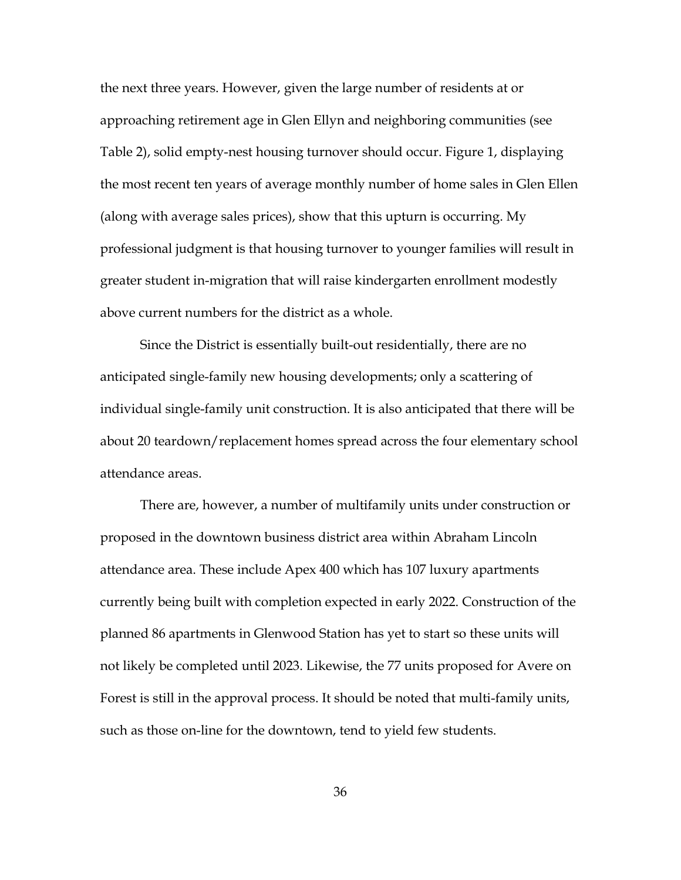the next three years. However, given the large number of residents at or approaching retirement age in Glen Ellyn and neighboring communities (see Table 2), solid empty-nest housing turnover should occur. Figure 1, displaying the most recent ten years of average monthly number of home sales in Glen Ellen (along with average sales prices), show that this upturn is occurring. My professional judgment is that housing turnover to younger families will result in greater student in-migration that will raise kindergarten enrollment modestly above current numbers for the district as a whole.

Since the District is essentially built-out residentially, there are no anticipated single-family new housing developments; only a scattering of individual single-family unit construction. It is also anticipated that there will be about 20 teardown/replacement homes spread across the four elementary school attendance areas.

There are, however, a number of multifamily units under construction or proposed in the downtown business district area within Abraham Lincoln attendance area. These include Apex 400 which has 107 luxury apartments currently being built with completion expected in early 2022. Construction of the planned 86 apartments in Glenwood Station has yet to start so these units will not likely be completed until 2023. Likewise, the 77 units proposed for Avere on Forest is still in the approval process. It should be noted that multi-family units, such as those on-line for the downtown, tend to yield few students.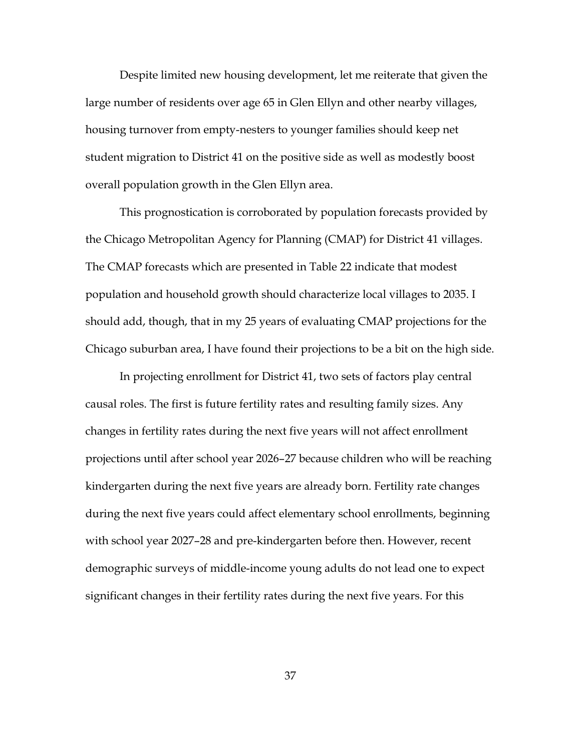Despite limited new housing development, let me reiterate that given the large number of residents over age 65 in Glen Ellyn and other nearby villages, housing turnover from empty-nesters to younger families should keep net student migration to District 41 on the positive side as well as modestly boost overall population growth in the Glen Ellyn area.

This prognostication is corroborated by population forecasts provided by the Chicago Metropolitan Agency for Planning (CMAP) for District 41 villages. The CMAP forecasts which are presented in Table 22 indicate that modest population and household growth should characterize local villages to 2035. I should add, though, that in my 25 years of evaluating CMAP projections for the Chicago suburban area, I have found their projections to be a bit on the high side.

In projecting enrollment for District 41, two sets of factors play central causal roles. The first is future fertility rates and resulting family sizes. Any changes in fertility rates during the next five years will not affect enrollment projections until after school year 2026–27 because children who will be reaching kindergarten during the next five years are already born. Fertility rate changes during the next five years could affect elementary school enrollments, beginning with school year 2027–28 and pre-kindergarten before then. However, recent demographic surveys of middle-income young adults do not lead one to expect significant changes in their fertility rates during the next five years. For this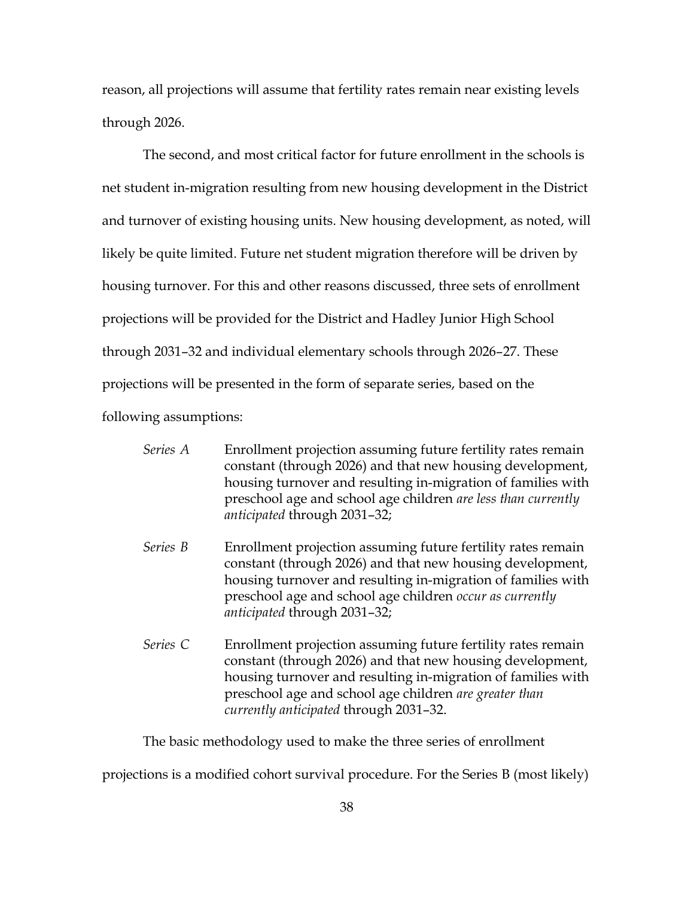reason, all projections will assume that fertility rates remain near existing levels through 2026.

The second, and most critical factor for future enrollment in the schools is net student in-migration resulting from new housing development in the District and turnover of existing housing units. New housing development, as noted, will likely be quite limited. Future net student migration therefore will be driven by housing turnover. For this and other reasons discussed, three sets of enrollment projections will be provided for the District and Hadley Junior High School through 2031–32 and individual elementary schools through 2026–27. These projections will be presented in the form of separate series, based on the following assumptions:

*Series A* Enrollment projection assuming future fertility rates remain constant (through 2026) and that new housing development, housing turnover and resulting in-migration of families with preschool age and school age children *are less than currently anticipated* through 2031–32;

*Series B* Enrollment projection assuming future fertility rates remain constant (through 2026) and that new housing development, housing turnover and resulting in-migration of families with preschool age and school age children *occur as currently anticipated* through 2031–32;

*Series C* Enrollment projection assuming future fertility rates remain constant (through 2026) and that new housing development, housing turnover and resulting in-migration of families with preschool age and school age children *are greater than currently anticipated* through 2031–32.

The basic methodology used to make the three series of enrollment projections is a modified cohort survival procedure. For the Series B (most likely)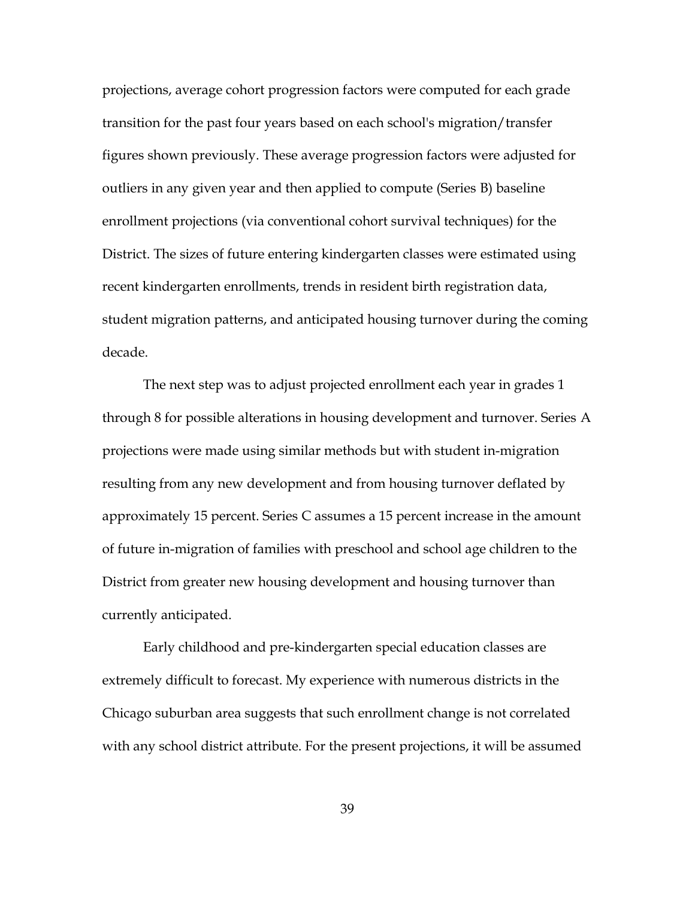projections, average cohort progression factors were computed for each grade transition for the past four years based on each school's migration/transfer figures shown previously. These average progression factors were adjusted for outliers in any given year and then applied to compute (Series B) baseline enrollment projections (via conventional cohort survival techniques) for the District. The sizes of future entering kindergarten classes were estimated using recent kindergarten enrollments, trends in resident birth registration data, student migration patterns, and anticipated housing turnover during the coming decade.

The next step was to adjust projected enrollment each year in grades 1 through 8 for possible alterations in housing development and turnover. Series A projections were made using similar methods but with student in-migration resulting from any new development and from housing turnover deflated by approximately 15 percent. Series C assumes a 15 percent increase in the amount of future in-migration of families with preschool and school age children to the District from greater new housing development and housing turnover than currently anticipated.

Early childhood and pre-kindergarten special education classes are extremely difficult to forecast. My experience with numerous districts in the Chicago suburban area suggests that such enrollment change is not correlated with any school district attribute. For the present projections, it will be assumed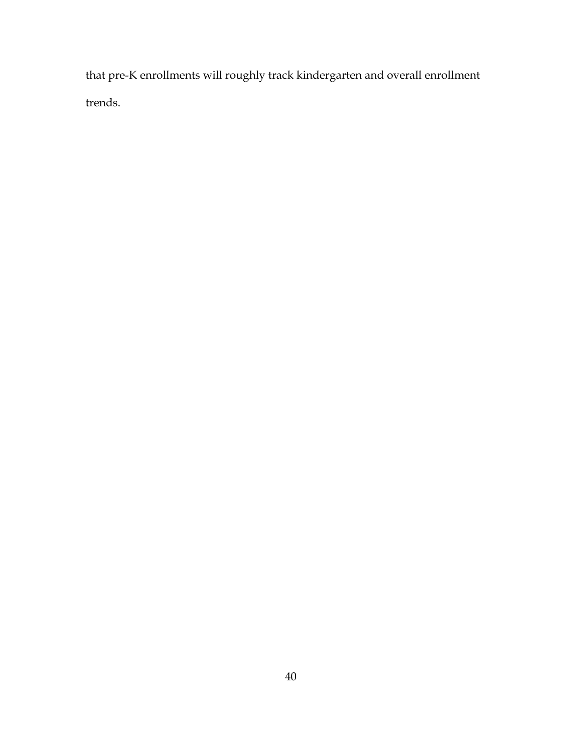that pre-K enrollments will roughly track kindergarten and overall enrollment trends.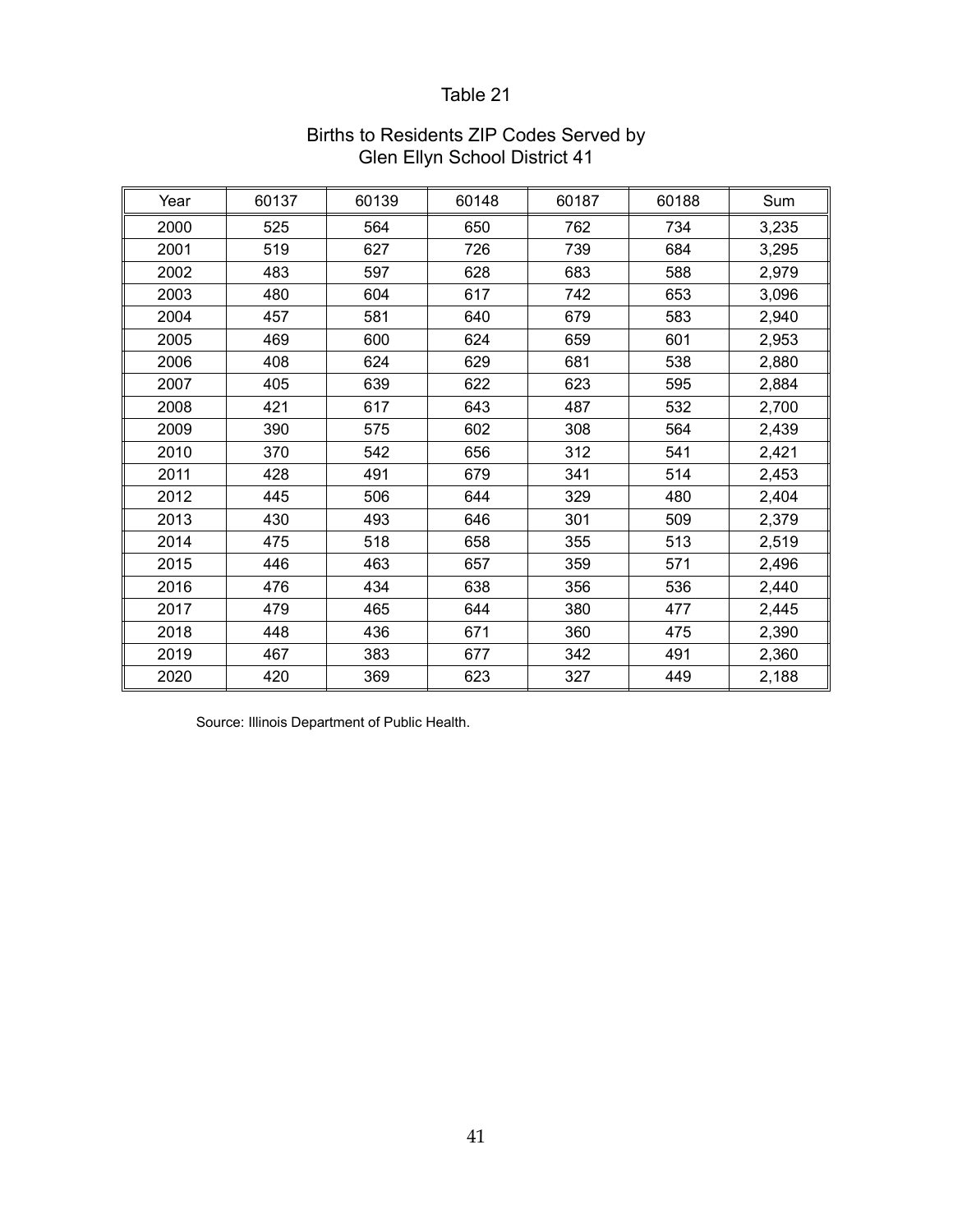Table 21

Births to Residents ZIP Codes Served by Glen Ellyn School District 41

| Year | 60137 | 60139 | 60148 | 60187 | 60188 | Sum |
|---|---|---|---|---|---|---|
| 2000 | 525 | 564 | 650 | 762 | 734 | 3,235 |
| 2001 | 519 | 627 | 726 | 739 | 684 | 3,295 |
| 2002 | 483 | 597 | 628 | 683 | 588 | 2,979 |
| 2003 | 480 | 604 | 617 | 742 | 653 | 3,096 |
| 2004 | 457 | 581 | 640 | 679 | 583 | 2,940 |
| 2005 | 469 | 600 | 624 | 659 | 601 | 2,953 |
| 2006 | 408 | 624 | 629 | 681 | 538 | 2,880 |
| 2007 | 405 | 639 | 622 | 623 | 595 | 2,884 |
| 2008 | 421 | 617 | 643 | 487 | 532 | 2,700 |
| 2009 | 390 | 575 | 602 | 308 | 564 | 2,439 |
| 2010 | 370 | 542 | 656 | 312 | 541 | 2,421 |
| 2011 | 428 | 491 | 679 | 341 | 514 | 2,453 |
| 2012 | 445 | 506 | 644 | 329 | 480 | 2,404 |
| 2013 | 430 | 493 | 646 | 301 | 509 | 2,379 |
| 2014 | 475 | 518 | 658 | 355 | 513 | 2,519 |
| 2015 | 446 | 463 | 657 | 359 | 571 | 2,496 |
| 2016 | 476 | 434 | 638 | 356 | 536 | 2,440 |
| 2017 | 479 | 465 | 644 | 380 | 477 | 2,445 |
| 2018 | 448 | 436 | 671 | 360 | 475 | 2,390 |
| 2019 | 467 | 383 | 677 | 342 | 491 | 2,360 |
| 2020 | 420 | 369 | 623 | 327 | 449 | 2,188 |

Source: Illinois Department of Public Health.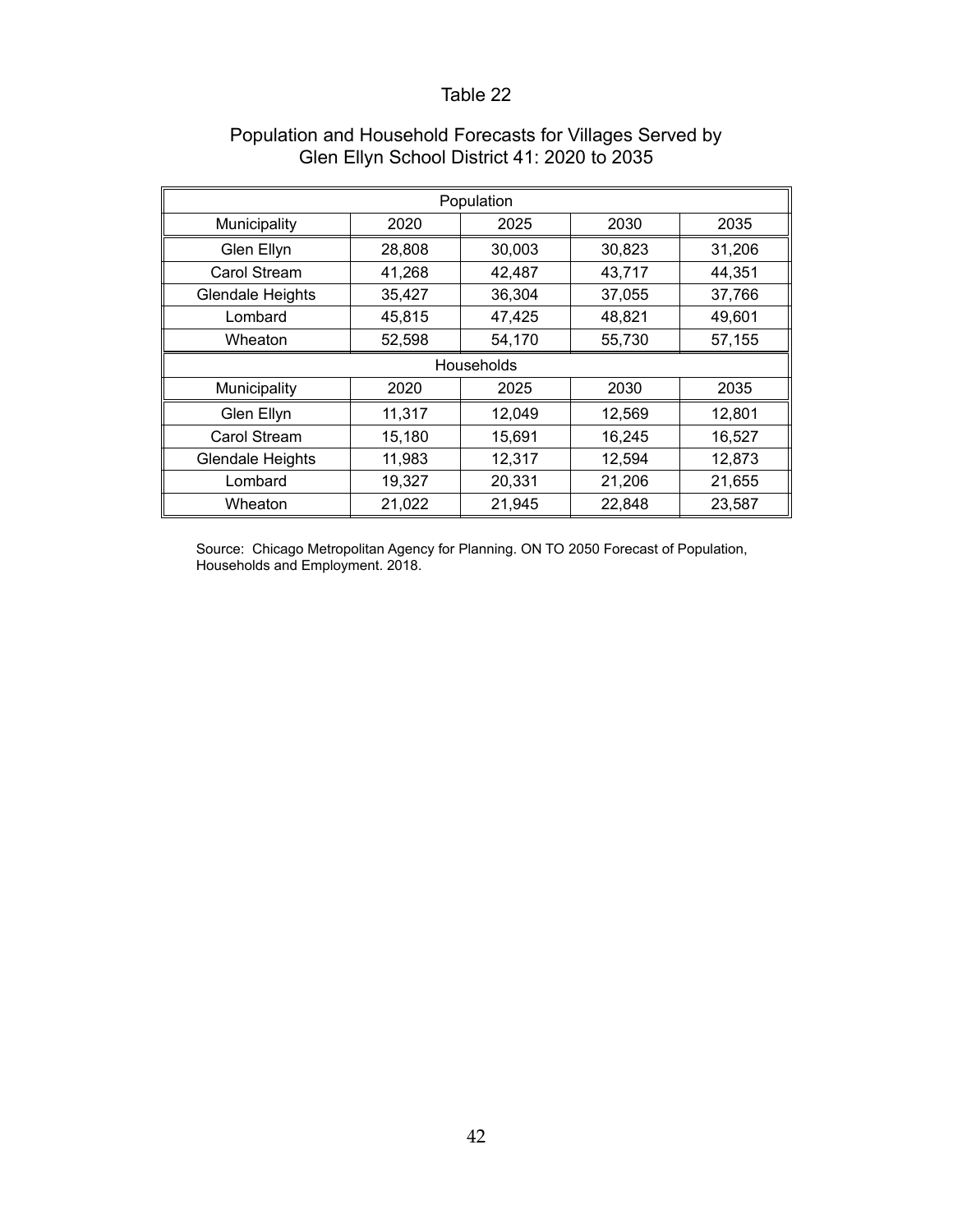Table 22

Population and Household Forecasts for Villages Served by Glen Ellyn School District 41: 2020 to 2035

| Population | | | | |
|---|---|---|---|---|
| Municipality | 2020 | 2025 | 2030 | 2035 |
| Glen Ellyn | 28,808 | 30,003 | 30,823 | 31,206 |
| Carol Stream | 41,268 | 42,487 | 43,717 | 44,351 |
| Glendale Heights | 35,427 | 36,304 | 37,055 | 37,766 |
| Lombard | 45,815 | 47,425 | 48,821 | 49,601 |
| Wheaton | 52,598 | 54,170 | 55,730 | 57,155 |
| **Households** | | | | |
| Municipality | 2020 | 2025 | 2030 | 2035 |
| Glen Ellyn | 11,317 | 12,049 | 12,569 | 12,801 |
| Carol Stream | 15,180 | 15,691 | 16,245 | 16,527 |
| Glendale Heights | 11,983 | 12,317 | 12,594 | 12,873 |
| Lombard | 19,327 | 20,331 | 21,206 | 21,655 |
| Wheaton | 21,022 | 21,945 | 22,848 | 23,587 |

Source: Chicago Metropolitan Agency for Planning. ON TO 2050 Forecast of Population, Households and Employment. 2018.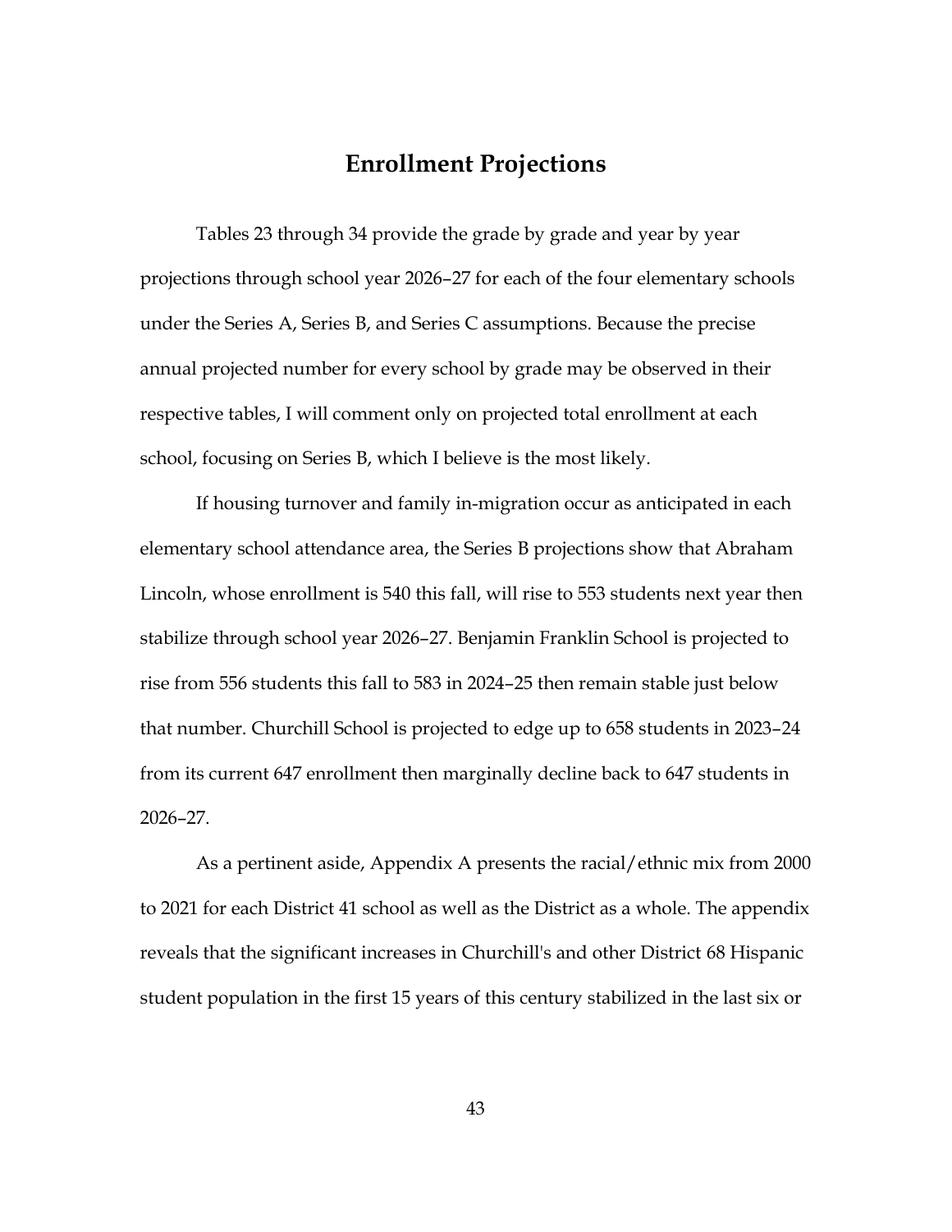## Enrollment Projections

Tables 23 through 34 provide the grade by grade and year by year projections through school year 2026–27 for each of the four elementary schools under the Series A, Series B, and Series C assumptions. Because the precise annual projected number for every school by grade may be observed in their respective tables, I will comment only on projected total enrollment at each school, focusing on Series B, which I believe is the most likely.

If housing turnover and family in-migration occur as anticipated in each elementary school attendance area, the Series B projections show that Abraham Lincoln, whose enrollment is 540 this fall, will rise to 553 students next year then stabilize through school year 2026–27. Benjamin Franklin School is projected to rise from 556 students this fall to 583 in 2024–25 then remain stable just below that number. Churchill School is projected to edge up to 658 students in 2023–24 from its current 647 enrollment then marginally decline back to 647 students in 2026–27.

As a pertinent aside, Appendix A presents the racial/ethnic mix from 2000 to 2021 for each District 41 school as well as the District as a whole. The appendix reveals that the significant increases in Churchill's and other District 68 Hispanic student population in the first 15 years of this century stabilized in the last six or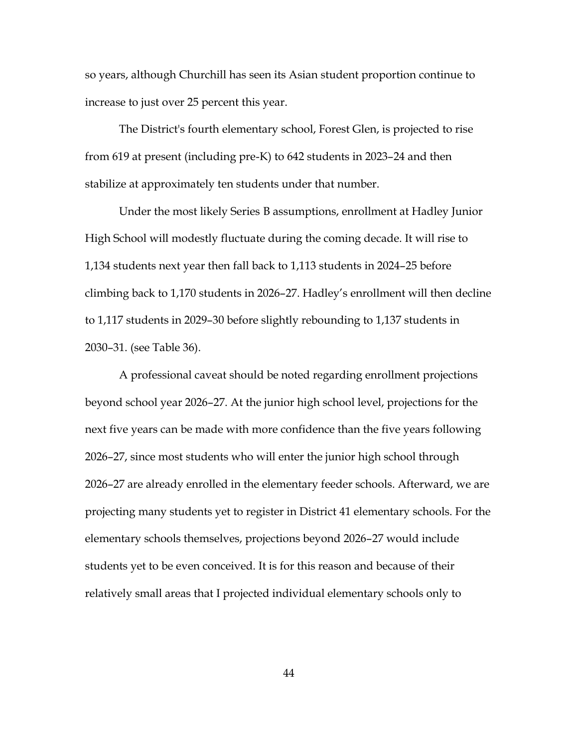so years, although Churchill has seen its Asian student proportion continue to increase to just over 25 percent this year.

The District's fourth elementary school, Forest Glen, is projected to rise from 619 at present (including pre-K) to 642 students in 2023–24 and then stabilize at approximately ten students under that number.

Under the most likely Series B assumptions, enrollment at Hadley Junior High School will modestly fluctuate during the coming decade. It will rise to 1,134 students next year then fall back to 1,113 students in 2024–25 before climbing back to 1,170 students in 2026–27. Hadley's enrollment will then decline to 1,117 students in 2029–30 before slightly rebounding to 1,137 students in 2030–31. (see Table 36).

A professional caveat should be noted regarding enrollment projections beyond school year 2026–27. At the junior high school level, projections for the next five years can be made with more confidence than the five years following 2026–27, since most students who will enter the junior high school through 2026–27 are already enrolled in the elementary feeder schools. Afterward, we are projecting many students yet to register in District 41 elementary schools. For the elementary schools themselves, projections beyond 2026–27 would include students yet to be even conceived. It is for this reason and because of their relatively small areas that I projected individual elementary schools only to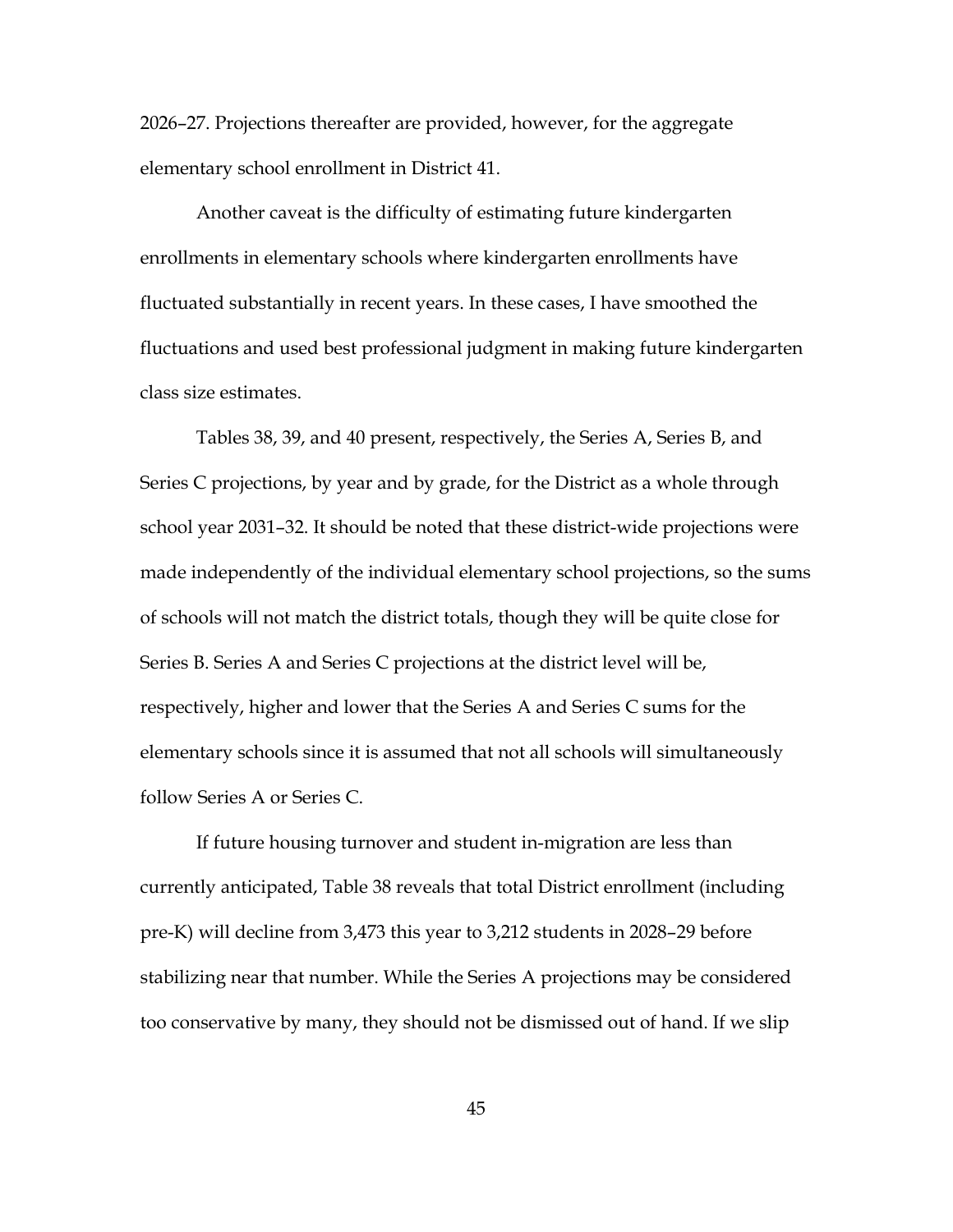2026–27. Projections thereafter are provided, however, for the aggregate elementary school enrollment in District 41.

Another caveat is the difficulty of estimating future kindergarten enrollments in elementary schools where kindergarten enrollments have fluctuated substantially in recent years. In these cases, I have smoothed the fluctuations and used best professional judgment in making future kindergarten class size estimates.

Tables 38, 39, and 40 present, respectively, the Series A, Series B, and Series C projections, by year and by grade, for the District as a whole through school year 2031–32. It should be noted that these district-wide projections were made independently of the individual elementary school projections, so the sums of schools will not match the district totals, though they will be quite close for Series B. Series A and Series C projections at the district level will be, respectively, higher and lower that the Series A and Series C sums for the elementary schools since it is assumed that not all schools will simultaneously follow Series A or Series C.

If future housing turnover and student in-migration are less than currently anticipated, Table 38 reveals that total District enrollment (including pre-K) will decline from 3,473 this year to 3,212 students in 2028–29 before stabilizing near that number. While the Series A projections may be considered too conservative by many, they should not be dismissed out of hand. If we slip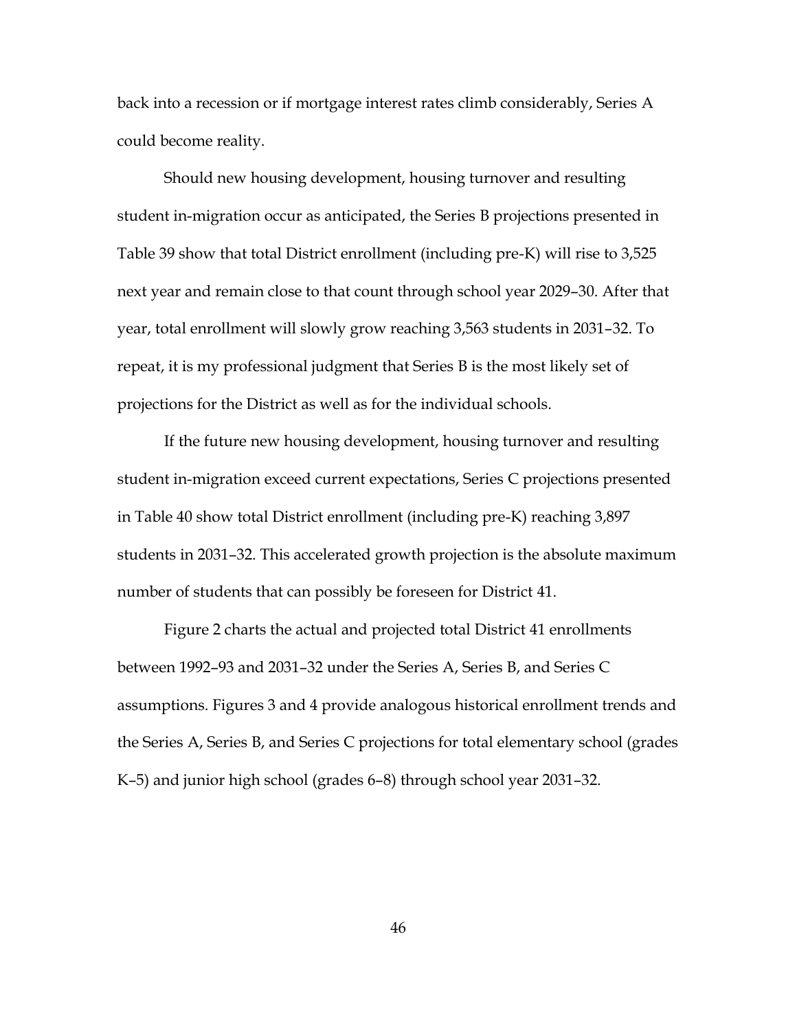back into a recession or if mortgage interest rates climb considerably, Series A could become reality.

Should new housing development, housing turnover and resulting student in-migration occur as anticipated, the Series B projections presented in Table 39 show that total District enrollment (including pre-K) will rise to 3,525 next year and remain close to that count through school year 2029–30. After that year, total enrollment will slowly grow reaching 3,563 students in 2031–32. To repeat, it is my professional judgment that Series B is the most likely set of projections for the District as well as for the individual schools.

If the future new housing development, housing turnover and resulting student in-migration exceed current expectations, Series C projections presented in Table 40 show total District enrollment (including pre-K) reaching 3,897 students in 2031–32. This accelerated growth projection is the absolute maximum number of students that can possibly be foreseen for District 41.

Figure 2 charts the actual and projected total District 41 enrollments between 1992–93 and 2031–32 under the Series A, Series B, and Series C assumptions. Figures 3 and 4 provide analogous historical enrollment trends and the Series A, Series B, and Series C projections for total elementary school (grades K–5) and junior high school (grades 6–8) through school year 2031–32.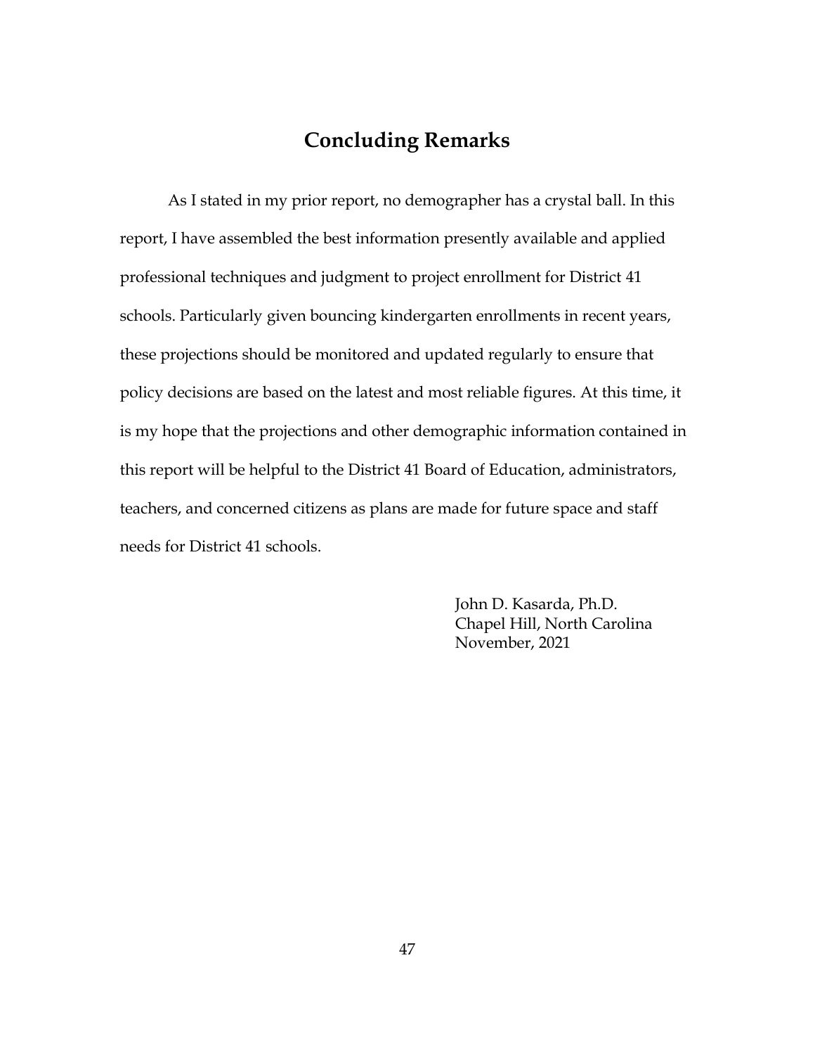## Concluding Remarks

As I stated in my prior report, no demographer has a crystal ball. In this report, I have assembled the best information presently available and applied professional techniques and judgment to project enrollment for District 41 schools. Particularly given bouncing kindergarten enrollments in recent years, these projections should be monitored and updated regularly to ensure that policy decisions are based on the latest and most reliable figures. At this time, it is my hope that the projections and other demographic information contained in this report will be helpful to the District 41 Board of Education, administrators, teachers, and concerned citizens as plans are made for future space and staff needs for District 41 schools.

John D. Kasarda, Ph.D.
Chapel Hill, North Carolina
November, 2021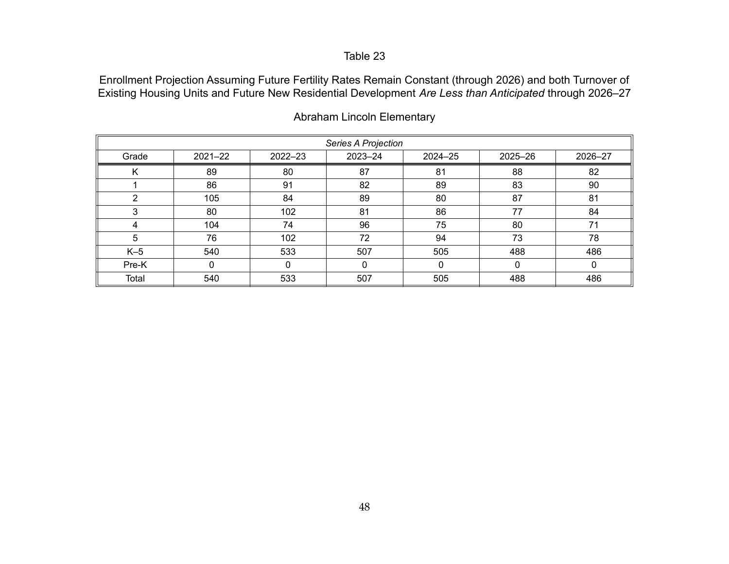Table 23

Enrollment Projection Assuming Future Fertility Rates Remain Constant (through 2026) and both Turnover of Existing Housing Units and Future New Residential Development *Are Less than Anticipated* through 2026–27

Abraham Lincoln Elementary

| *Series A Projection* | | | | | | |
|---|---|---|---|---|---|---|
| Grade | 2021–22 | 2022–23 | 2023–24 | 2024–25 | 2025–26 | 2026–27 |
| K | 89 | 80 | 87 | 81 | 88 | 82 |
| 1 | 86 | 91 | 82 | 89 | 83 | 90 |
| 2 | 105 | 84 | 89 | 80 | 87 | 81 |
| 3 | 80 | 102 | 81 | 86 | 77 | 84 |
| 4 | 104 | 74 | 96 | 75 | 80 | 71 |
| 5 | 76 | 102 | 72 | 94 | 73 | 78 |
| K–5 | 540 | 533 | 507 | 505 | 488 | 486 |
| Pre-K | 0 | 0 | 0 | 0 | 0 | 0 |
| Total | 540 | 533 | 507 | 505 | 488 | 486 |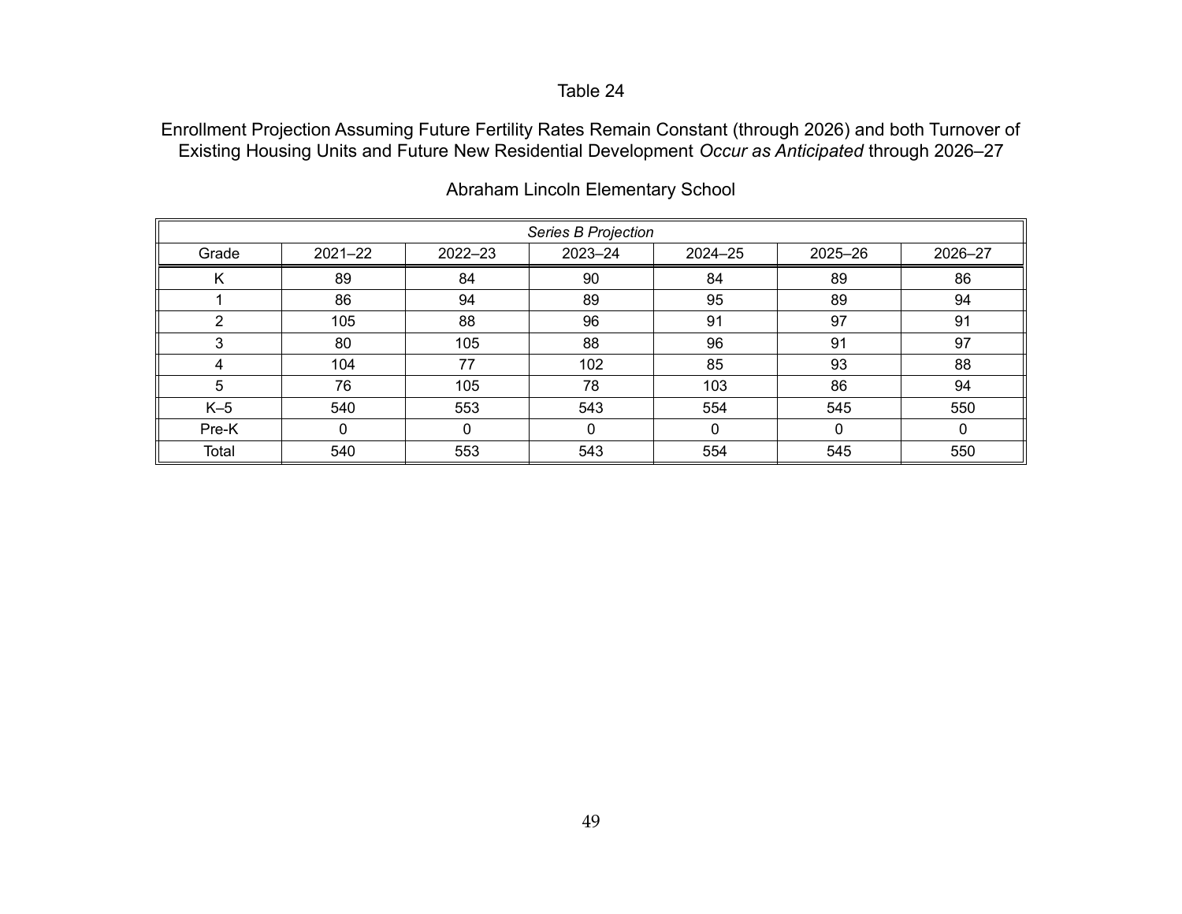Table 24

Enrollment Projection Assuming Future Fertility Rates Remain Constant (through 2026) and both Turnover of Existing Housing Units and Future New Residential Development *Occur as Anticipated* through 2026–27

Abraham Lincoln Elementary School

| *Series B Projection* | | | | | | |
|---|---|---|---|---|---|---|
| Grade | 2021–22 | 2022–23 | 2023–24 | 2024–25 | 2025–26 | 2026–27 |
| K | 89 | 84 | 90 | 84 | 89 | 86 |
| 1 | 86 | 94 | 89 | 95 | 89 | 94 |
| 2 | 105 | 88 | 96 | 91 | 97 | 91 |
| 3 | 80 | 105 | 88 | 96 | 91 | 97 |
| 4 | 104 | 77 | 102 | 85 | 93 | 88 |
| 5 | 76 | 105 | 78 | 103 | 86 | 94 |
| K–5 | 540 | 553 | 543 | 554 | 545 | 550 |
| Pre-K | 0 | 0 | 0 | 0 | 0 | 0 |
| Total | 540 | 553 | 543 | 554 | 545 | 550 |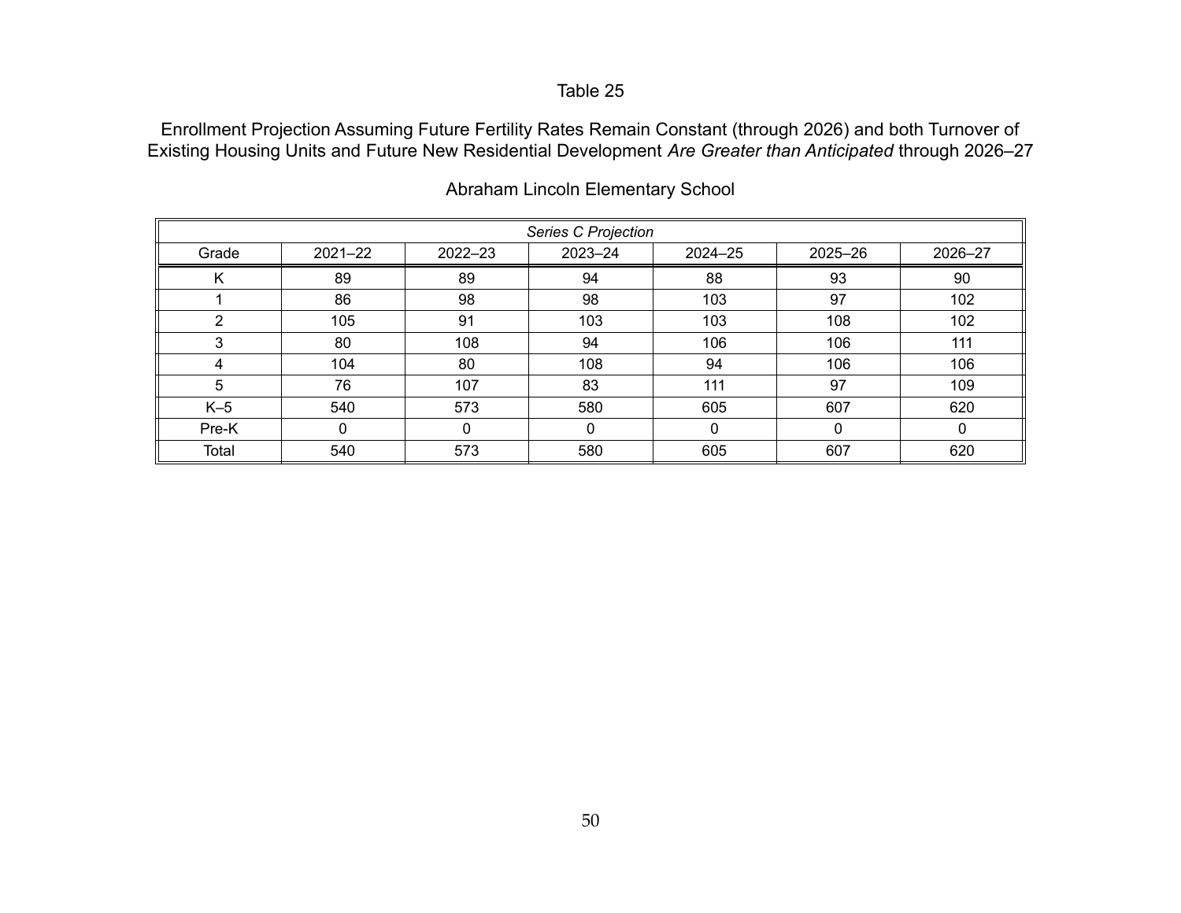Table 25

Enrollment Projection Assuming Future Fertility Rates Remain Constant (through 2026) and both Turnover of Existing Housing Units and Future New Residential Development *Are Greater than Anticipated* through 2026–27

Abraham Lincoln Elementary School

| *Series C Projection* | | | | | | |
|---|---|---|---|---|---|---|
| Grade | 2021–22 | 2022–23 | 2023–24 | 2024–25 | 2025–26 | 2026–27 |
| K | 89 | 89 | 94 | 88 | 93 | 90 |
| 1 | 86 | 98 | 98 | 103 | 97 | 102 |
| 2 | 105 | 91 | 103 | 103 | 108 | 102 |
| 3 | 80 | 108 | 94 | 106 | 106 | 111 |
| 4 | 104 | 80 | 108 | 94 | 106 | 106 |
| 5 | 76 | 107 | 83 | 111 | 97 | 109 |
| K–5 | 540 | 573 | 580 | 605 | 607 | 620 |
| Pre-K | 0 | 0 | 0 | 0 | 0 | 0 |
| Total | 540 | 573 | 580 | 605 | 607 | 620 |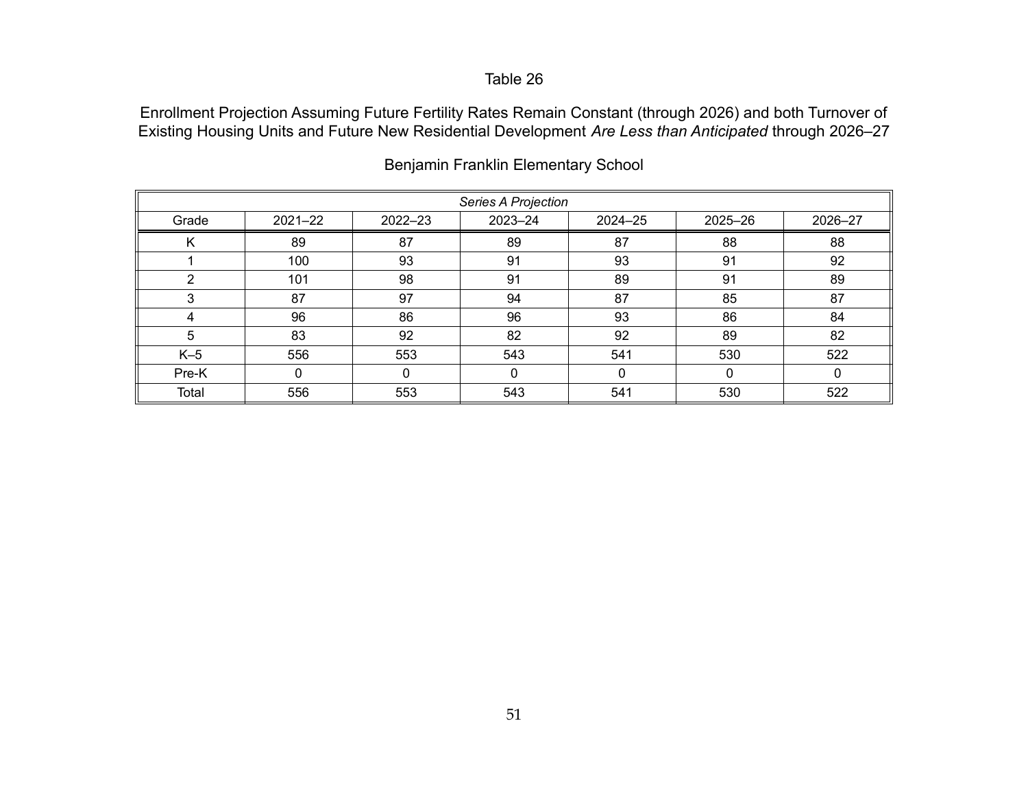Table 26

Enrollment Projection Assuming Future Fertility Rates Remain Constant (through 2026) and both Turnover of Existing Housing Units and Future New Residential Development *Are Less than Anticipated* through 2026–27

Benjamin Franklin Elementary School

| *Series A Projection* | | | | | | |
|---|---|---|---|---|---|---|
| Grade | 2021–22 | 2022–23 | 2023–24 | 2024–25 | 2025–26 | 2026–27 |
| K | 89 | 87 | 89 | 87 | 88 | 88 |
| 1 | 100 | 93 | 91 | 93 | 91 | 92 |
| 2 | 101 | 98 | 91 | 89 | 91 | 89 |
| 3 | 87 | 97 | 94 | 87 | 85 | 87 |
| 4 | 96 | 86 | 96 | 93 | 86 | 84 |
| 5 | 83 | 92 | 82 | 92 | 89 | 82 |
| K–5 | 556 | 553 | 543 | 541 | 530 | 522 |
| Pre-K | 0 | 0 | 0 | 0 | 0 | 0 |
| Total | 556 | 553 | 543 | 541 | 530 | 522 |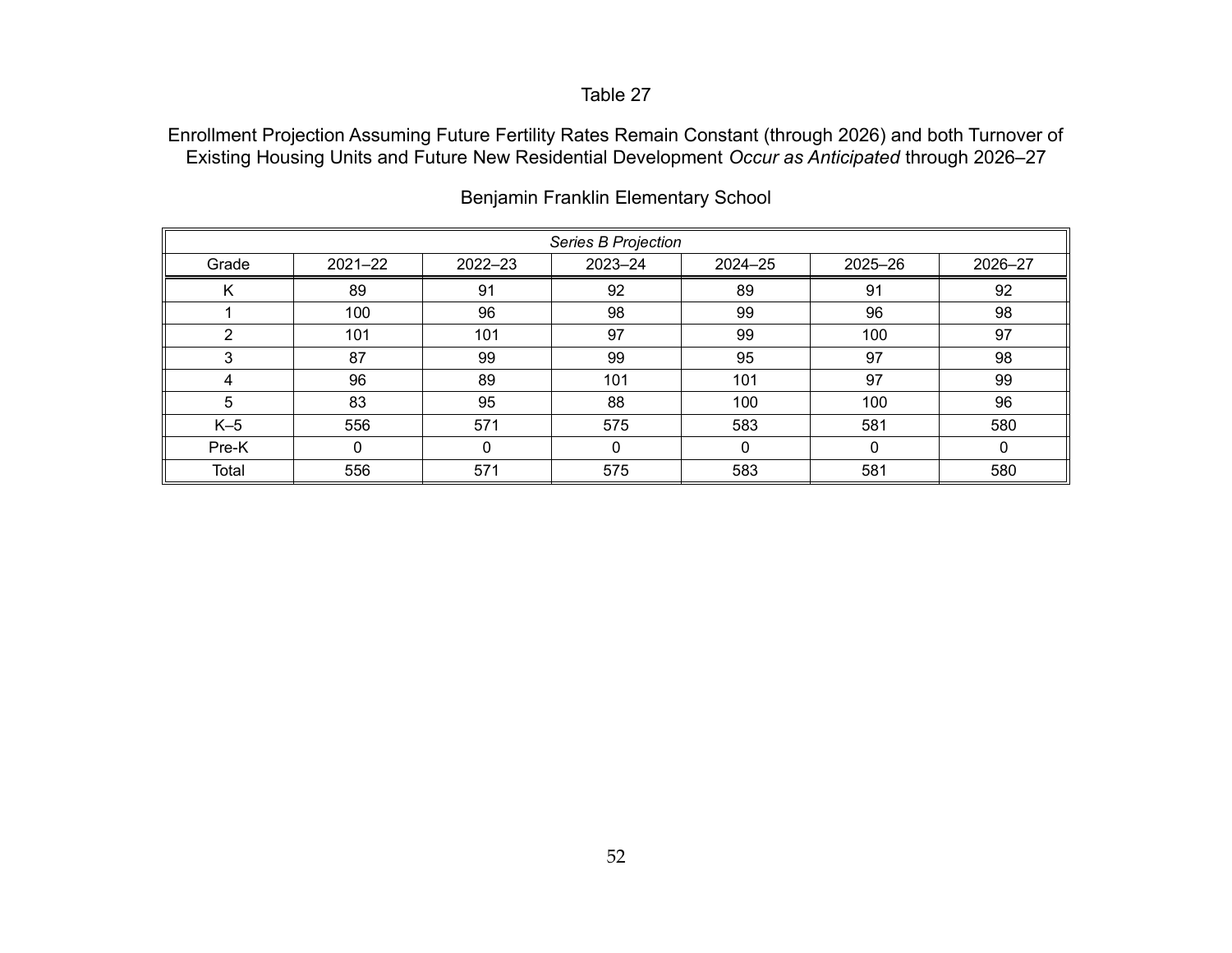Table 27

Enrollment Projection Assuming Future Fertility Rates Remain Constant (through 2026) and both Turnover of Existing Housing Units and Future New Residential Development *Occur as Anticipated* through 2026–27

Benjamin Franklin Elementary School

| *Series B Projection* | | | | | | |
|---|---|---|---|---|---|---|
| Grade | 2021–22 | 2022–23 | 2023–24 | 2024–25 | 2025–26 | 2026–27 |
| K | 89 | 91 | 92 | 89 | 91 | 92 |
| 1 | 100 | 96 | 98 | 99 | 96 | 98 |
| 2 | 101 | 101 | 97 | 99 | 100 | 97 |
| 3 | 87 | 99 | 99 | 95 | 97 | 98 |
| 4 | 96 | 89 | 101 | 101 | 97 | 99 |
| 5 | 83 | 95 | 88 | 100 | 100 | 96 |
| K–5 | 556 | 571 | 575 | 583 | 581 | 580 |
| Pre-K | 0 | 0 | 0 | 0 | 0 | 0 |
| Total | 556 | 571 | 575 | 583 | 581 | 580 |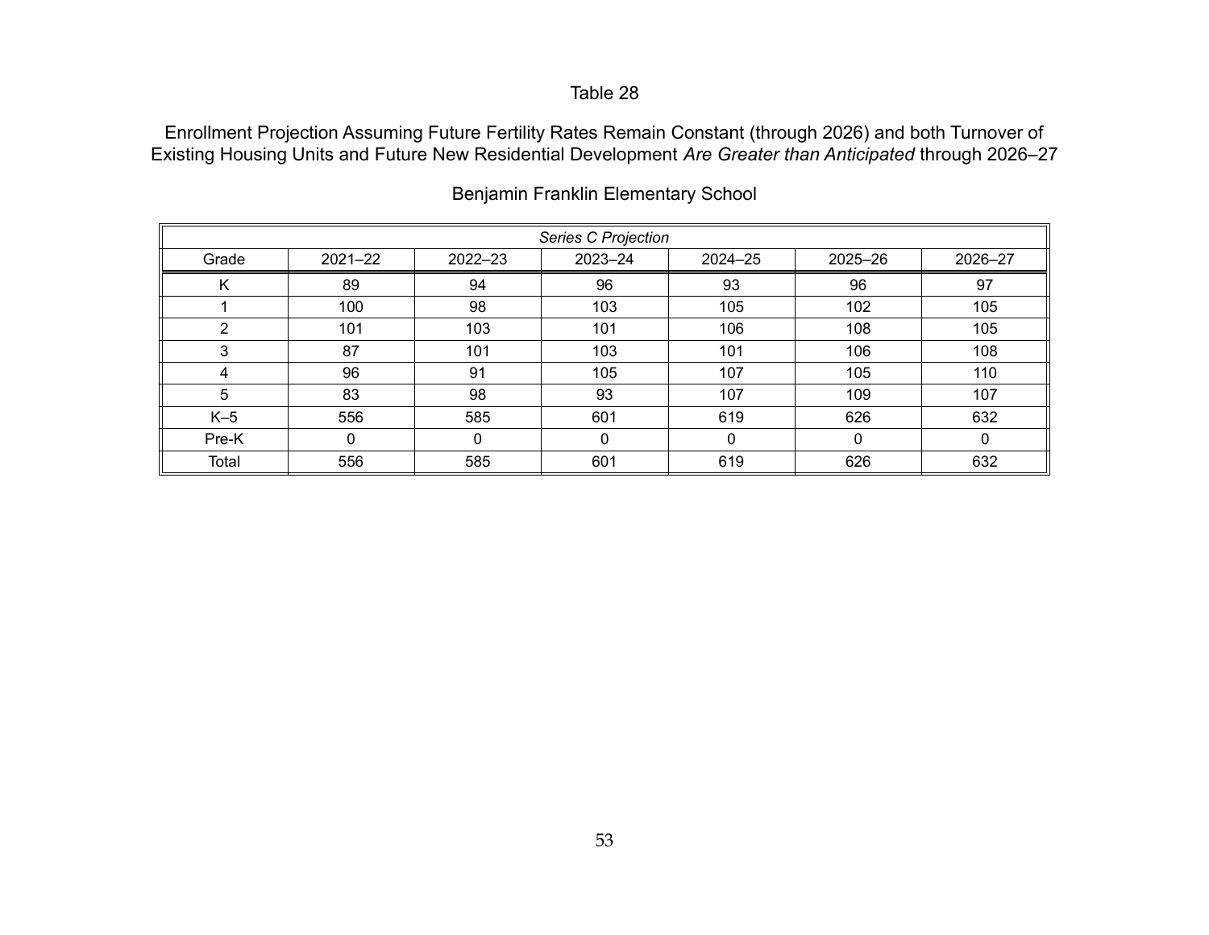Table 28

Enrollment Projection Assuming Future Fertility Rates Remain Constant (through 2026) and both Turnover of Existing Housing Units and Future New Residential Development *Are Greater than Anticipated* through 2026–27

Benjamin Franklin Elementary School

| *Series C Projection* | | | | | | |
|---|---|---|---|---|---|---|
| Grade | 2021–22 | 2022–23 | 2023–24 | 2024–25 | 2025–26 | 2026–27 |
| K | 89 | 94 | 96 | 93 | 96 | 97 |
| 1 | 100 | 98 | 103 | 105 | 102 | 105 |
| 2 | 101 | 103 | 101 | 106 | 108 | 105 |
| 3 | 87 | 101 | 103 | 101 | 106 | 108 |
| 4 | 96 | 91 | 105 | 107 | 105 | 110 |
| 5 | 83 | 98 | 93 | 107 | 109 | 107 |
| K–5 | 556 | 585 | 601 | 619 | 626 | 632 |
| Pre-K | 0 | 0 | 0 | 0 | 0 | 0 |
| Total | 556 | 585 | 601 | 619 | 626 | 632 |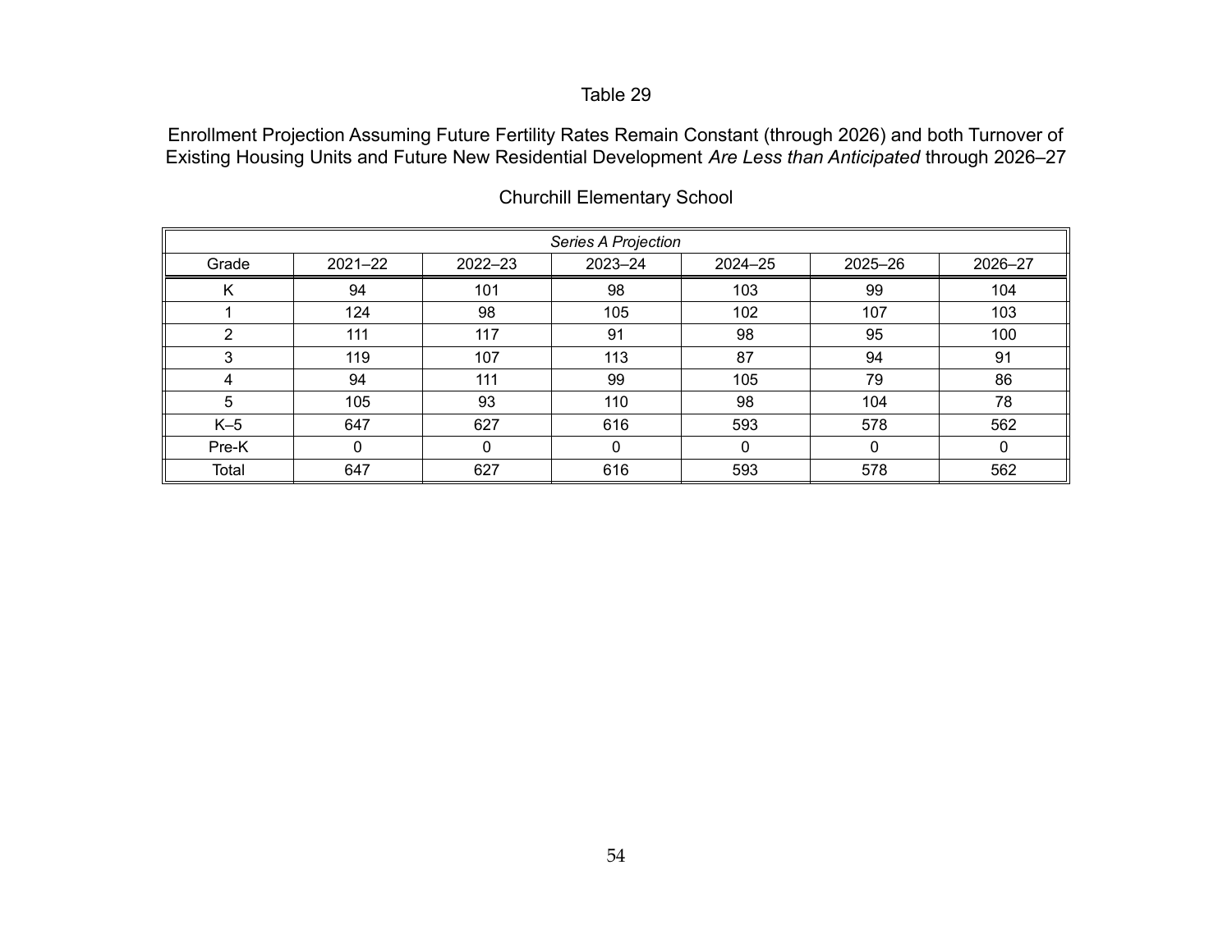Table 29

Enrollment Projection Assuming Future Fertility Rates Remain Constant (through 2026) and both Turnover of Existing Housing Units and Future New Residential Development *Are Less than Anticipated* through 2026–27

Churchill Elementary School

| *Series A Projection* | | | | | | |
|---|---|---|---|---|---|---|
| Grade | 2021–22 | 2022–23 | 2023–24 | 2024–25 | 2025–26 | 2026–27 |
| K | 94 | 101 | 98 | 103 | 99 | 104 |
| 1 | 124 | 98 | 105 | 102 | 107 | 103 |
| 2 | 111 | 117 | 91 | 98 | 95 | 100 |
| 3 | 119 | 107 | 113 | 87 | 94 | 91 |
| 4 | 94 | 111 | 99 | 105 | 79 | 86 |
| 5 | 105 | 93 | 110 | 98 | 104 | 78 |
| K–5 | 647 | 627 | 616 | 593 | 578 | 562 |
| Pre-K | 0 | 0 | 0 | 0 | 0 | 0 |
| Total | 647 | 627 | 616 | 593 | 578 | 562 |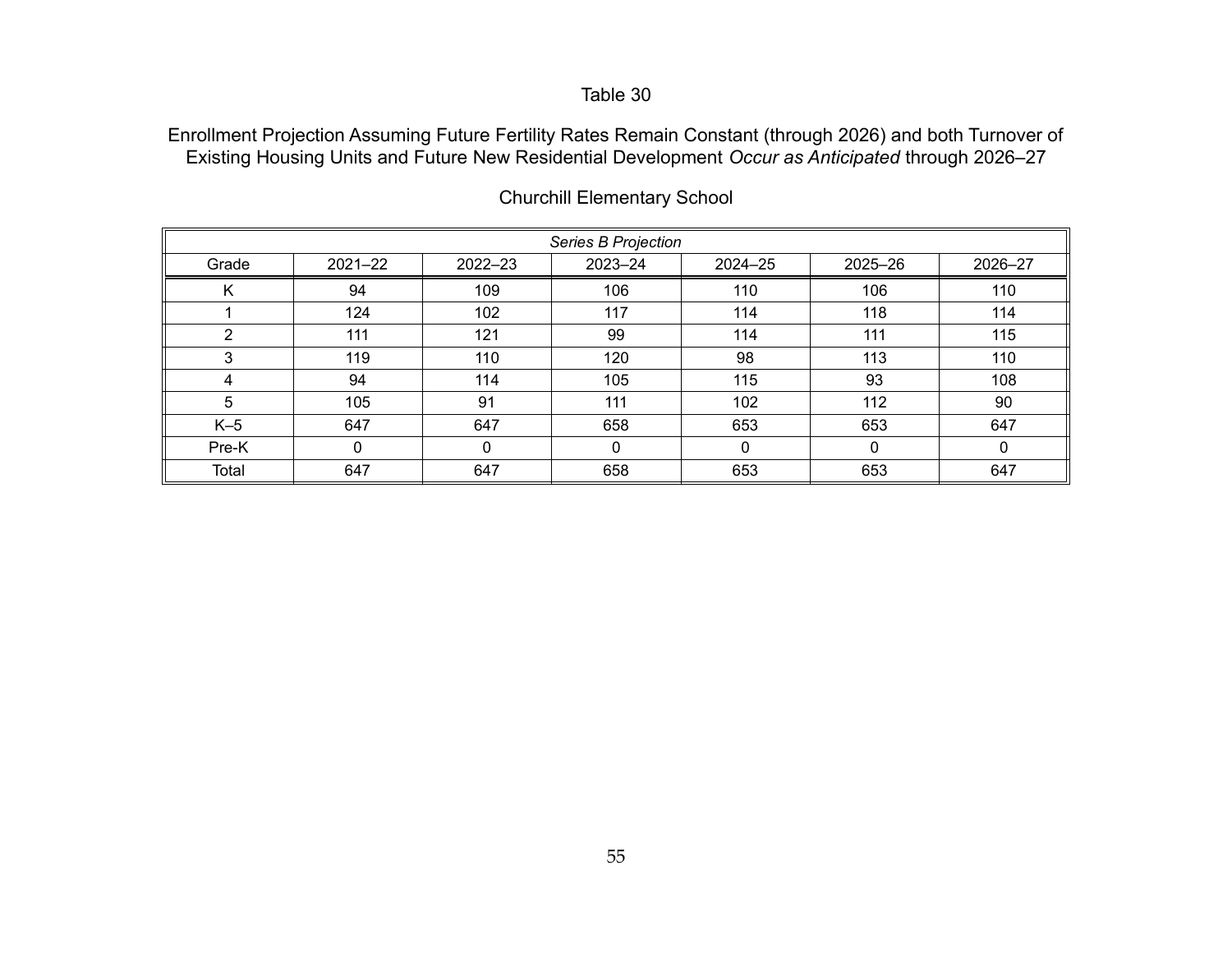Table 30

Enrollment Projection Assuming Future Fertility Rates Remain Constant (through 2026) and both Turnover of Existing Housing Units and Future New Residential Development *Occur as Anticipated* through 2026–27

Churchill Elementary School

| *Series B Projection* | | | | | | |
|---|---|---|---|---|---|---|
| Grade | 2021–22 | 2022–23 | 2023–24 | 2024–25 | 2025–26 | 2026–27 |
| K | 94 | 109 | 106 | 110 | 106 | 110 |
| 1 | 124 | 102 | 117 | 114 | 118 | 114 |
| 2 | 111 | 121 | 99 | 114 | 111 | 115 |
| 3 | 119 | 110 | 120 | 98 | 113 | 110 |
| 4 | 94 | 114 | 105 | 115 | 93 | 108 |
| 5 | 105 | 91 | 111 | 102 | 112 | 90 |
| K–5 | 647 | 647 | 658 | 653 | 653 | 647 |
| Pre-K | 0 | 0 | 0 | 0 | 0 | 0 |
| Total | 647 | 647 | 658 | 653 | 653 | 647 |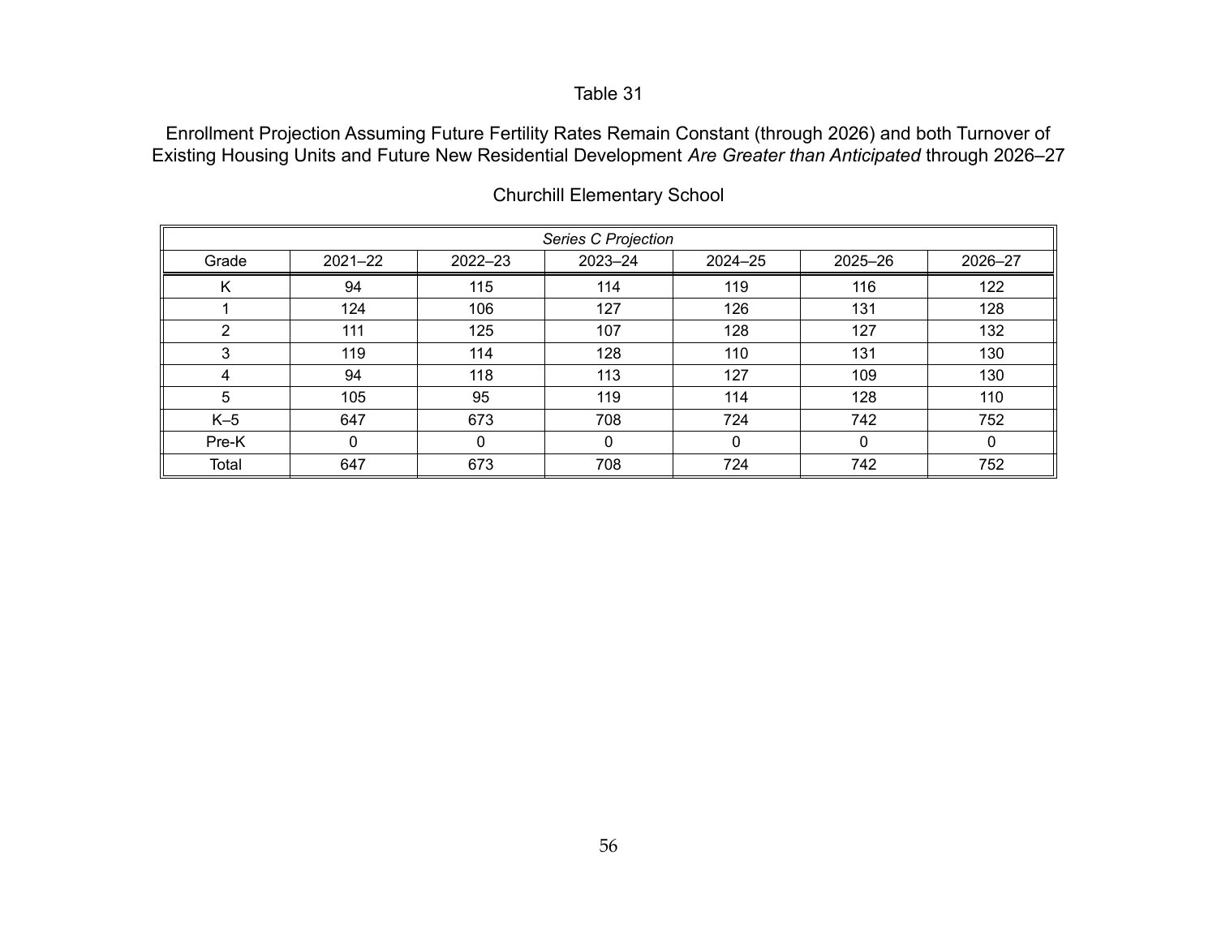Table 31

Enrollment Projection Assuming Future Fertility Rates Remain Constant (through 2026) and both Turnover of Existing Housing Units and Future New Residential Development *Are Greater than Anticipated* through 2026–27

Churchill Elementary School

| *Series C Projection* | | | | | | |
|---|---|---|---|---|---|---|
| Grade | 2021–22 | 2022–23 | 2023–24 | 2024–25 | 2025–26 | 2026–27 |
| K | 94 | 115 | 114 | 119 | 116 | 122 |
| 1 | 124 | 106 | 127 | 126 | 131 | 128 |
| 2 | 111 | 125 | 107 | 128 | 127 | 132 |
| 3 | 119 | 114 | 128 | 110 | 131 | 130 |
| 4 | 94 | 118 | 113 | 127 | 109 | 130 |
| 5 | 105 | 95 | 119 | 114 | 128 | 110 |
| K–5 | 647 | 673 | 708 | 724 | 742 | 752 |
| Pre-K | 0 | 0 | 0 | 0 | 0 | 0 |
| Total | 647 | 673 | 708 | 724 | 742 | 752 |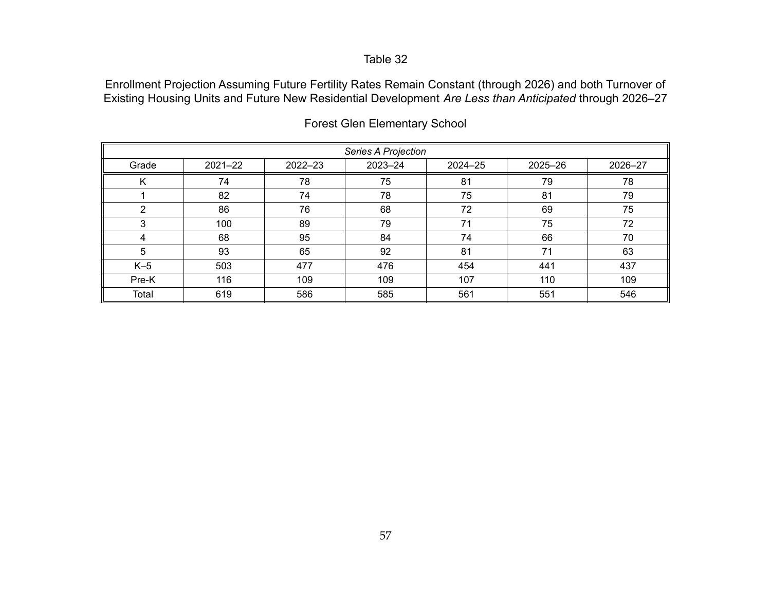Table 32

Enrollment Projection Assuming Future Fertility Rates Remain Constant (through 2026) and both Turnover of Existing Housing Units and Future New Residential Development *Are Less than Anticipated* through 2026–27

Forest Glen Elementary School

| *Series A Projection* | | | | | | |
|---|---|---|---|---|---|---|
| Grade | 2021–22 | 2022–23 | 2023–24 | 2024–25 | 2025–26 | 2026–27 |
| K | 74 | 78 | 75 | 81 | 79 | 78 |
| 1 | 82 | 74 | 78 | 75 | 81 | 79 |
| 2 | 86 | 76 | 68 | 72 | 69 | 75 |
| 3 | 100 | 89 | 79 | 71 | 75 | 72 |
| 4 | 68 | 95 | 84 | 74 | 66 | 70 |
| 5 | 93 | 65 | 92 | 81 | 71 | 63 |
| K–5 | 503 | 477 | 476 | 454 | 441 | 437 |
| Pre-K | 116 | 109 | 109 | 107 | 110 | 109 |
| Total | 619 | 586 | 585 | 561 | 551 | 546 |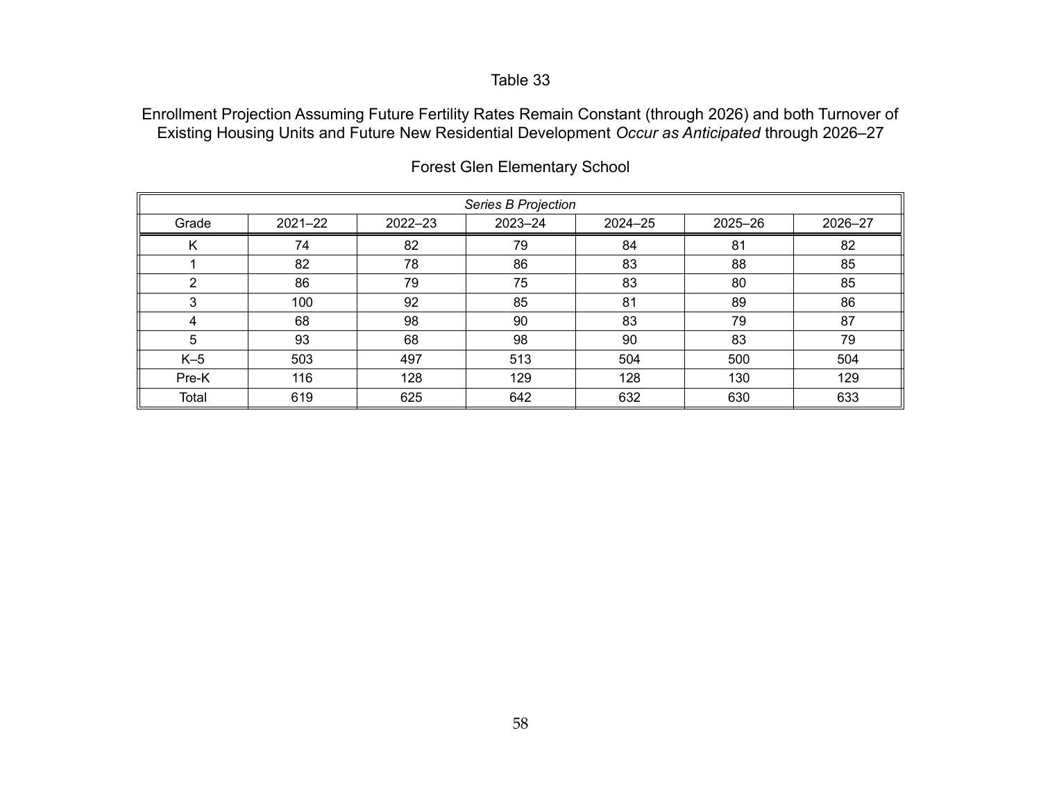Table 33

Enrollment Projection Assuming Future Fertility Rates Remain Constant (through 2026) and both Turnover of Existing Housing Units and Future New Residential Development *Occur as Anticipated* through 2026–27

Forest Glen Elementary School

| *Series B Projection* | | | | | | |
|---|---|---|---|---|---|---|
| Grade | 2021–22 | 2022–23 | 2023–24 | 2024–25 | 2025–26 | 2026–27 |
| K | 74 | 82 | 79 | 84 | 81 | 82 |
| 1 | 82 | 78 | 86 | 83 | 88 | 85 |
| 2 | 86 | 79 | 75 | 83 | 80 | 85 |
| 3 | 100 | 92 | 85 | 81 | 89 | 86 |
| 4 | 68 | 98 | 90 | 83 | 79 | 87 |
| 5 | 93 | 68 | 98 | 90 | 83 | 79 |
| K–5 | 503 | 497 | 513 | 504 | 500 | 504 |
| Pre-K | 116 | 128 | 129 | 128 | 130 | 129 |
| Total | 619 | 625 | 642 | 632 | 630 | 633 |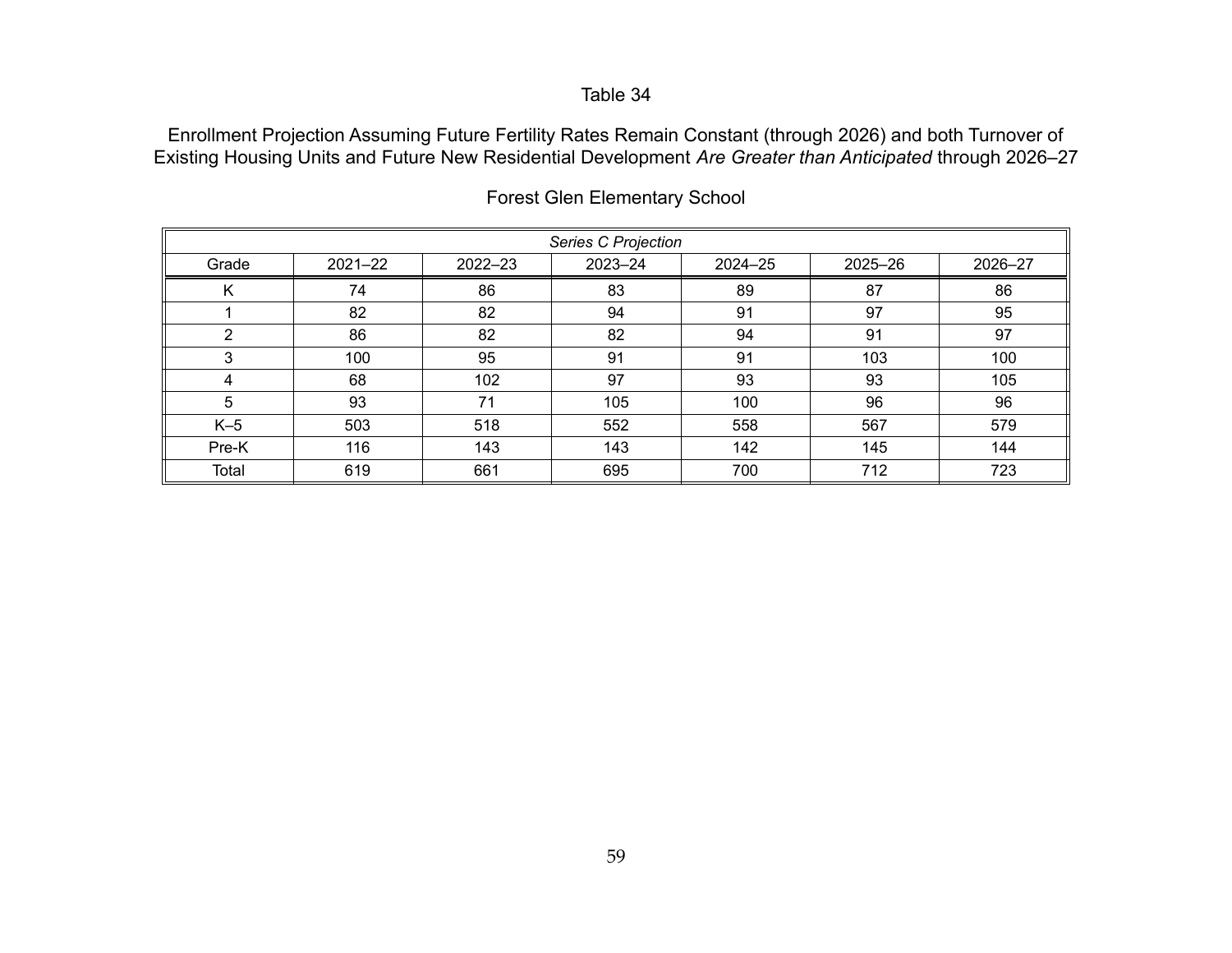Table 34

Enrollment Projection Assuming Future Fertility Rates Remain Constant (through 2026) and both Turnover of Existing Housing Units and Future New Residential Development *Are Greater than Anticipated* through 2026–27

Forest Glen Elementary School

| *Series C Projection* | | | | | | |
|---|---|---|---|---|---|---|
| Grade | 2021–22 | 2022–23 | 2023–24 | 2024–25 | 2025–26 | 2026–27 |
| K | 74 | 86 | 83 | 89 | 87 | 86 |
| 1 | 82 | 82 | 94 | 91 | 97 | 95 |
| 2 | 86 | 82 | 82 | 94 | 91 | 97 |
| 3 | 100 | 95 | 91 | 91 | 103 | 100 |
| 4 | 68 | 102 | 97 | 93 | 93 | 105 |
| 5 | 93 | 71 | 105 | 100 | 96 | 96 |
| K–5 | 503 | 518 | 552 | 558 | 567 | 579 |
| Pre-K | 116 | 143 | 143 | 142 | 145 | 144 |
| Total | 619 | 661 | 695 | 700 | 712 | 723 |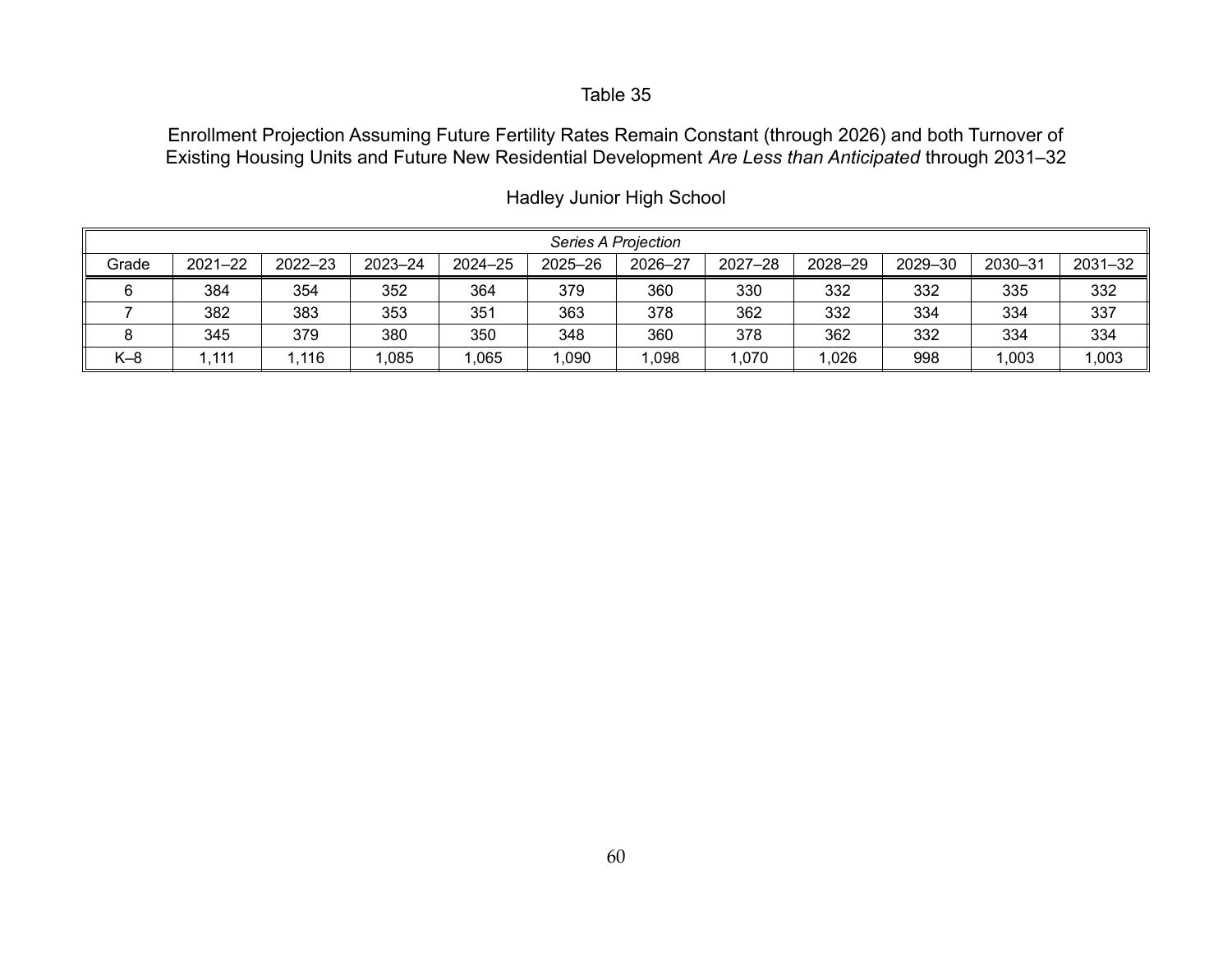Table 35

Enrollment Projection Assuming Future Fertility Rates Remain Constant (through 2026) and both Turnover of Existing Housing Units and Future New Residential Development *Are Less than Anticipated* through 2031–32

Hadley Junior High School

| *Series A Projection* | | | | | | | | | | | |
|---|---|---|---|---|---|---|---|---|---|---|---|
| Grade | 2021–22 | 2022–23 | 2023–24 | 2024–25 | 2025–26 | 2026–27 | 2027–28 | 2028–29 | 2029–30 | 2030–31 | 2031–32 |
| 6 | 384 | 354 | 352 | 364 | 379 | 360 | 330 | 332 | 332 | 335 | 332 |
| 7 | 382 | 383 | 353 | 351 | 363 | 378 | 362 | 332 | 334 | 334 | 337 |
| 8 | 345 | 379 | 380 | 350 | 348 | 360 | 378 | 362 | 332 | 334 | 334 |
| K–8 | 1,111 | 1,116 | 1,085 | 1,065 | 1,090 | 1,098 | 1,070 | 1,026 | 998 | 1,003 | 1,003 |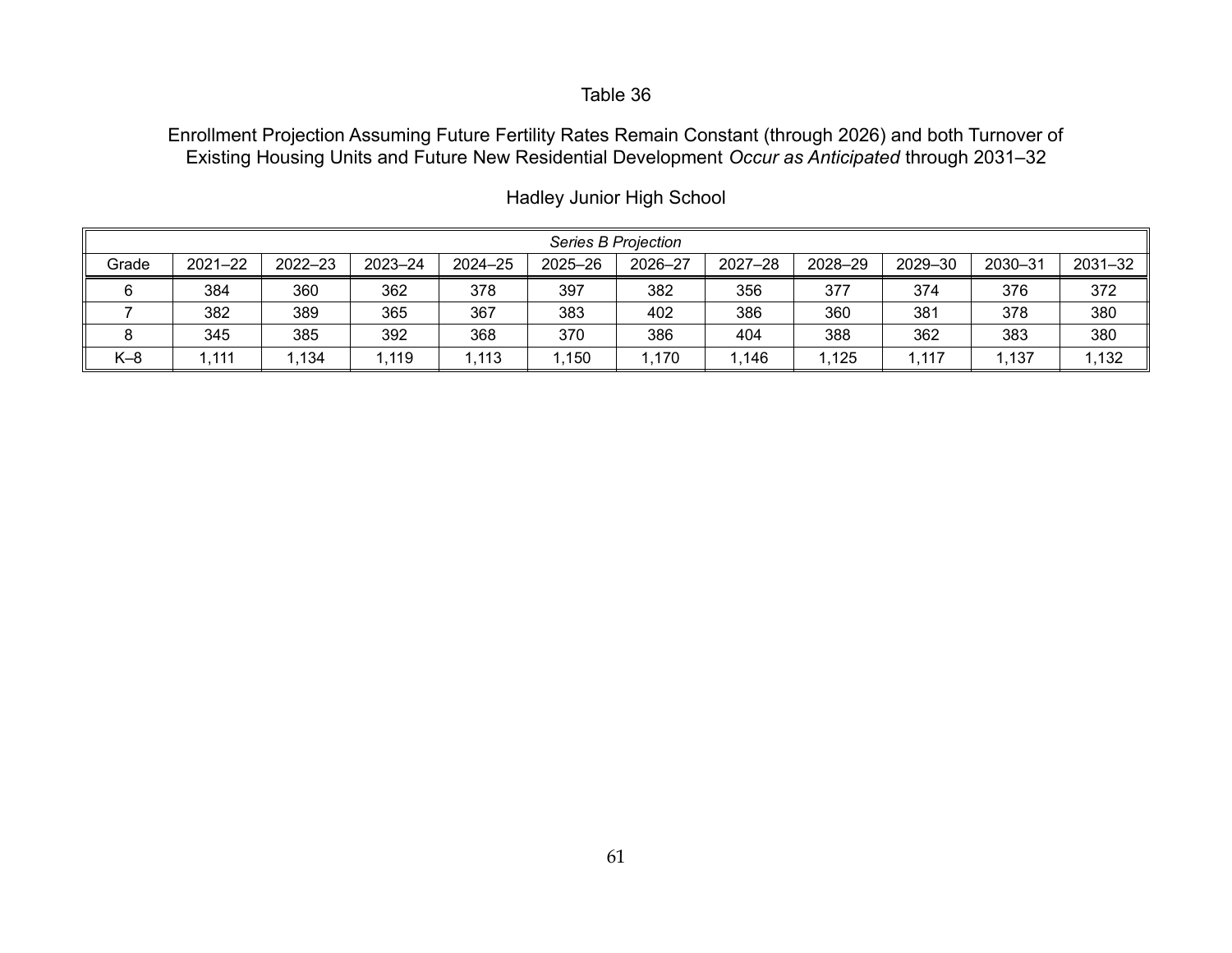Table 36

Enrollment Projection Assuming Future Fertility Rates Remain Constant (through 2026) and both Turnover of Existing Housing Units and Future New Residential Development *Occur as Anticipated* through 2031–32

Hadley Junior High School

| *Series B Projection* | | | | | | | | | | | |
|---|---|---|---|---|---|---|---|---|---|---|---|
| Grade | 2021–22 | 2022–23 | 2023–24 | 2024–25 | 2025–26 | 2026–27 | 2027–28 | 2028–29 | 2029–30 | 2030–31 | 2031–32 |
| 6 | 384 | 360 | 362 | 378 | 397 | 382 | 356 | 377 | 374 | 376 | 372 |
| 7 | 382 | 389 | 365 | 367 | 383 | 402 | 386 | 360 | 381 | 378 | 380 |
| 8 | 345 | 385 | 392 | 368 | 370 | 386 | 404 | 388 | 362 | 383 | 380 |
| K–8 | 1,111 | 1,134 | 1,119 | 1,113 | 1,150 | 1,170 | 1,146 | 1,125 | 1,117 | 1,137 | 1,132 |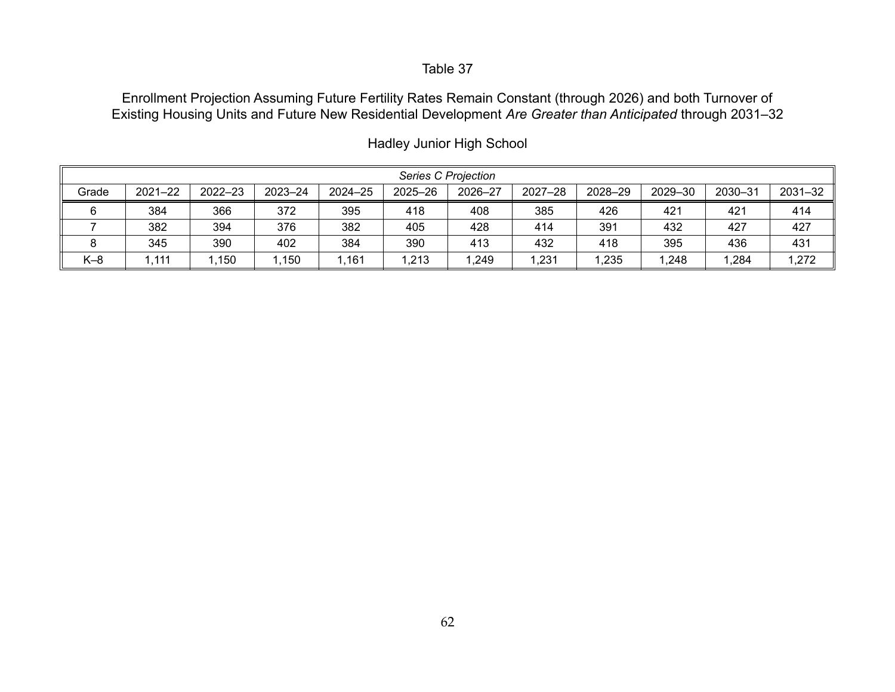Table 37

Enrollment Projection Assuming Future Fertility Rates Remain Constant (through 2026) and both Turnover of Existing Housing Units and Future New Residential Development *Are Greater than Anticipated* through 2031–32

Hadley Junior High School

| *Series C Projection* | | | | | | | | | | | |
|---|---|---|---|---|---|---|---|---|---|---|---|
| Grade | 2021–22 | 2022–23 | 2023–24 | 2024–25 | 2025–26 | 2026–27 | 2027–28 | 2028–29 | 2029–30 | 2030–31 | 2031–32 |
| 6 | 384 | 366 | 372 | 395 | 418 | 408 | 385 | 426 | 421 | 421 | 414 |
| 7 | 382 | 394 | 376 | 382 | 405 | 428 | 414 | 391 | 432 | 427 | 427 |
| 8 | 345 | 390 | 402 | 384 | 390 | 413 | 432 | 418 | 395 | 436 | 431 |
| K–8 | 1,111 | 1,150 | 1,150 | 1,161 | 1,213 | 1,249 | 1,231 | 1,235 | 1,248 | 1,284 | 1,272 |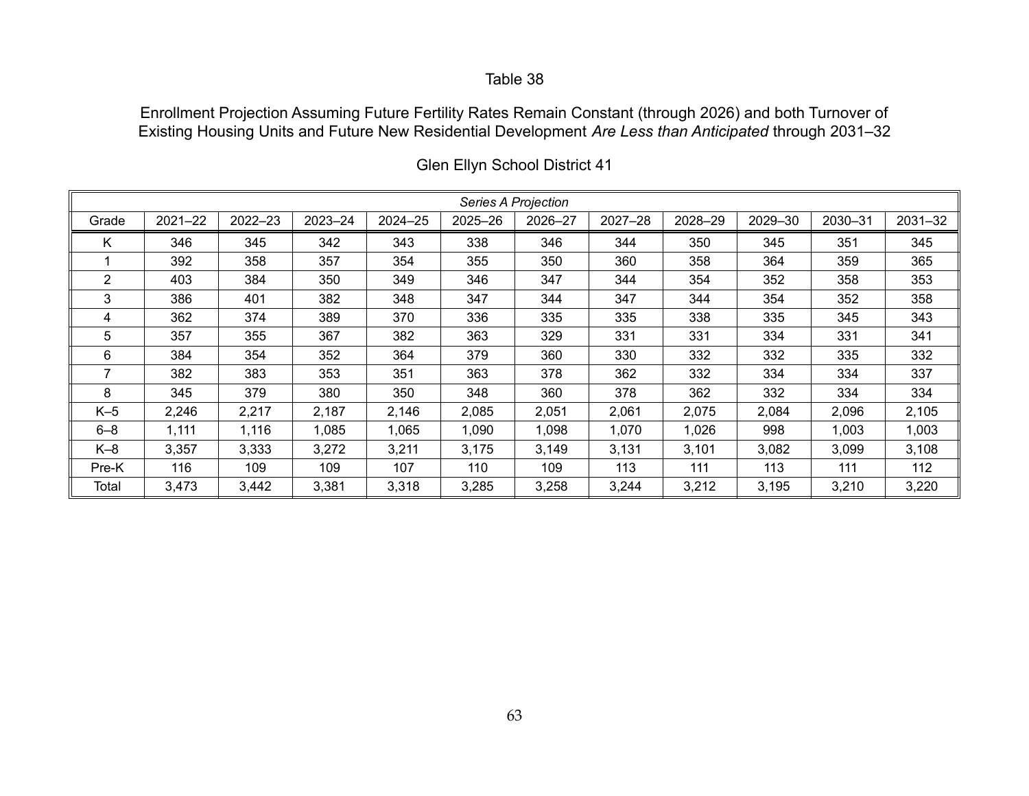Table 38

Enrollment Projection Assuming Future Fertility Rates Remain Constant (through 2026) and both Turnover of Existing Housing Units and Future New Residential Development *Are Less than Anticipated* through 2031–32

Glen Ellyn School District 41

| *Series A Projection* | | | | | | | | | | | |
|---|---|---|---|---|---|---|---|---|---|---|---|
| Grade | 2021–22 | 2022–23 | 2023–24 | 2024–25 | 2025–26 | 2026–27 | 2027–28 | 2028–29 | 2029–30 | 2030–31 | 2031–32 |
| K | 346 | 345 | 342 | 343 | 338 | 346 | 344 | 350 | 345 | 351 | 345 |
| 1 | 392 | 358 | 357 | 354 | 355 | 350 | 360 | 358 | 364 | 359 | 365 |
| 2 | 403 | 384 | 350 | 349 | 346 | 347 | 344 | 354 | 352 | 358 | 353 |
| 3 | 386 | 401 | 382 | 348 | 347 | 344 | 347 | 344 | 354 | 352 | 358 |
| 4 | 362 | 374 | 389 | 370 | 336 | 335 | 335 | 338 | 335 | 345 | 343 |
| 5 | 357 | 355 | 367 | 382 | 363 | 329 | 331 | 331 | 334 | 331 | 341 |
| 6 | 384 | 354 | 352 | 364 | 379 | 360 | 330 | 332 | 332 | 335 | 332 |
| 7 | 382 | 383 | 353 | 351 | 363 | 378 | 362 | 332 | 334 | 334 | 337 |
| 8 | 345 | 379 | 380 | 350 | 348 | 360 | 378 | 362 | 332 | 334 | 334 |
| K–5 | 2,246 | 2,217 | 2,187 | 2,146 | 2,085 | 2,051 | 2,061 | 2,075 | 2,084 | 2,096 | 2,105 |
| 6–8 | 1,111 | 1,116 | 1,085 | 1,065 | 1,090 | 1,098 | 1,070 | 1,026 | 998 | 1,003 | 1,003 |
| K–8 | 3,357 | 3,333 | 3,272 | 3,211 | 3,175 | 3,149 | 3,131 | 3,101 | 3,082 | 3,099 | 3,108 |
| Pre-K | 116 | 109 | 109 | 107 | 110 | 109 | 113 | 111 | 113 | 111 | 112 |
| Total | 3,473 | 3,442 | 3,381 | 3,318 | 3,285 | 3,258 | 3,244 | 3,212 | 3,195 | 3,210 | 3,220 |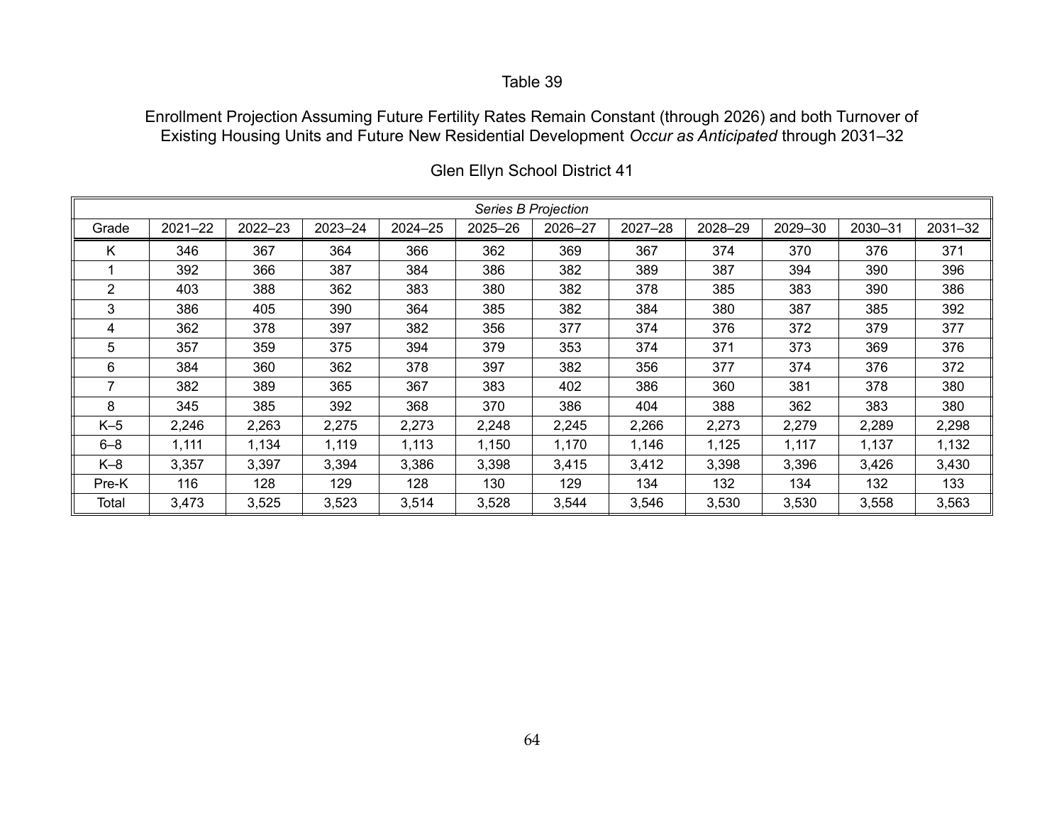Table 39

Enrollment Projection Assuming Future Fertility Rates Remain Constant (through 2026) and both Turnover of Existing Housing Units and Future New Residential Development *Occur as Anticipated* through 2031–32

Glen Ellyn School District 41

| *Series B Projection* | | | | | | | | | | | |
|---|---|---|---|---|---|---|---|---|---|---|---|
| Grade | 2021–22 | 2022–23 | 2023–24 | 2024–25 | 2025–26 | 2026–27 | 2027–28 | 2028–29 | 2029–30 | 2030–31 | 2031–32 |
| K | 346 | 367 | 364 | 366 | 362 | 369 | 367 | 374 | 370 | 376 | 371 |
| 1 | 392 | 366 | 387 | 384 | 386 | 382 | 389 | 387 | 394 | 390 | 396 |
| 2 | 403 | 388 | 362 | 383 | 380 | 382 | 378 | 385 | 383 | 390 | 386 |
| 3 | 386 | 405 | 390 | 364 | 385 | 382 | 384 | 380 | 387 | 385 | 392 |
| 4 | 362 | 378 | 397 | 382 | 356 | 377 | 374 | 376 | 372 | 379 | 377 |
| 5 | 357 | 359 | 375 | 394 | 379 | 353 | 374 | 371 | 373 | 369 | 376 |
| 6 | 384 | 360 | 362 | 378 | 397 | 382 | 356 | 377 | 374 | 376 | 372 |
| 7 | 382 | 389 | 365 | 367 | 383 | 402 | 386 | 360 | 381 | 378 | 380 |
| 8 | 345 | 385 | 392 | 368 | 370 | 386 | 404 | 388 | 362 | 383 | 380 |
| K–5 | 2,246 | 2,263 | 2,275 | 2,273 | 2,248 | 2,245 | 2,266 | 2,273 | 2,279 | 2,289 | 2,298 |
| 6–8 | 1,111 | 1,134 | 1,119 | 1,113 | 1,150 | 1,170 | 1,146 | 1,125 | 1,117 | 1,137 | 1,132 |
| K–8 | 3,357 | 3,397 | 3,394 | 3,386 | 3,398 | 3,415 | 3,412 | 3,398 | 3,396 | 3,426 | 3,430 |
| Pre-K | 116 | 128 | 129 | 128 | 130 | 129 | 134 | 132 | 134 | 132 | 133 |
| Total | 3,473 | 3,525 | 3,523 | 3,514 | 3,528 | 3,544 | 3,546 | 3,530 | 3,530 | 3,558 | 3,563 |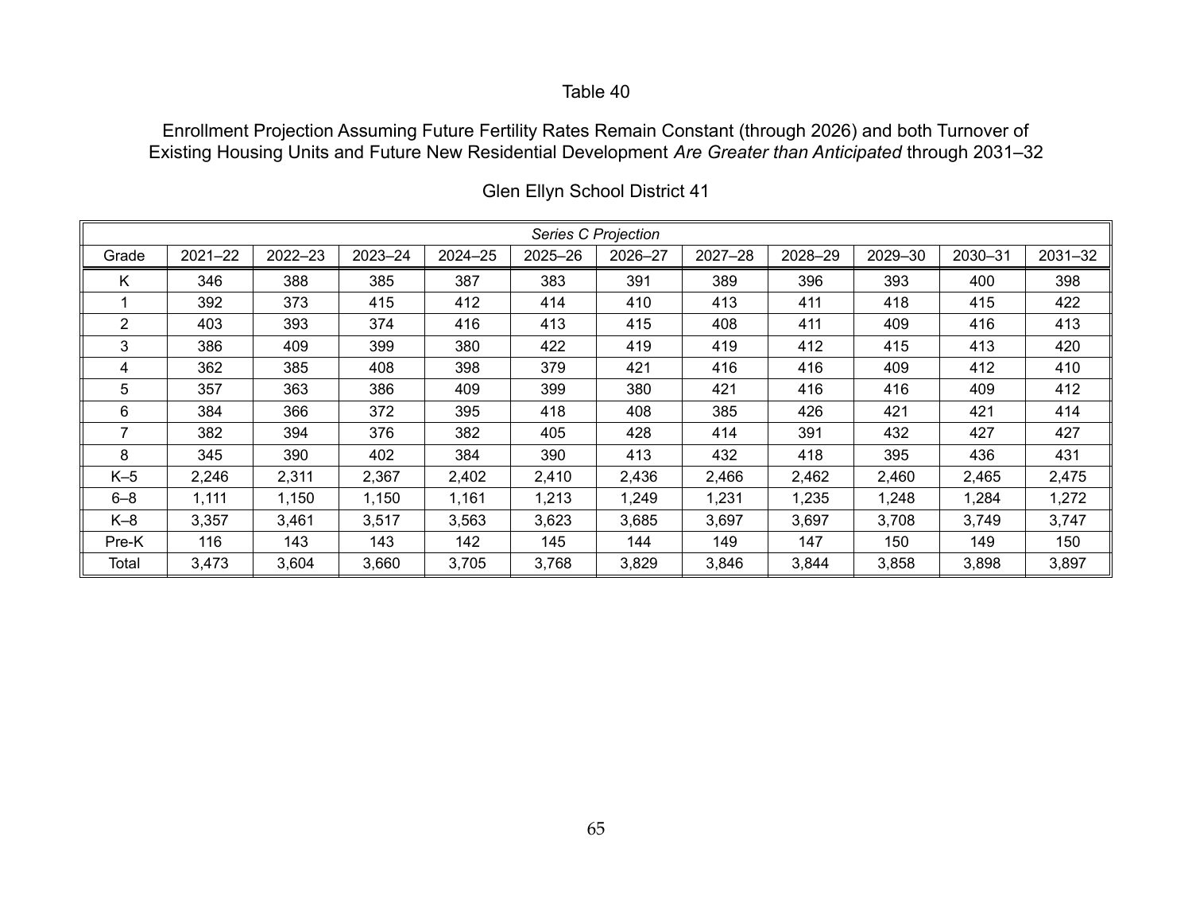Table 40

Enrollment Projection Assuming Future Fertility Rates Remain Constant (through 2026) and both Turnover of Existing Housing Units and Future New Residential Development *Are Greater than Anticipated* through 2031–32

Glen Ellyn School District 41

| *Series C Projection* | | | | | | | | | | | |
|---|---|---|---|---|---|---|---|---|---|---|---|
| Grade | 2021–22 | 2022–23 | 2023–24 | 2024–25 | 2025–26 | 2026–27 | 2027–28 | 2028–29 | 2029–30 | 2030–31 | 2031–32 |
| K | 346 | 388 | 385 | 387 | 383 | 391 | 389 | 396 | 393 | 400 | 398 |
| 1 | 392 | 373 | 415 | 412 | 414 | 410 | 413 | 411 | 418 | 415 | 422 |
| 2 | 403 | 393 | 374 | 416 | 413 | 415 | 408 | 411 | 409 | 416 | 413 |
| 3 | 386 | 409 | 399 | 380 | 422 | 419 | 419 | 412 | 415 | 413 | 420 |
| 4 | 362 | 385 | 408 | 398 | 379 | 421 | 416 | 416 | 409 | 412 | 410 |
| 5 | 357 | 363 | 386 | 409 | 399 | 380 | 421 | 416 | 416 | 409 | 412 |
| 6 | 384 | 366 | 372 | 395 | 418 | 408 | 385 | 426 | 421 | 421 | 414 |
| 7 | 382 | 394 | 376 | 382 | 405 | 428 | 414 | 391 | 432 | 427 | 427 |
| 8 | 345 | 390 | 402 | 384 | 390 | 413 | 432 | 418 | 395 | 436 | 431 |
| K–5 | 2,246 | 2,311 | 2,367 | 2,402 | 2,410 | 2,436 | 2,466 | 2,462 | 2,460 | 2,465 | 2,475 |
| 6–8 | 1,111 | 1,150 | 1,150 | 1,161 | 1,213 | 1,249 | 1,231 | 1,235 | 1,248 | 1,284 | 1,272 |
| K–8 | 3,357 | 3,461 | 3,517 | 3,563 | 3,623 | 3,685 | 3,697 | 3,697 | 3,708 | 3,749 | 3,747 |
| Pre-K | 116 | 143 | 143 | 142 | 145 | 144 | 149 | 147 | 150 | 149 | 150 |
| Total | 3,473 | 3,604 | 3,660 | 3,705 | 3,768 | 3,829 | 3,846 | 3,844 | 3,858 | 3,898 | 3,897 |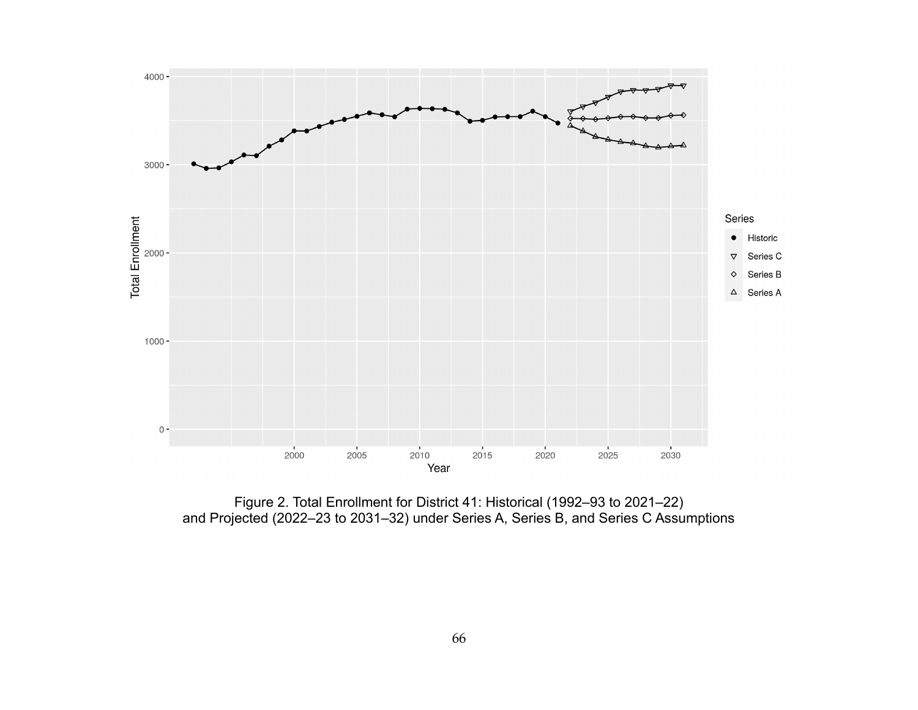Figure 2. Total Enrollment for District 41: Historical (1992–93 to 2021–22) and Projected (2022–23 to 2031–32) under Series A, Series B, and Series C Assumptions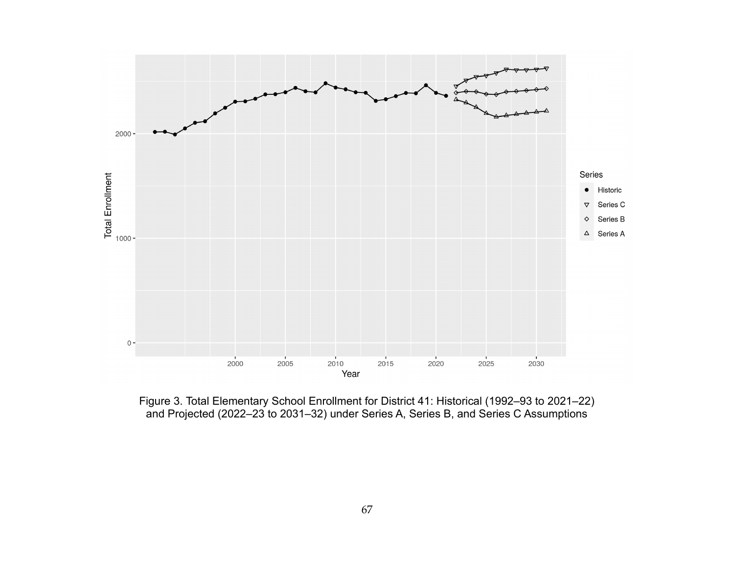Figure 3. Total Elementary School Enrollment for District 41: Historical (1992–93 to 2021–22) and Projected (2022–23 to 2031–32) under Series A, Series B, and Series C Assumptions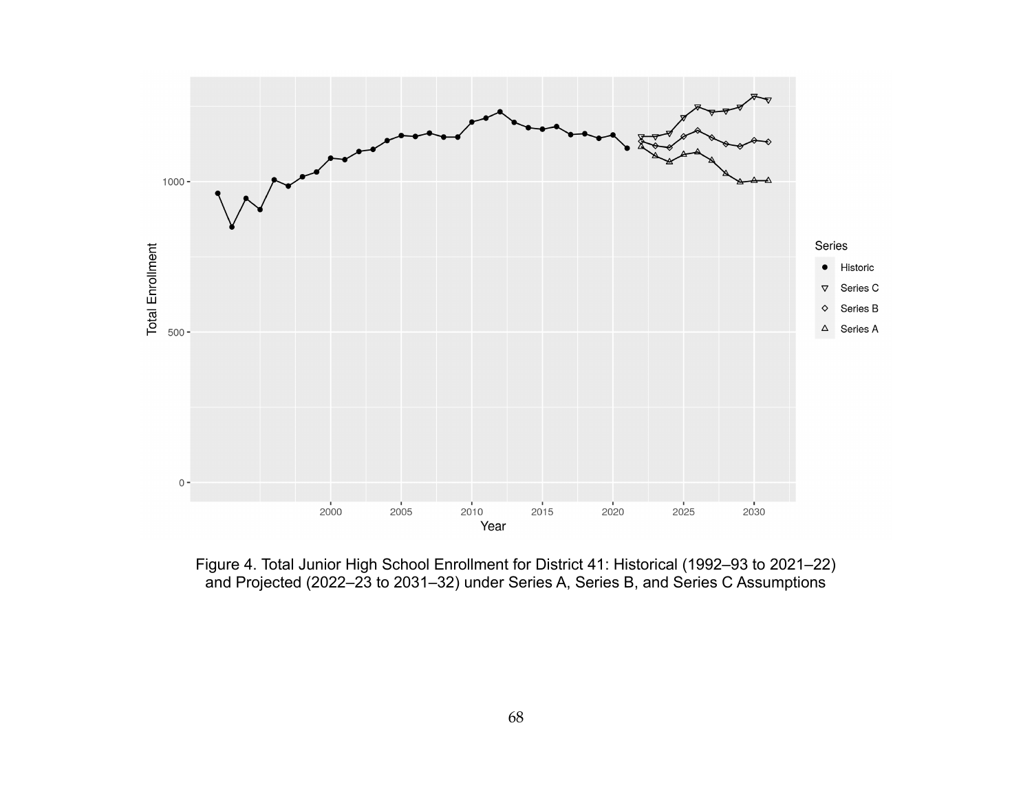Figure 4. Total Junior High School Enrollment for District 41: Historical (1992–93 to 2021–22) and Projected (2022–23 to 2031–32) under Series A, Series B, and Series C Assumptions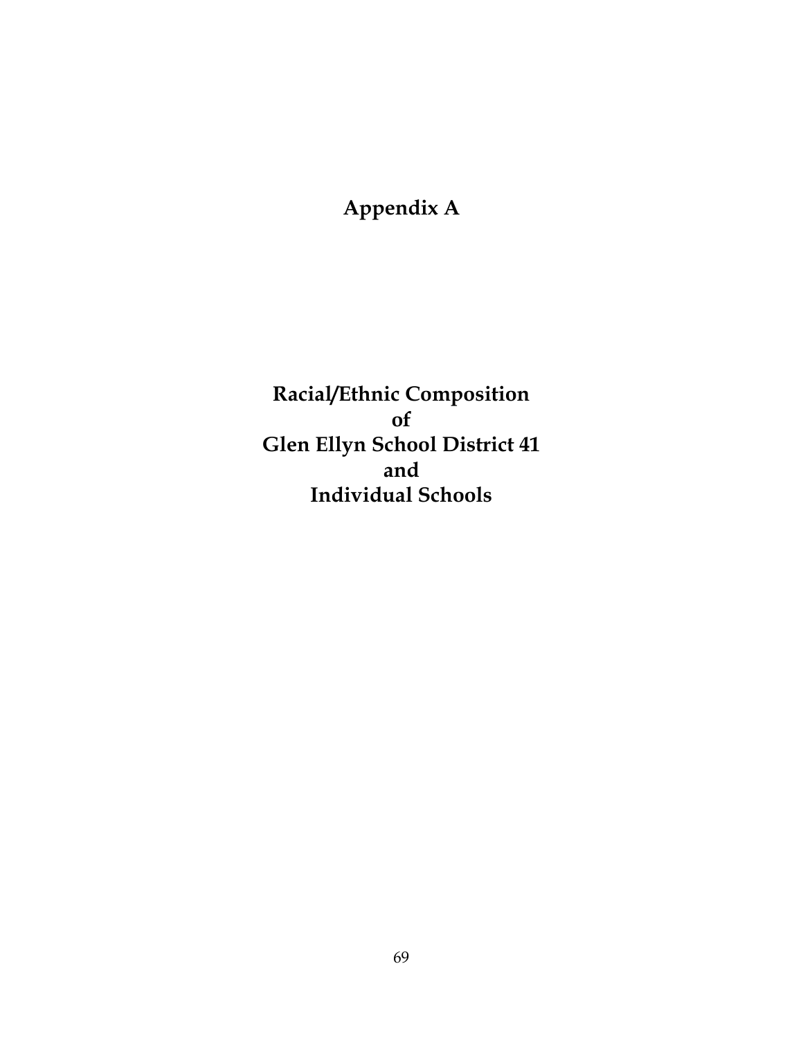# Appendix A

## Racial/Ethnic Composition
## of
## Glen Ellyn School District 41
## and
## Individual Schools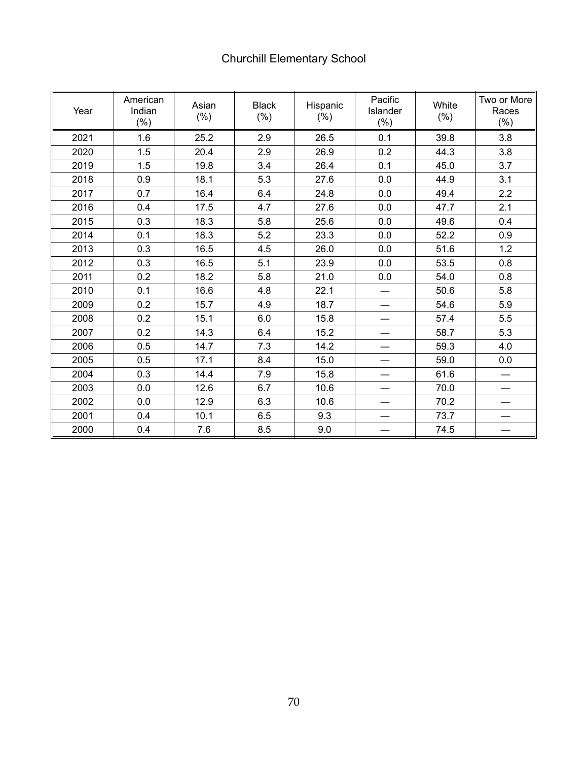Churchill Elementary School

| Year | American Indian (%) | Asian (%) | Black (%) | Hispanic (%) | Pacific Islander (%) | White (%) | Two or More Races (%) |
|---|---|---|---|---|---|---|---|
| 2021 | 1.6 | 25.2 | 2.9 | 26.5 | 0.1 | 39.8 | 3.8 |
| 2020 | 1.5 | 20.4 | 2.9 | 26.9 | 0.2 | 44.3 | 3.8 |
| 2019 | 1.5 | 19.8 | 3.4 | 26.4 | 0.1 | 45.0 | 3.7 |
| 2018 | 0.9 | 18.1 | 5.3 | 27.6 | 0.0 | 44.9 | 3.1 |
| 2017 | 0.7 | 16.4 | 6.4 | 24.8 | 0.0 | 49.4 | 2.2 |
| 2016 | 0.4 | 17.5 | 4.7 | 27.6 | 0.0 | 47.7 | 2.1 |
| 2015 | 0.3 | 18.3 | 5.8 | 25.6 | 0.0 | 49.6 | 0.4 |
| 2014 | 0.1 | 18.3 | 5.2 | 23.3 | 0.0 | 52.2 | 0.9 |
| 2013 | 0.3 | 16.5 | 4.5 | 26.0 | 0.0 | 51.6 | 1.2 |
| 2012 | 0.3 | 16.5 | 5.1 | 23.9 | 0.0 | 53.5 | 0.8 |
| 2011 | 0.2 | 18.2 | 5.8 | 21.0 | 0.0 | 54.0 | 0.8 |
| 2010 | 0.1 | 16.6 | 4.8 | 22.1 | — | 50.6 | 5.8 |
| 2009 | 0.2 | 15.7 | 4.9 | 18.7 | — | 54.6 | 5.9 |
| 2008 | 0.2 | 15.1 | 6.0 | 15.8 | — | 57.4 | 5.5 |
| 2007 | 0.2 | 14.3 | 6.4 | 15.2 | — | 58.7 | 5.3 |
| 2006 | 0.5 | 14.7 | 7.3 | 14.2 | — | 59.3 | 4.0 |
| 2005 | 0.5 | 17.1 | 8.4 | 15.0 | — | 59.0 | 0.0 |
| 2004 | 0.3 | 14.4 | 7.9 | 15.8 | — | 61.6 | — |
| 2003 | 0.0 | 12.6 | 6.7 | 10.6 | — | 70.0 | — |
| 2002 | 0.0 | 12.9 | 6.3 | 10.6 | — | 70.2 | — |
| 2001 | 0.4 | 10.1 | 6.5 | 9.3 | — | 73.7 | — |
| 2000 | 0.4 | 7.6 | 8.5 | 9.0 | — | 74.5 | — |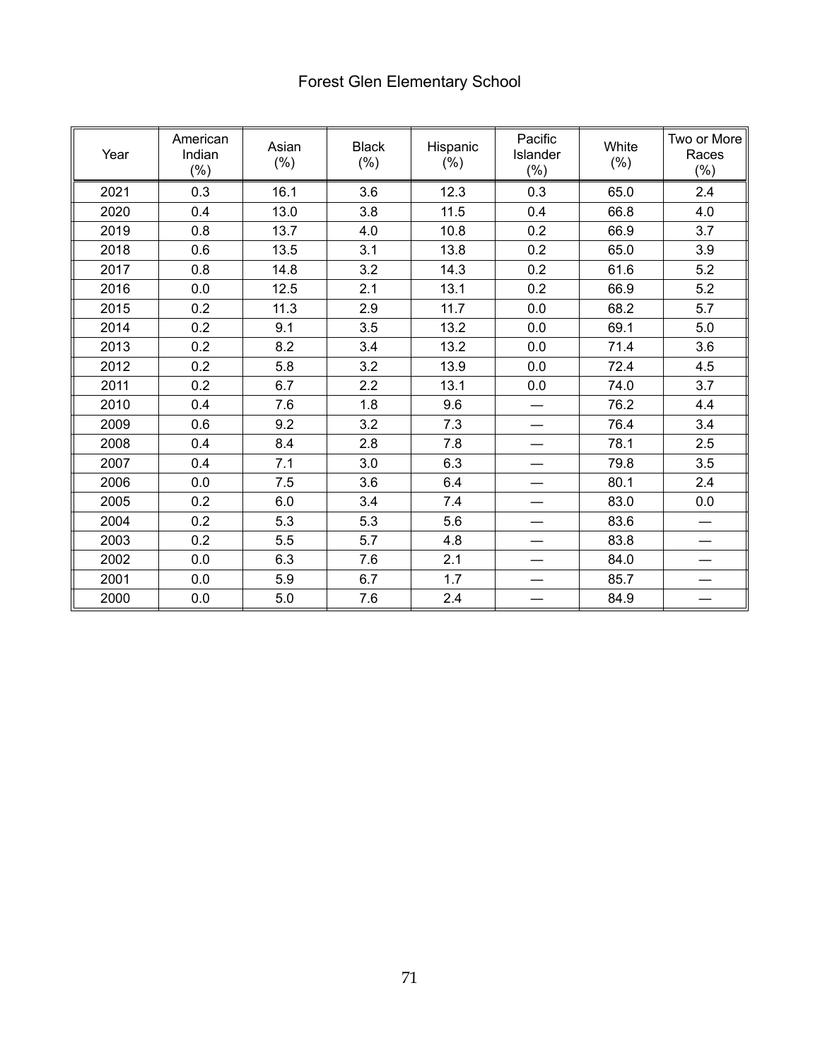# Forest Glen Elementary School

| Year | American Indian (%) | Asian (%) | Black (%) | Hispanic (%) | Pacific Islander (%) | White (%) | Two or More Races (%) |
|---|---|---|---|---|---|---|---|
| 2021 | 0.3 | 16.1 | 3.6 | 12.3 | 0.3 | 65.0 | 2.4 |
| 2020 | 0.4 | 13.0 | 3.8 | 11.5 | 0.4 | 66.8 | 4.0 |
| 2019 | 0.8 | 13.7 | 4.0 | 10.8 | 0.2 | 66.9 | 3.7 |
| 2018 | 0.6 | 13.5 | 3.1 | 13.8 | 0.2 | 65.0 | 3.9 |
| 2017 | 0.8 | 14.8 | 3.2 | 14.3 | 0.2 | 61.6 | 5.2 |
| 2016 | 0.0 | 12.5 | 2.1 | 13.1 | 0.2 | 66.9 | 5.2 |
| 2015 | 0.2 | 11.3 | 2.9 | 11.7 | 0.0 | 68.2 | 5.7 |
| 2014 | 0.2 | 9.1 | 3.5 | 13.2 | 0.0 | 69.1 | 5.0 |
| 2013 | 0.2 | 8.2 | 3.4 | 13.2 | 0.0 | 71.4 | 3.6 |
| 2012 | 0.2 | 5.8 | 3.2 | 13.9 | 0.0 | 72.4 | 4.5 |
| 2011 | 0.2 | 6.7 | 2.2 | 13.1 | 0.0 | 74.0 | 3.7 |
| 2010 | 0.4 | 7.6 | 1.8 | 9.6 | — | 76.2 | 4.4 |
| 2009 | 0.6 | 9.2 | 3.2 | 7.3 | — | 76.4 | 3.4 |
| 2008 | 0.4 | 8.4 | 2.8 | 7.8 | — | 78.1 | 2.5 |
| 2007 | 0.4 | 7.1 | 3.0 | 6.3 | — | 79.8 | 3.5 |
| 2006 | 0.0 | 7.5 | 3.6 | 6.4 | — | 80.1 | 2.4 |
| 2005 | 0.2 | 6.0 | 3.4 | 7.4 | — | 83.0 | 0.0 |
| 2004 | 0.2 | 5.3 | 5.3 | 5.6 | — | 83.6 | — |
| 2003 | 0.2 | 5.5 | 5.7 | 4.8 | — | 83.8 | — |
| 2002 | 0.0 | 6.3 | 7.6 | 2.1 | — | 84.0 | — |
| 2001 | 0.0 | 5.9 | 6.7 | 1.7 | — | 85.7 | — |
| 2000 | 0.0 | 5.0 | 7.6 | 2.4 | — | 84.9 | — |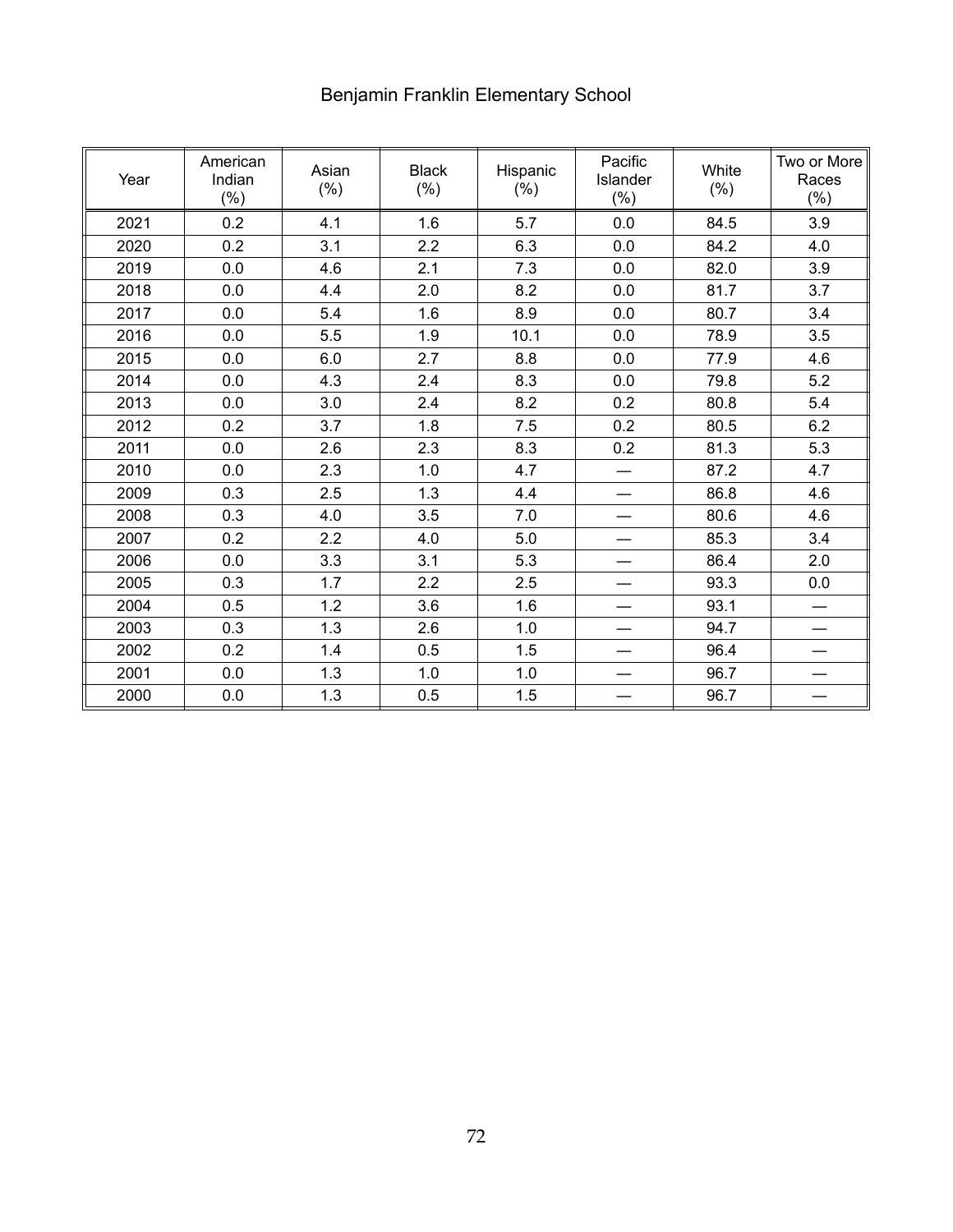# Benjamin Franklin Elementary School

| Year | American Indian (%) | Asian (%) | Black (%) | Hispanic (%) | Pacific Islander (%) | White (%) | Two or More Races (%) |
|---|---|---|---|---|---|---|---|
| 2021 | 0.2 | 4.1 | 1.6 | 5.7 | 0.0 | 84.5 | 3.9 |
| 2020 | 0.2 | 3.1 | 2.2 | 6.3 | 0.0 | 84.2 | 4.0 |
| 2019 | 0.0 | 4.6 | 2.1 | 7.3 | 0.0 | 82.0 | 3.9 |
| 2018 | 0.0 | 4.4 | 2.0 | 8.2 | 0.0 | 81.7 | 3.7 |
| 2017 | 0.0 | 5.4 | 1.6 | 8.9 | 0.0 | 80.7 | 3.4 |
| 2016 | 0.0 | 5.5 | 1.9 | 10.1 | 0.0 | 78.9 | 3.5 |
| 2015 | 0.0 | 6.0 | 2.7 | 8.8 | 0.0 | 77.9 | 4.6 |
| 2014 | 0.0 | 4.3 | 2.4 | 8.3 | 0.0 | 79.8 | 5.2 |
| 2013 | 0.0 | 3.0 | 2.4 | 8.2 | 0.2 | 80.8 | 5.4 |
| 2012 | 0.2 | 3.7 | 1.8 | 7.5 | 0.2 | 80.5 | 6.2 |
| 2011 | 0.0 | 2.6 | 2.3 | 8.3 | 0.2 | 81.3 | 5.3 |
| 2010 | 0.0 | 2.3 | 1.0 | 4.7 | — | 87.2 | 4.7 |
| 2009 | 0.3 | 2.5 | 1.3 | 4.4 | — | 86.8 | 4.6 |
| 2008 | 0.3 | 4.0 | 3.5 | 7.0 | — | 80.6 | 4.6 |
| 2007 | 0.2 | 2.2 | 4.0 | 5.0 | — | 85.3 | 3.4 |
| 2006 | 0.0 | 3.3 | 3.1 | 5.3 | — | 86.4 | 2.0 |
| 2005 | 0.3 | 1.7 | 2.2 | 2.5 | — | 93.3 | 0.0 |
| 2004 | 0.5 | 1.2 | 3.6 | 1.6 | — | 93.1 | — |
| 2003 | 0.3 | 1.3 | 2.6 | 1.0 | — | 94.7 | — |
| 2002 | 0.2 | 1.4 | 0.5 | 1.5 | — | 96.4 | — |
| 2001 | 0.0 | 1.3 | 1.0 | 1.0 | — | 96.7 | — |
| 2000 | 0.0 | 1.3 | 0.5 | 1.5 | — | 96.7 | — |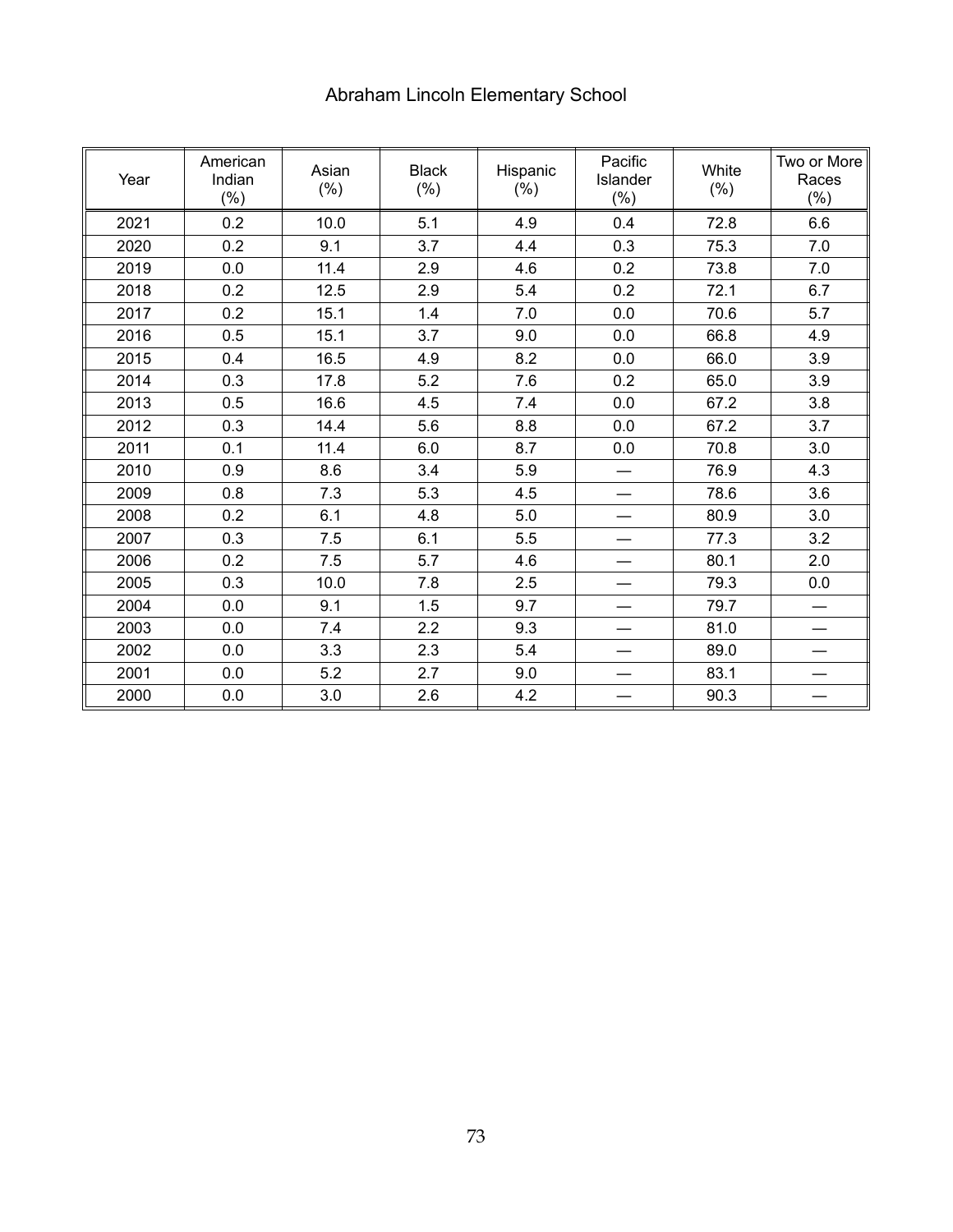# Abraham Lincoln Elementary School

| Year | American Indian (%) | Asian (%) | Black (%) | Hispanic (%) | Pacific Islander (%) | White (%) | Two or More Races (%) |
|---|---|---|---|---|---|---|---|
| 2021 | 0.2 | 10.0 | 5.1 | 4.9 | 0.4 | 72.8 | 6.6 |
| 2020 | 0.2 | 9.1 | 3.7 | 4.4 | 0.3 | 75.3 | 7.0 |
| 2019 | 0.0 | 11.4 | 2.9 | 4.6 | 0.2 | 73.8 | 7.0 |
| 2018 | 0.2 | 12.5 | 2.9 | 5.4 | 0.2 | 72.1 | 6.7 |
| 2017 | 0.2 | 15.1 | 1.4 | 7.0 | 0.0 | 70.6 | 5.7 |
| 2016 | 0.5 | 15.1 | 3.7 | 9.0 | 0.0 | 66.8 | 4.9 |
| 2015 | 0.4 | 16.5 | 4.9 | 8.2 | 0.0 | 66.0 | 3.9 |
| 2014 | 0.3 | 17.8 | 5.2 | 7.6 | 0.2 | 65.0 | 3.9 |
| 2013 | 0.5 | 16.6 | 4.5 | 7.4 | 0.0 | 67.2 | 3.8 |
| 2012 | 0.3 | 14.4 | 5.6 | 8.8 | 0.0 | 67.2 | 3.7 |
| 2011 | 0.1 | 11.4 | 6.0 | 8.7 | 0.0 | 70.8 | 3.0 |
| 2010 | 0.9 | 8.6 | 3.4 | 5.9 | — | 76.9 | 4.3 |
| 2009 | 0.8 | 7.3 | 5.3 | 4.5 | — | 78.6 | 3.6 |
| 2008 | 0.2 | 6.1 | 4.8 | 5.0 | — | 80.9 | 3.0 |
| 2007 | 0.3 | 7.5 | 6.1 | 5.5 | — | 77.3 | 3.2 |
| 2006 | 0.2 | 7.5 | 5.7 | 4.6 | — | 80.1 | 2.0 |
| 2005 | 0.3 | 10.0 | 7.8 | 2.5 | — | 79.3 | 0.0 |
| 2004 | 0.0 | 9.1 | 1.5 | 9.7 | — | 79.7 | — |
| 2003 | 0.0 | 7.4 | 2.2 | 9.3 | — | 81.0 | — |
| 2002 | 0.0 | 3.3 | 2.3 | 5.4 | — | 89.0 | — |
| 2001 | 0.0 | 5.2 | 2.7 | 9.0 | — | 83.1 | — |
| 2000 | 0.0 | 3.0 | 2.6 | 4.2 | — | 90.3 | — |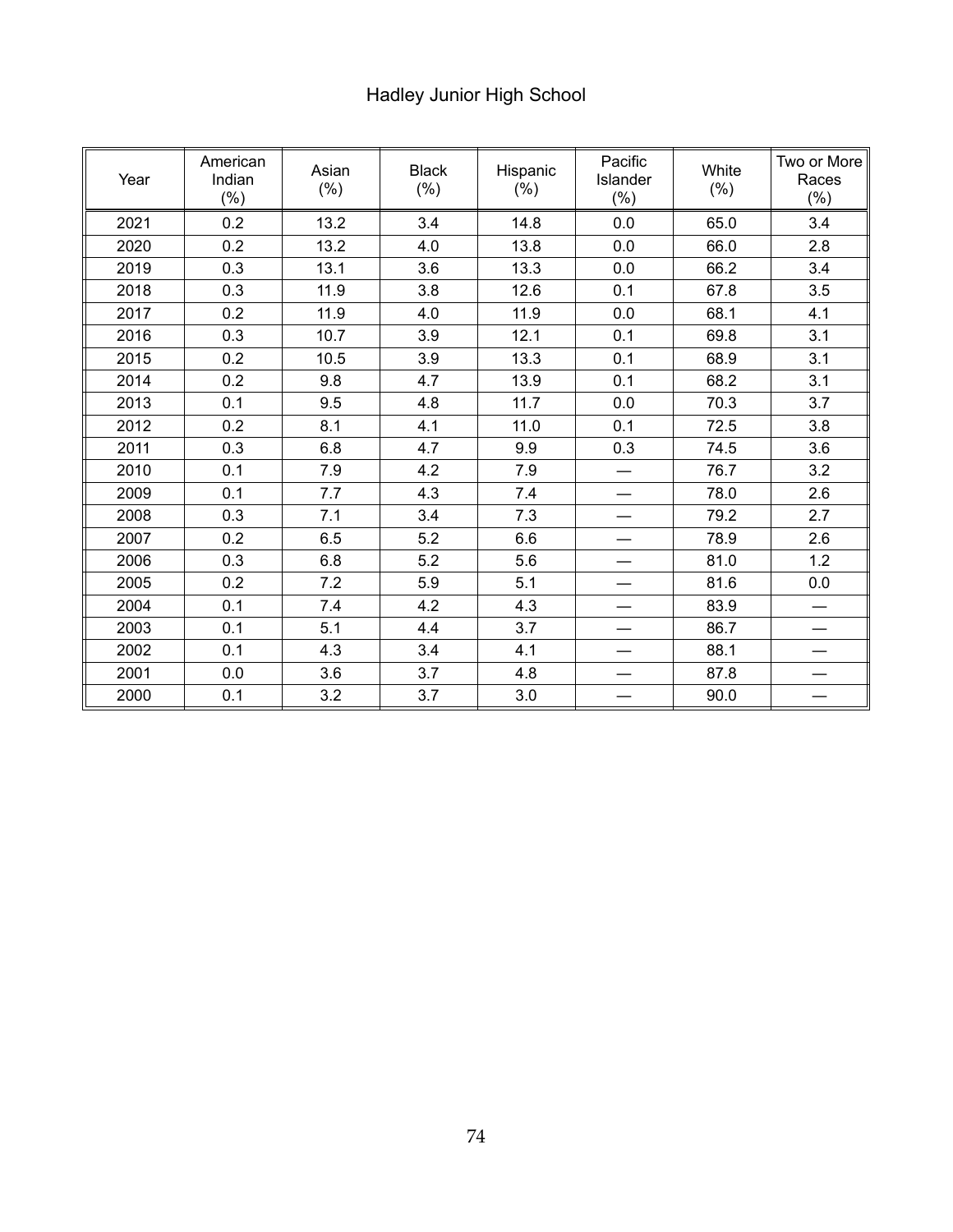## Hadley Junior High School

| Year | American Indian (%) | Asian (%) | Black (%) | Hispanic (%) | Pacific Islander (%) | White (%) | Two or More Races (%) |
|---|---|---|---|---|---|---|---|
| 2021 | 0.2 | 13.2 | 3.4 | 14.8 | 0.0 | 65.0 | 3.4 |
| 2020 | 0.2 | 13.2 | 4.0 | 13.8 | 0.0 | 66.0 | 2.8 |
| 2019 | 0.3 | 13.1 | 3.6 | 13.3 | 0.0 | 66.2 | 3.4 |
| 2018 | 0.3 | 11.9 | 3.8 | 12.6 | 0.1 | 67.8 | 3.5 |
| 2017 | 0.2 | 11.9 | 4.0 | 11.9 | 0.0 | 68.1 | 4.1 |
| 2016 | 0.3 | 10.7 | 3.9 | 12.1 | 0.1 | 69.8 | 3.1 |
| 2015 | 0.2 | 10.5 | 3.9 | 13.3 | 0.1 | 68.9 | 3.1 |
| 2014 | 0.2 | 9.8 | 4.7 | 13.9 | 0.1 | 68.2 | 3.1 |
| 2013 | 0.1 | 9.5 | 4.8 | 11.7 | 0.0 | 70.3 | 3.7 |
| 2012 | 0.2 | 8.1 | 4.1 | 11.0 | 0.1 | 72.5 | 3.8 |
| 2011 | 0.3 | 6.8 | 4.7 | 9.9 | 0.3 | 74.5 | 3.6 |
| 2010 | 0.1 | 7.9 | 4.2 | 7.9 | — | 76.7 | 3.2 |
| 2009 | 0.1 | 7.7 | 4.3 | 7.4 | — | 78.0 | 2.6 |
| 2008 | 0.3 | 7.1 | 3.4 | 7.3 | — | 79.2 | 2.7 |
| 2007 | 0.2 | 6.5 | 5.2 | 6.6 | — | 78.9 | 2.6 |
| 2006 | 0.3 | 6.8 | 5.2 | 5.6 | — | 81.0 | 1.2 |
| 2005 | 0.2 | 7.2 | 5.9 | 5.1 | — | 81.6 | 0.0 |
| 2004 | 0.1 | 7.4 | 4.2 | 4.3 | — | 83.9 | — |
| 2003 | 0.1 | 5.1 | 4.4 | 3.7 | — | 86.7 | — |
| 2002 | 0.1 | 4.3 | 3.4 | 4.1 | — | 88.1 | — |
| 2001 | 0.0 | 3.6 | 3.7 | 4.8 | — | 87.8 | — |
| 2000 | 0.1 | 3.2 | 3.7 | 3.0 | — | 90.0 | — |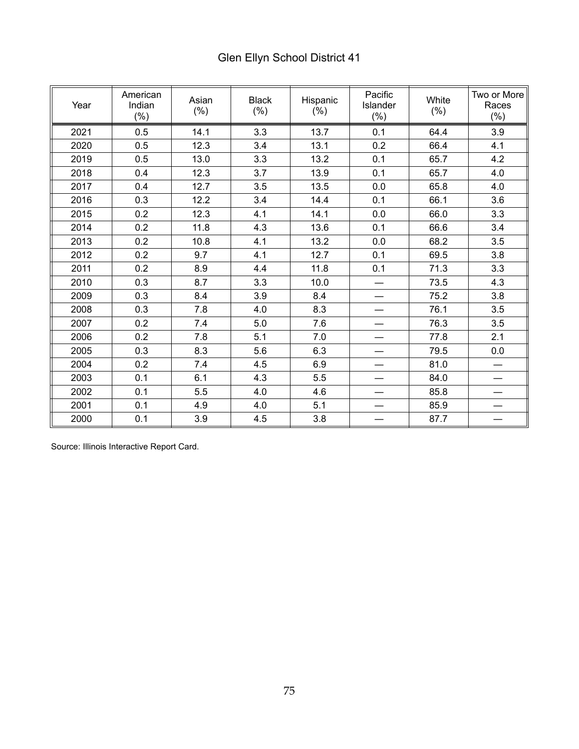# Glen Ellyn School District 41

| Year | American Indian (%) | Asian (%) | Black (%) | Hispanic (%) | Pacific Islander (%) | White (%) | Two or More Races (%) |
|---|---|---|---|---|---|---|---|
| 2021 | 0.5 | 14.1 | 3.3 | 13.7 | 0.1 | 64.4 | 3.9 |
| 2020 | 0.5 | 12.3 | 3.4 | 13.1 | 0.2 | 66.4 | 4.1 |
| 2019 | 0.5 | 13.0 | 3.3 | 13.2 | 0.1 | 65.7 | 4.2 |
| 2018 | 0.4 | 12.3 | 3.7 | 13.9 | 0.1 | 65.7 | 4.0 |
| 2017 | 0.4 | 12.7 | 3.5 | 13.5 | 0.0 | 65.8 | 4.0 |
| 2016 | 0.3 | 12.2 | 3.4 | 14.4 | 0.1 | 66.1 | 3.6 |
| 2015 | 0.2 | 12.3 | 4.1 | 14.1 | 0.0 | 66.0 | 3.3 |
| 2014 | 0.2 | 11.8 | 4.3 | 13.6 | 0.1 | 66.6 | 3.4 |
| 2013 | 0.2 | 10.8 | 4.1 | 13.2 | 0.0 | 68.2 | 3.5 |
| 2012 | 0.2 | 9.7 | 4.1 | 12.7 | 0.1 | 69.5 | 3.8 |
| 2011 | 0.2 | 8.9 | 4.4 | 11.8 | 0.1 | 71.3 | 3.3 |
| 2010 | 0.3 | 8.7 | 3.3 | 10.0 | — | 73.5 | 4.3 |
| 2009 | 0.3 | 8.4 | 3.9 | 8.4 | — | 75.2 | 3.8 |
| 2008 | 0.3 | 7.8 | 4.0 | 8.3 | — | 76.1 | 3.5 |
| 2007 | 0.2 | 7.4 | 5.0 | 7.6 | — | 76.3 | 3.5 |
| 2006 | 0.2 | 7.8 | 5.1 | 7.0 | — | 77.8 | 2.1 |
| 2005 | 0.3 | 8.3 | 5.6 | 6.3 | — | 79.5 | 0.0 |
| 2004 | 0.2 | 7.4 | 4.5 | 6.9 | — | 81.0 | — |
| 2003 | 0.1 | 6.1 | 4.3 | 5.5 | — | 84.0 | — |
| 2002 | 0.1 | 5.5 | 4.0 | 4.6 | — | 85.8 | — |
| 2001 | 0.1 | 4.9 | 4.0 | 5.1 | — | 85.9 | — |
| 2000 | 0.1 | 3.9 | 4.5 | 3.8 | — | 87.7 | — |

Source: Illinois Interactive Report Card.